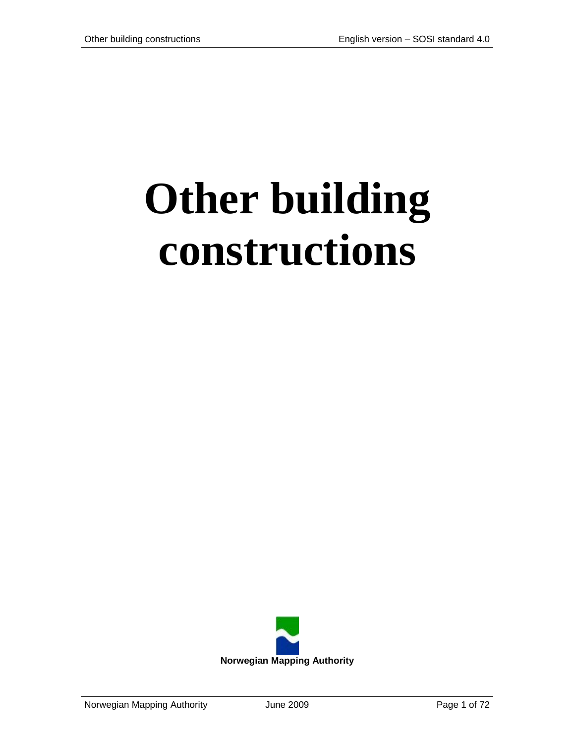# Other building constructions

**Norwegian Mapping Authority**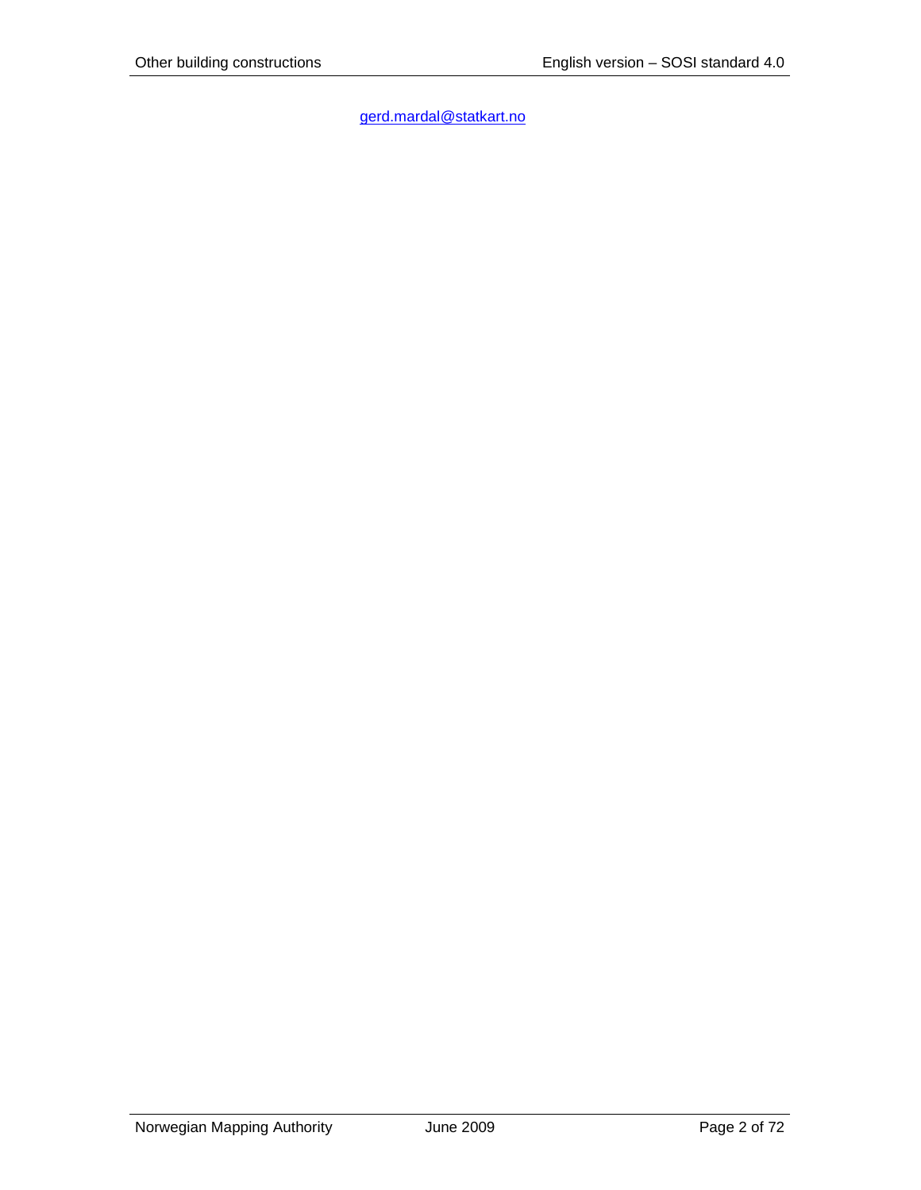gerd.mardal@statkart.no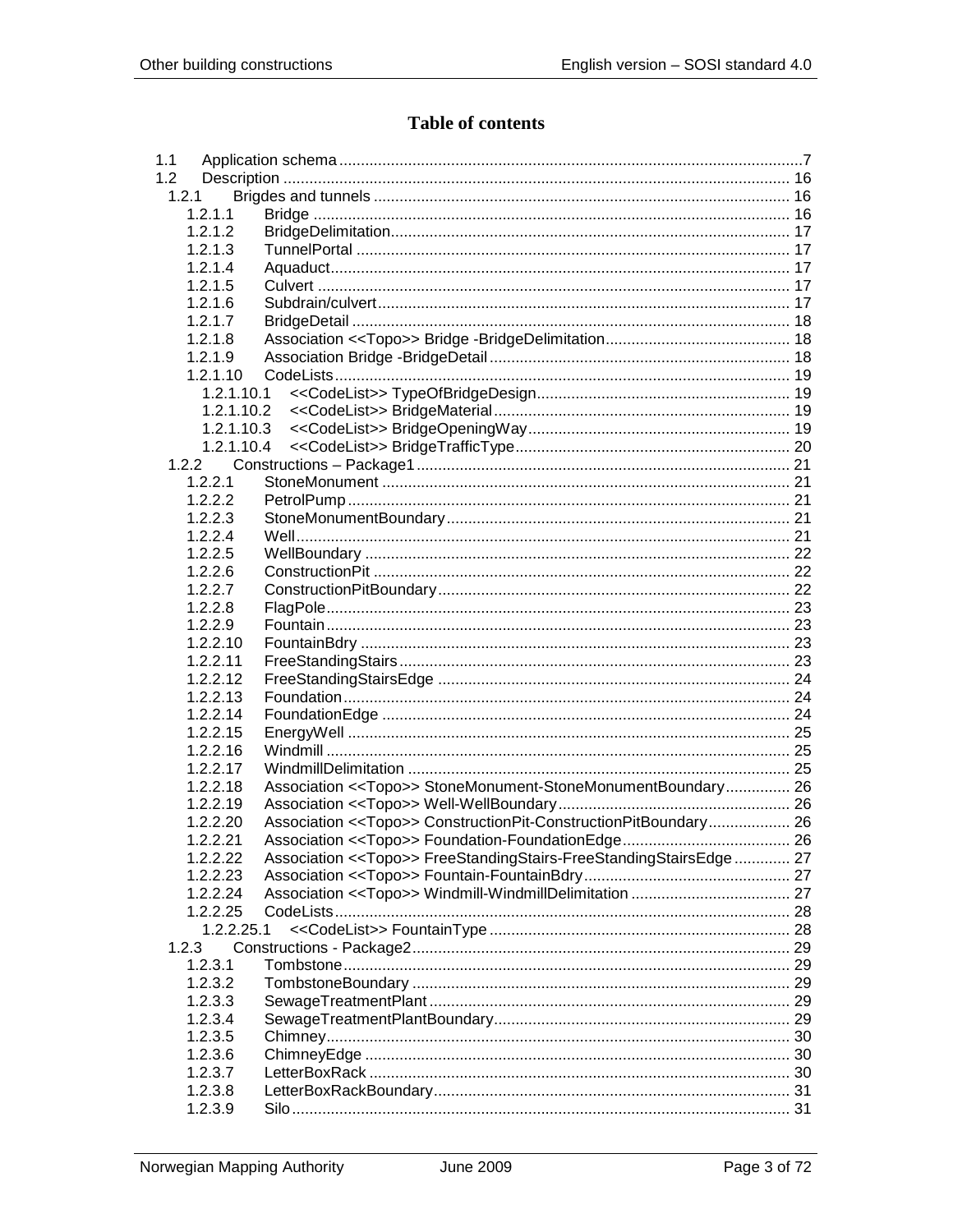# Table of contents

- 1.1 Application schema ... 7
- 1.2 Description ... 16
  - 1.2.1 Brigdes and tunnels ... 16
    - 1.2.1.1 Bridge ... 16
    - 1.2.1.2 BridgeDelimitation ... 17
    - 1.2.1.3 TunnelPortal ... 17
    - 1.2.1.4 Aquaduct ... 17
    - 1.2.1.5 Culvert ... 17
    - 1.2.1.6 Subdrain/culvert ... 17
    - 1.2.1.7 BridgeDetail ... 18
    - 1.2.1.8 Association <<Topo>> Bridge -BridgeDelimitation ... 18
    - 1.2.1.9 Association Bridge -BridgeDetail ... 18
    - 1.2.1.10 CodeLists ... 19
      - 1.2.1.10.1 <<CodeList>> TypeOfBridgeDesign ... 19
      - 1.2.1.10.2 <<CodeList>> BridgeMaterial ... 19
      - 1.2.1.10.3 <<CodeList>> BridgeOpeningWay ... 19
      - 1.2.1.10.4 <<CodeList>> BridgeTrafficType ... 20
  - 1.2.2 Constructions – Package1 ... 21
    - 1.2.2.1 StoneMonument ... 21
    - 1.2.2.2 PetrolPump ... 21
    - 1.2.2.3 StoneMonumentBoundary ... 21
    - 1.2.2.4 Well ... 21
    - 1.2.2.5 WellBoundary ... 22
    - 1.2.2.6 ConstructionPit ... 22
    - 1.2.2.7 ConstructionPitBoundary ... 22
    - 1.2.2.8 FlagPole ... 23
    - 1.2.2.9 Fountain ... 23
    - 1.2.2.10 FountainBdry ... 23
    - 1.2.2.11 FreeStandingStairs ... 23
    - 1.2.2.12 FreeStandingStairsEdge ... 24
    - 1.2.2.13 Foundation ... 24
    - 1.2.2.14 FoundationEdge ... 24
    - 1.2.2.15 EnergyWell ... 25
    - 1.2.2.16 Windmill ... 25
    - 1.2.2.17 WindmillDelimitation ... 25
    - 1.2.2.18 Association <<Topo>> StoneMonument-StoneMonumentBoundary ... 26
    - 1.2.2.19 Association <<Topo>> Well-WellBoundary ... 26
    - 1.2.2.20 Association <<Topo>> ConstructionPit-ConstructionPitBoundary ... 26
    - 1.2.2.21 Association <<Topo>> Foundation-FoundationEdge ... 26
    - 1.2.2.22 Association <<Topo>> FreeStandingStairs-FreeStandingStairsEdge ... 27
    - 1.2.2.23 Association <<Topo>> Fountain-FountainBdry ... 27
    - 1.2.2.24 Association <<Topo>> Windmill-WindmillDelimitation ... 27
    - 1.2.2.25 CodeLists ... 28
      - 1.2.2.25.1 <<CodeList>> FountainType ... 28
  - 1.2.3 Constructions - Package2 ... 29
    - 1.2.3.1 Tombstone ... 29
    - 1.2.3.2 TombstoneBoundary ... 29
    - 1.2.3.3 SewageTreatmentPlant ... 29
    - 1.2.3.4 SewageTreatmentPlantBoundary ... 29
    - 1.2.3.5 Chimney ... 30
    - 1.2.3.6 ChimneyEdge ... 30
    - 1.2.3.7 LetterBoxRack ... 30
    - 1.2.3.8 LetterBoxRackBoundary ... 31
    - 1.2.3.9 Silo ... 31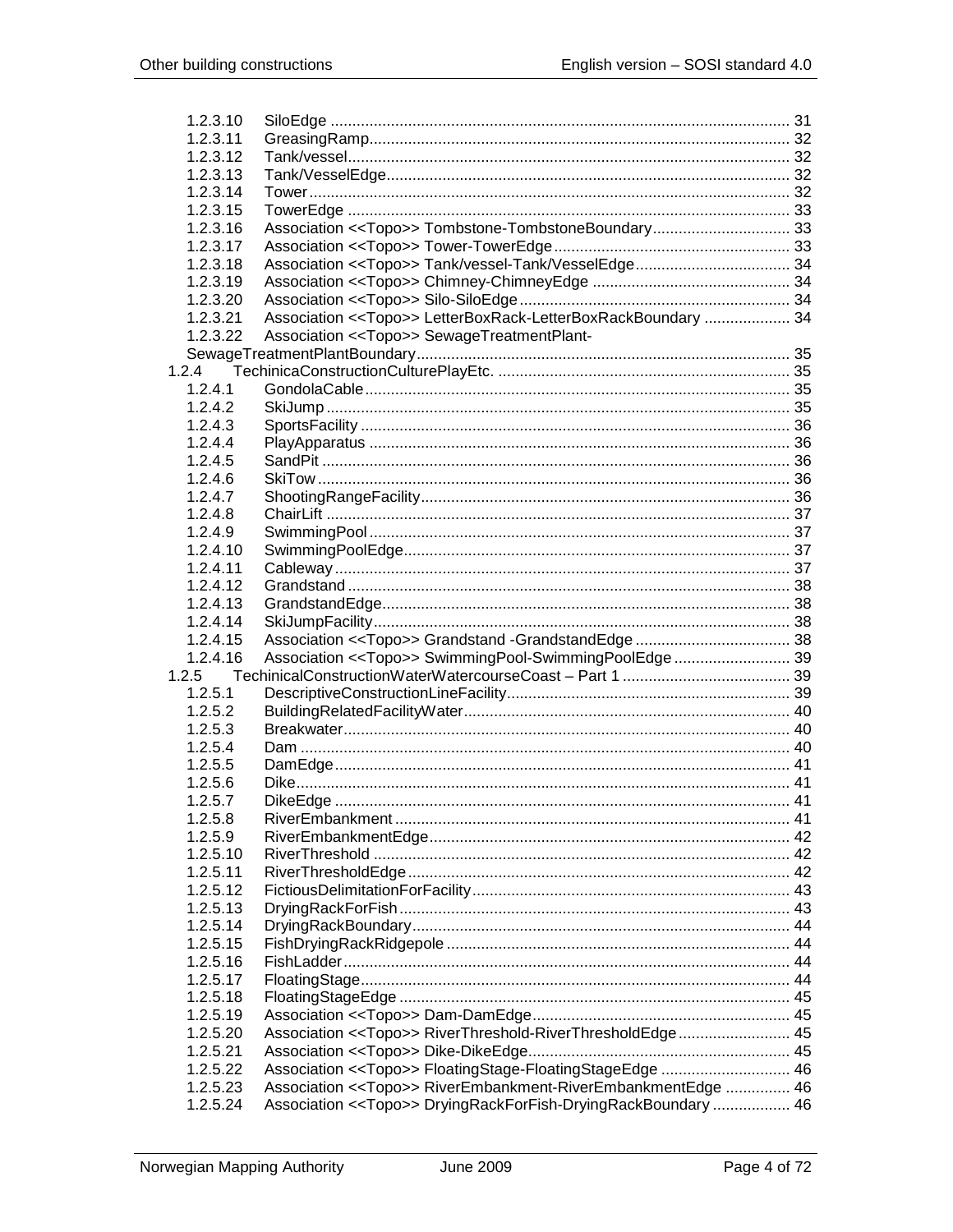1.2.3.10 SiloEdge ... 31
1.2.3.11 GreasingRamp ... 32
1.2.3.12 Tank/vessel ... 32
1.2.3.13 Tank/VesselEdge ... 32
1.2.3.14 Tower ... 32
1.2.3.15 TowerEdge ... 33
1.2.3.16 Association <<Topo>> Tombstone-TombstoneBoundary ... 33
1.2.3.17 Association <<Topo>> Tower-TowerEdge ... 33
1.2.3.18 Association <<Topo>> Tank/vessel-Tank/VesselEdge ... 34
1.2.3.19 Association <<Topo>> Chimney-ChimneyEdge ... 34
1.2.3.20 Association <<Topo>> Silo-SiloEdge ... 34
1.2.3.21 Association <<Topo>> LetterBoxRack-LetterBoxRackBoundary ... 34
1.2.3.22 Association <<Topo>> SewageTreatmentPlant-SewageTreatmentPlantBoundary ... 35

1.2.4 TechinicaConstructionCulturePlayEtc. ... 35

1.2.4.1 GondolaCable ... 35
1.2.4.2 SkiJump ... 35
1.2.4.3 SportsFacility ... 36
1.2.4.4 PlayApparatus ... 36
1.2.4.5 SandPit ... 36
1.2.4.6 SkiTow ... 36
1.2.4.7 ShootingRangeFacility ... 36
1.2.4.8 ChairLift ... 37
1.2.4.9 SwimmingPool ... 37
1.2.4.10 SwimmingPoolEdge ... 37
1.2.4.11 Cableway ... 37
1.2.4.12 Grandstand ... 38
1.2.4.13 GrandstandEdge ... 38
1.2.4.14 SkiJumpFacility ... 38
1.2.4.15 Association <<Topo>> Grandstand -GrandstandEdge ... 38
1.2.4.16 Association <<Topo>> SwimmingPool-SwimmingPoolEdge ... 39

1.2.5 TechinicalConstructionWaterWatercourseCoast – Part 1 ... 39

1.2.5.1 DescriptiveConstructionLineFacility ... 39
1.2.5.2 BuildingRelatedFacilityWater ... 40
1.2.5.3 Breakwater ... 40
1.2.5.4 Dam ... 40
1.2.5.5 DamEdge ... 41
1.2.5.6 Dike ... 41
1.2.5.7 DikeEdge ... 41
1.2.5.8 RiverEmbankment ... 41
1.2.5.9 RiverEmbankmentEdge ... 42
1.2.5.10 RiverThreshold ... 42
1.2.5.11 RiverThresholdEdge ... 42
1.2.5.12 FictiousDelimitationForFacility ... 43
1.2.5.13 DryingRackForFish ... 43
1.2.5.14 DryingRackBoundary ... 44
1.2.5.15 FishDryingRackRidgepole ... 44
1.2.5.16 FishLadder ... 44
1.2.5.17 FloatingStage ... 44
1.2.5.18 FloatingStageEdge ... 45
1.2.5.19 Association <<Topo>> Dam-DamEdge ... 45
1.2.5.20 Association <<Topo>> RiverThreshold-RiverThresholdEdge ... 45
1.2.5.21 Association <<Topo>> Dike-DikeEdge ... 45
1.2.5.22 Association <<Topo>> FloatingStage-FloatingStageEdge ... 46
1.2.5.23 Association <<Topo>> RiverEmbankment-RiverEmbankmentEdge ... 46
1.2.5.24 Association <<Topo>> DryingRackForFish-DryingRackBoundary ... 46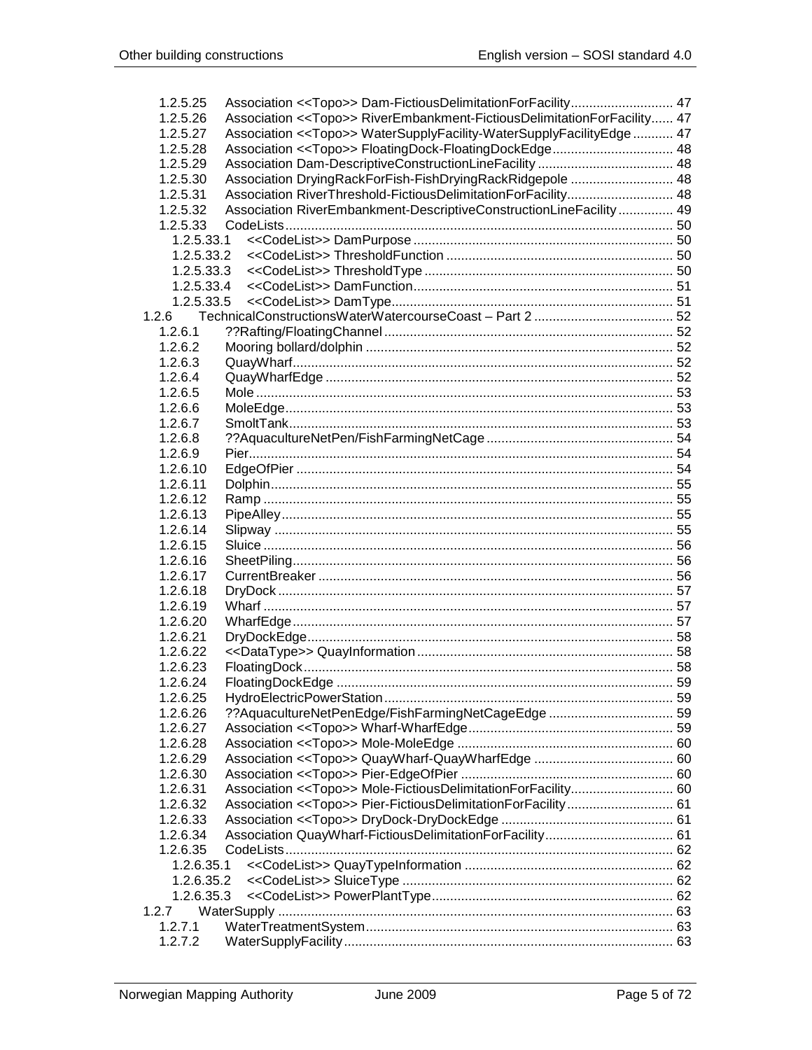1.2.5.25 Association <<Topo>> Dam-FictiousDelimitationForFacility ........................... 47
1.2.5.26 Association <<Topo>> RiverEmbankment-FictiousDelimitationForFacility...... 47
1.2.5.27 Association <<Topo>> WaterSupplyFacility-WaterSupplyFacilityEdge ........... 47
1.2.5.28 Association <<Topo>> FloatingDock-FloatingDockEdge................................ 48
1.2.5.29 Association Dam-DescriptiveConstructionLineFacility ..................................... 48
1.2.5.30 Association DryingRackForFish-FishDryingRackRidgepole ............................ 48
1.2.5.31 Association RiverThreshold-FictiousDelimitationForFacility............................ 48
1.2.5.32 Association RiverEmbankment-DescriptiveConstructionLineFacility ............... 49
1.2.5.33 CodeLists ......................................................................................................... 50
1.2.5.33.1 <<CodeList>> DamPurpose ...................................................................... 50
1.2.5.33.2 <<CodeList>> ThresholdFunction ............................................................. 50
1.2.5.33.3 <<CodeList>> ThresholdType ................................................................... 50
1.2.5.33.4 <<CodeList>> DamFunction...................................................................... 51
1.2.5.33.5 <<CodeList>> DamType............................................................................ 51
1.2.6 TechnicalConstructionsWaterWatercourseCoast – Part 2 ...................................... 52
1.2.6.1 ??Rafting/FloatingChannel .............................................................................. 52
1.2.6.2 Mooring bollard/dolphin ................................................................................... 52
1.2.6.3 QuayWharf...................................................................................................... 52
1.2.6.4 QuayWharfEdge .............................................................................................. 52
1.2.6.5 Mole ................................................................................................................ 53
1.2.6.6 MoleEdge......................................................................................................... 53
1.2.6.7 SmoltTank........................................................................................................ 53
1.2.6.8 ??AquacultureNetPen/FishFarmingNetCage .................................................. 54
1.2.6.9 Pier.................................................................................................................. 54
1.2.6.10 EdgeOfPier ..................................................................................................... 54
1.2.6.11 Dolphin............................................................................................................ 55
1.2.6.12 Ramp .............................................................................................................. 55
1.2.6.13 PipeAlley......................................................................................................... 55
1.2.6.14 Slipway ........................................................................................................... 55
1.2.6.15 Sluice .............................................................................................................. 56
1.2.6.16 SheetPiling...................................................................................................... 56
1.2.6.17 CurrentBreaker ............................................................................................... 56
1.2.6.18 DryDock .......................................................................................................... 57
1.2.6.19 Wharf .............................................................................................................. 57
1.2.6.20 WharfEdge ...................................................................................................... 57
1.2.6.21 DryDockEdge.................................................................................................. 58
1.2.6.22 <<DataType>> QuayInformation ..................................................................... 58
1.2.6.23 FloatingDock................................................................................................... 58
1.2.6.24 FloatingDockEdge ........................................................................................... 59
1.2.6.25 HydroElectricPowerStation ............................................................................. 59
1.2.6.26 ??AquacultureNetPenEdge/FishFarmingNetCageEdge ................................. 59
1.2.6.27 Association <<Topo>> Wharf-WharfEdge....................................................... 59
1.2.6.28 Association <<Topo>> Mole-MoleEdge .......................................................... 60
1.2.6.29 Association <<Topo>> QuayWharf-QuayWharfEdge ...................................... 60
1.2.6.30 Association <<Topo>> Pier-EdgeOfPier ......................................................... 60
1.2.6.31 Association <<Topo>> Mole-FictiousDelimitationForFacility............................ 60
1.2.6.32 Association <<Topo>> Pier-FictiousDelimitationForFacility............................. 61
1.2.6.33 Association <<Topo>> DryDock-DryDockEdge .............................................. 61
1.2.6.34 Association QuayWharf-FictiousDelimitationForFacility................................... 61
1.2.6.35 CodeLists ......................................................................................................... 62
1.2.6.35.1 <<CodeList>> QuayTypeInformation ........................................................ 62
1.2.6.35.2 <<CodeList>> SluiceType ......................................................................... 62
1.2.6.35.3 <<CodeList>> PowerPlantType................................................................. 62
1.2.7 WaterSupply .......................................................................................................... 63
1.2.7.1 WaterTreatmentSystem................................................................................... 63
1.2.7.2 WaterSupplyFacility......................................................................................... 63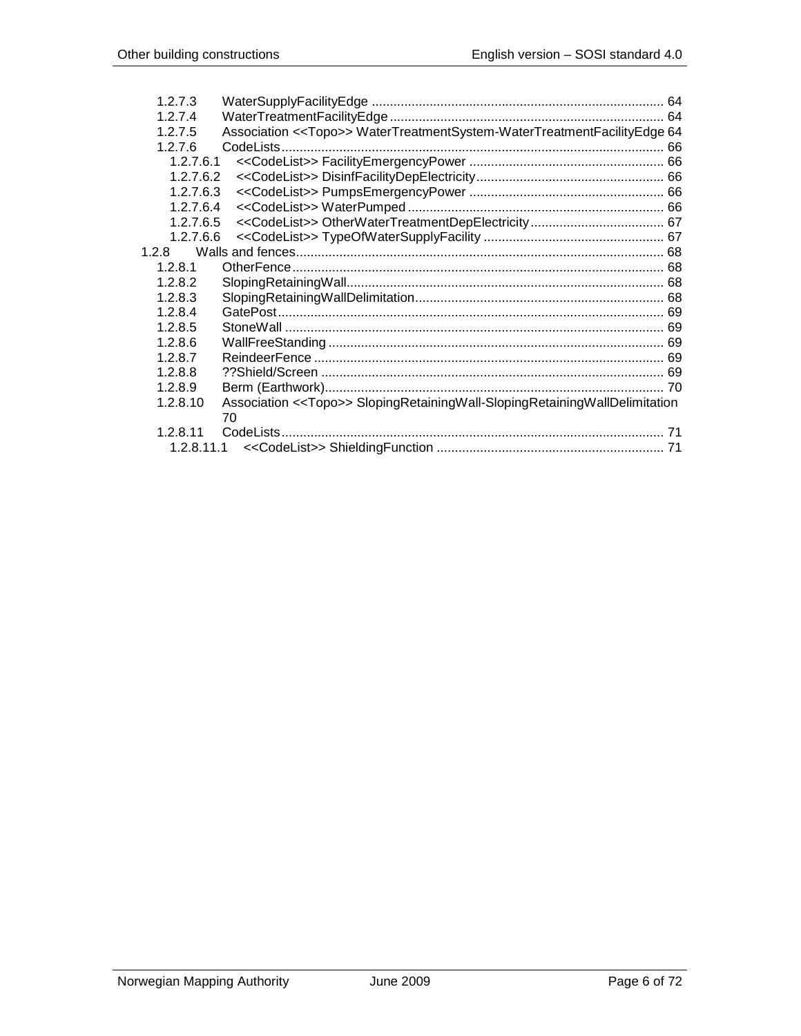1.2.7.3 WaterSupplyFacilityEdge ................................................................................ 64
1.2.7.4 WaterTreatmentFacilityEdge ........................................................................... 64
1.2.7.5 Association <<Topo>> WaterTreatmentSystem-WaterTreatmentFacilityEdge 64
1.2.7.6 CodeLists ......................................................................................................... 66
1.2.7.6.1 <<CodeList>> FacilityEmergencyPower ...................................................... 66
1.2.7.6.2 <<CodeList>> DisinfFacilityDepElectricity .................................................... 66
1.2.7.6.3 <<CodeList>> PumpsEmergencyPower ...................................................... 66
1.2.7.6.4 <<CodeList>> WaterPumped ....................................................................... 66
1.2.7.6.5 <<CodeList>> OtherWaterTreatmentDepElectricity ..................................... 67
1.2.7.6.6 <<CodeList>> TypeOfWaterSupplyFacility .................................................. 67
1.2.8 Walls and fences ....................................................................................................... 68
1.2.8.1 OtherFence ....................................................................................................... 68
1.2.8.2 SlopingRetainingWall ........................................................................................ 68
1.2.8.3 SlopingRetainingWallDelimitation ..................................................................... 68
1.2.8.4 GatePost ........................................................................................................... 69
1.2.8.5 StoneWall ......................................................................................................... 69
1.2.8.6 WallFreeStanding ............................................................................................. 69
1.2.8.7 ReindeerFence ................................................................................................. 69
1.2.8.8 ??Shield/Screen ............................................................................................... 69
1.2.8.9 Berm (Earthwork) .............................................................................................. 70
1.2.8.10 Association <<Topo>> SlopingRetainingWall-SlopingRetainingWallDelimitation 70
1.2.8.11 CodeLists ......................................................................................................... 71
1.2.8.11.1 <<CodeList>> ShieldingFunction ............................................................... 71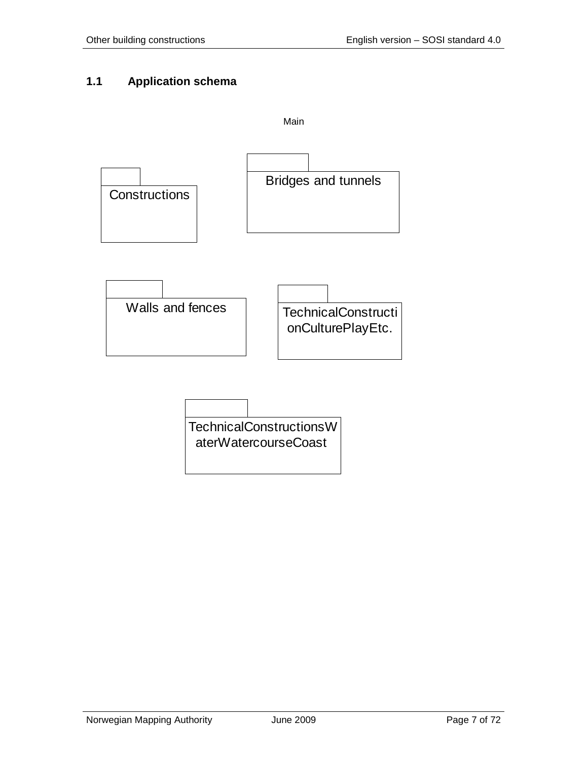## 1.1 Application schema

Main

Constructions

Bridges and tunnels

Walls and fences

TechnicalConstructionCulturePlayEtc.

TechnicalConstructionsWaterWatercourseCoast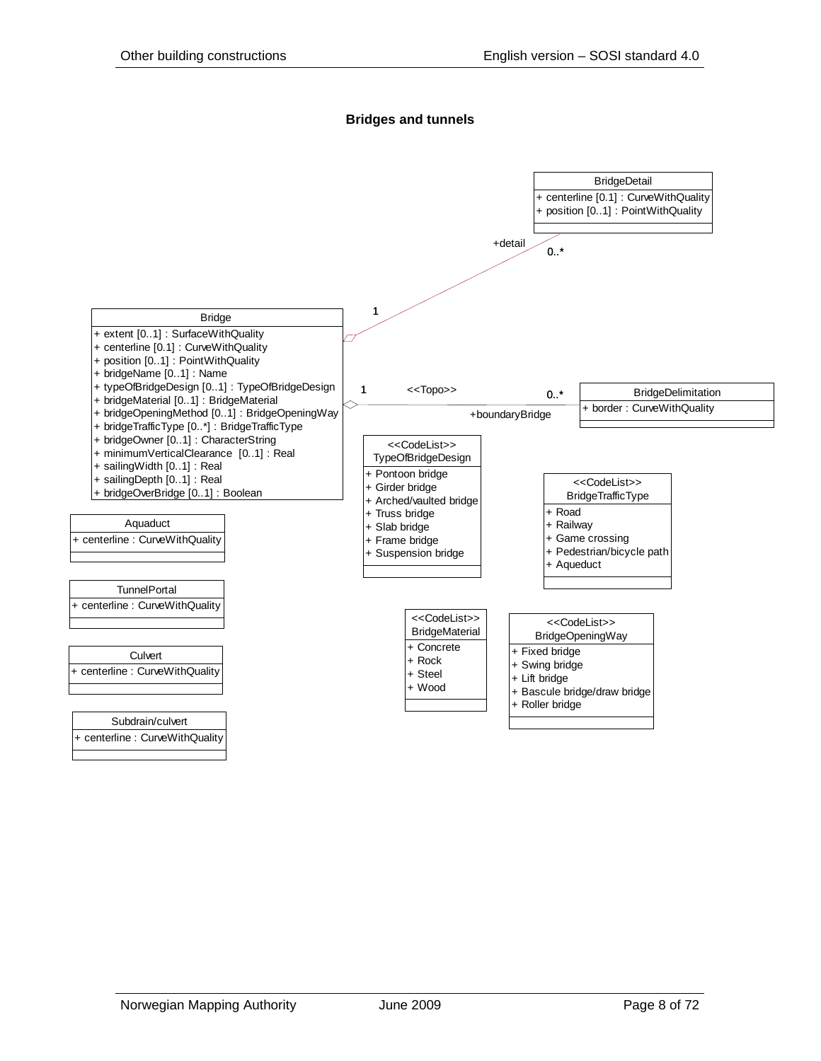### Bridges and tunnels

**BridgeDetail**
- + centerline [0.1] : CurveWithQuality
- + position [0..1] : PointWithQuality

+detail 0..*

1

**Bridge**
- + extent [0..1] : SurfaceWithQuality
- + centerline [0.1] : CurveWithQuality
- + position [0..1] : PointWithQuality
- + bridgeName [0..1] : Name
- + typeOfBridgeDesign [0..1] : TypeOfBridgeDesign
- + bridgeMaterial [0..1] : BridgeMaterial
- + bridgeOpeningMethod [0..1] : BridgeOpeningWay
- + bridgeTrafficType [0..*] : BridgeTrafficType
- + bridgeOwner [0..1] : CharacterString
- + minimumVerticalClearance [0..1] : Real
- + sailingWidth [0..1] : Real
- + sailingDepth [0..1] : Real
- + bridgeOverBridge [0..1] : Boolean

1 <<Topo>> 0..* +boundaryBridge

**BridgeDelimitation**
- + border : CurveWithQuality

**<<CodeList>> TypeOfBridgeDesign**
- + Pontoon bridge
- + Girder bridge
- + Arched/vaulted bridge
- + Truss bridge
- + Slab bridge
- + Frame bridge
- + Suspension bridge

**<<CodeList>> BridgeTrafficType**
- + Road
- + Railway
- + Game crossing
- + Pedestrian/bicycle path
- + Aqueduct

**Aquaduct**
- + centerline : CurveWithQuality

**TunnelPortal**
- + centerline : CurveWithQuality

**Culvert**
- + centerline : CurveWithQuality

**Subdrain/culvert**
- + centerline : CurveWithQuality

**<<CodeList>> BridgeMaterial**
- + Concrete
- + Rock
- + Steel
- + Wood

**<<CodeList>> BridgeOpeningWay**
- + Fixed bridge
- + Swing bridge
- + Lift bridge
- + Bascule bridge/draw bridge
- + Roller bridge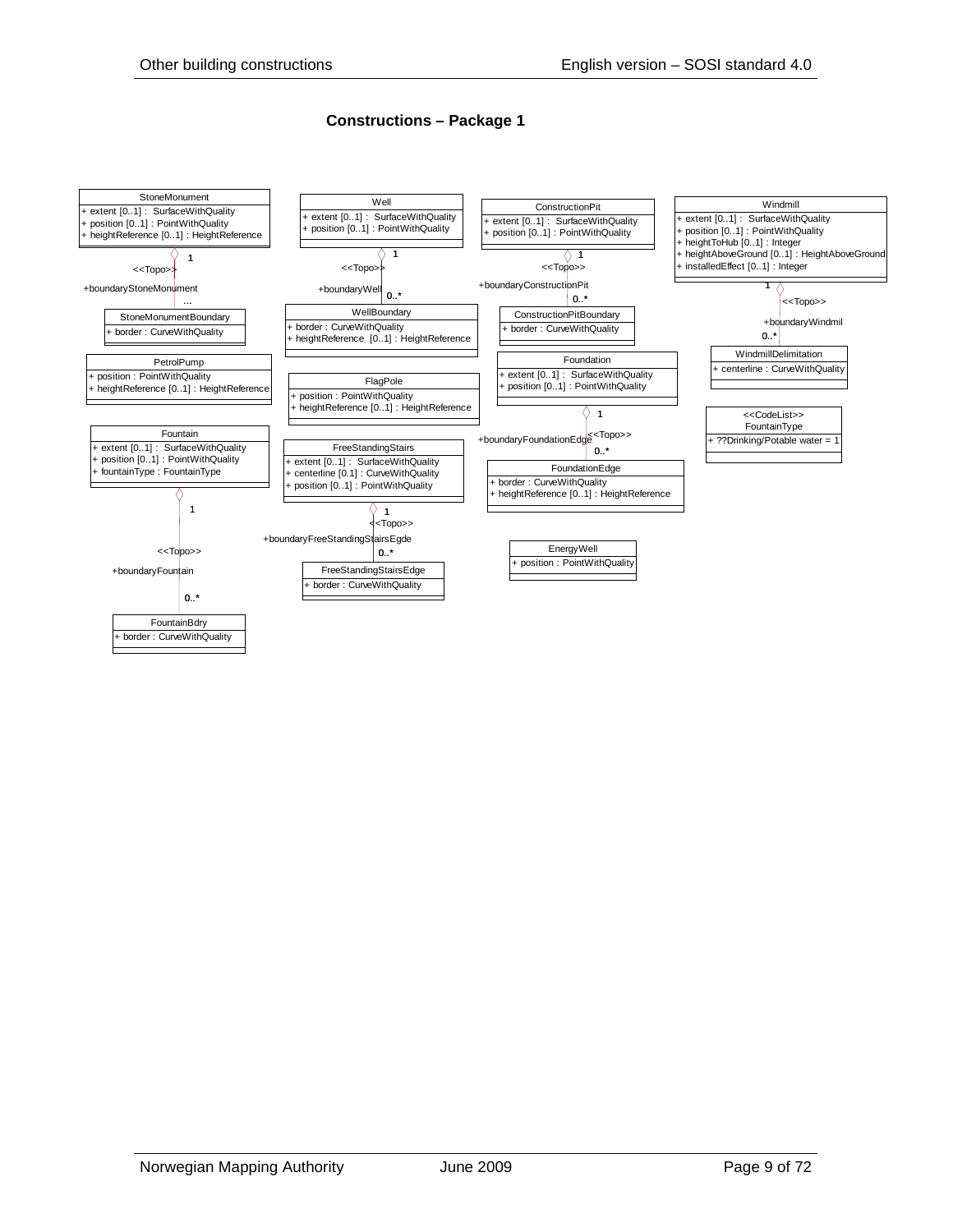**Constructions – Package 1**

**StoneMonument**
+ extent [0..1] : SurfaceWithQuality
+ position [0..1] : PointWithQuality
+ heightReference [0..1] : HeightReference

1 <<Topo>> +boundaryStoneMonument ...

**StoneMonumentBoundary**
+ border : CurveWithQuality

**Well**
+ extent [0..1] : SurfaceWithQuality
+ position [0..1] : PointWithQuality

1 <<Topo>> +boundaryWell 0..*

**WellBoundary**
+ border : CurveWithQuality
+ heightReference [0..1] : HeightReference

**ConstructionPit**
+ extent [0..1] : SurfaceWithQuality
+ position [0..1] : PointWithQuality

1 <<Topo>> +boundaryConstructionPit 0..*

**ConstructionPitBoundary**
+ border : CurveWithQuality

**Windmill**
+ extent [0..1] : SurfaceWithQuality
+ position [0..1] : PointWithQuality
+ heightToHub [0..1] : Integer
+ heightAboveGround [0..1] : HeightAboveGround
+ installedEffect [0..1] : Integer

1 <<Topo>> +boundaryWindmil 0..*

**WindmillDelimitation**
+ centerline : CurveWithQuality

**PetrolPump**
+ position : PointWithQuality
+ heightReference [0..1] : HeightReference

**FlagPole**
+ position : PointWithQuality
+ heightReference [0..1] : HeightReference

**Foundation**
+ extent [0..1] : SurfaceWithQuality
+ position [0..1] : PointWithQuality

1 <<Topo>> +boundaryFoundationEdge 0..*

**FoundationEdge**
+ border : CurveWithQuality
+ heightReference [0..1] : HeightReference

**<<CodeList>> FountainType**
+ ??Drinking/Potable water = 1

**Fountain**
+ extent [0..1] : SurfaceWithQuality
+ position [0..1] : PointWithQuality
+ fountainType : FountainType

1 <<Topo>> +boundaryFountain 0..*

**FountainBdry**
+ border : CurveWithQuality

**FreeStandingStairs**
+ extent [0..1] : SurfaceWithQuality
+ centerline [0.1] : CurveWithQuality
+ position [0..1] : PointWithQuality

1 <<Topo>> +boundaryFreeStandingStairsEgde 0..*

**FreeStandingStairsEdge**
+ border : CurveWithQuality

**EnergyWell**
+ position : PointWithQuality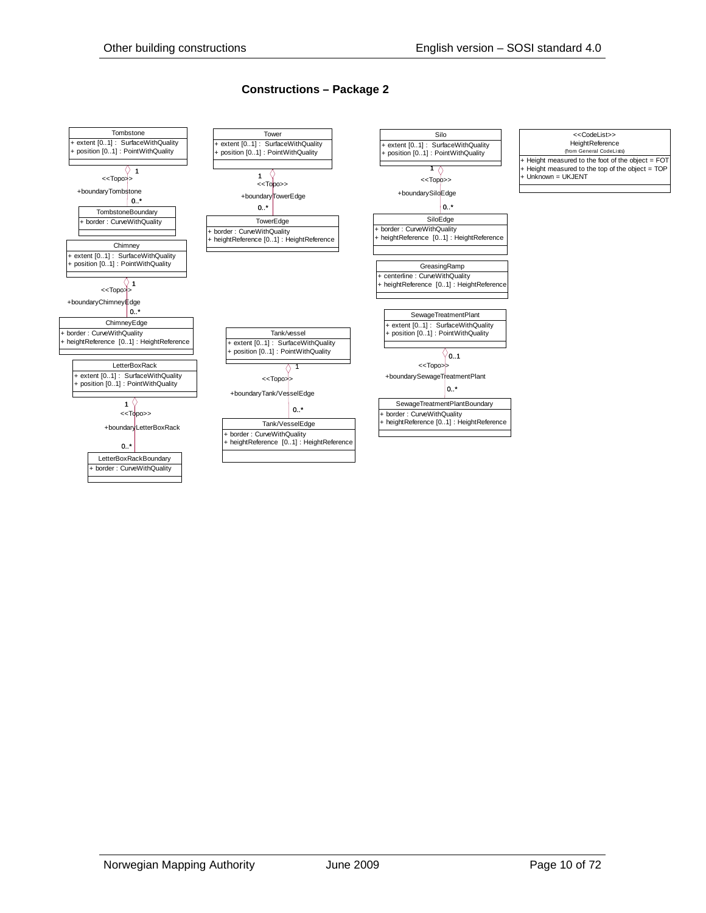**Constructions – Package 2**

Tombstone
+ extent [0..1] : SurfaceWithQuality
+ position [0..1] : PointWithQuality

1 <<Topo>> +boundaryTombstone 0..*

TombstoneBoundary
+ border : CurveWithQuality

Chimney
+ extent [0..1] : SurfaceWithQuality
+ position [0..1] : PointWithQuality

1 <<Topo>> +boundaryChimneyEdge 0..*

ChimneyEdge
+ border : CurveWithQuality
+ heightReference [0..1] : HeightReference

LetterBoxRack
+ extent [0..1] : SurfaceWithQuality
+ position [0..1] : PointWithQuality

1 <<Topo>> +boundaryLetterBoxRack 0..*

LetterBoxRackBoundary
+ border : CurveWithQuality

Tower
+ extent [0..1] : SurfaceWithQuality
+ position [0..1] : PointWithQuality

1 <<Topo>> +boundaryTowerEdge 0..*

TowerEdge
+ border : CurveWithQuality
+ heightReference [0..1] : HeightReference

Tank/vessel
+ extent [0..1] : SurfaceWithQuality
+ position [0..1] : PointWithQuality

1 <<Topo>> +boundaryTank/VesselEdge 0..*

Tank/VesselEdge
+ border : CurveWithQuality
+ heightReference [0..1] : HeightReference

Silo
+ extent [0..1] : SurfaceWithQuality
+ position [0..1] : PointWithQuality

1 <<Topo>> +boundarySiloEdge 0..*

SiloEdge
+ border : CurveWithQuality
+ heightReference [0..1] : HeightReference

GreasingRamp
+ centerline : CurveWithQuality
+ heightReference [0..1] : HeightReference

SewageTreatmentPlant
+ extent [0..1] : SurfaceWithQuality
+ position [0..1] : PointWithQuality

0..1 <<Topo>> +boundarySewageTreatmentPlant 0..*

SewageTreatmentPlantBoundary
+ border : CurveWithQuality
+ heightReference [0..1] : HeightReference

<<CodeList>>
HeightReference
(from General CodeLists)
+ Height measured to the foot of the object = FOT
+ Height measured to the top of the object = TOP
+ Unknown = UKJENT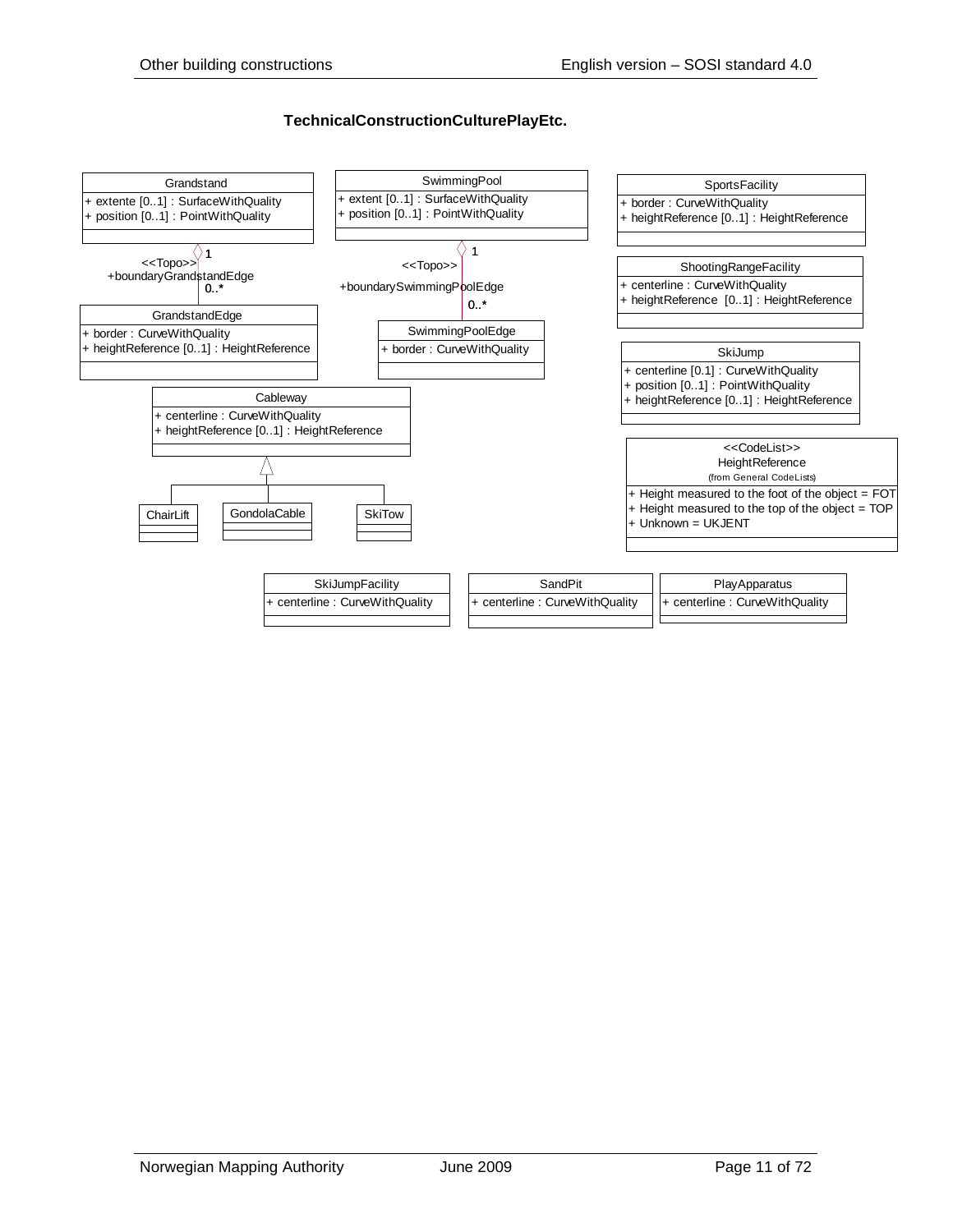**TechnicalConstructionCulturePlayEtc.**

Grandstand
+ extente [0..1] : SurfaceWithQuality
+ position [0..1] : PointWithQuality

1
<<Topo>>
+boundaryGrandstandEdge
0..*

GrandstandEdge
+ border : CurveWithQuality
+ heightReference [0..1] : HeightReference

SwimmingPool
+ extent [0..1] : SurfaceWithQuality
+ position [0..1] : PointWithQuality

1
<<Topo>>
+boundarySwimmingPoolEdge
0..*

SwimmingPoolEdge
+ border : CurveWithQuality

SportsFacility
+ border : CurveWithQuality
+ heightReference [0..1] : HeightReference

ShootingRangeFacility
+ centerline : CurveWithQuality
+ heightReference [0..1] : HeightReference

SkiJump
+ centerline [0.1] : CurveWithQuality
+ position [0..1] : PointWithQuality
+ heightReference [0..1] : HeightReference

Cableway
+ centerline : CurveWithQuality
+ heightReference [0..1] : HeightReference

ChairLift

GondolaCable

SkiTow

<<CodeList>>
HeightReference
(from General CodeLists)
+ Height measured to the foot of the object = FOT
+ Height measured to the top of the object = TOP
+ Unknown = UKJENT

SkiJumpFacility
+ centerline : CurveWithQuality

SandPit
+ centerline : CurveWithQuality

PlayApparatus
+ centerline : CurveWithQuality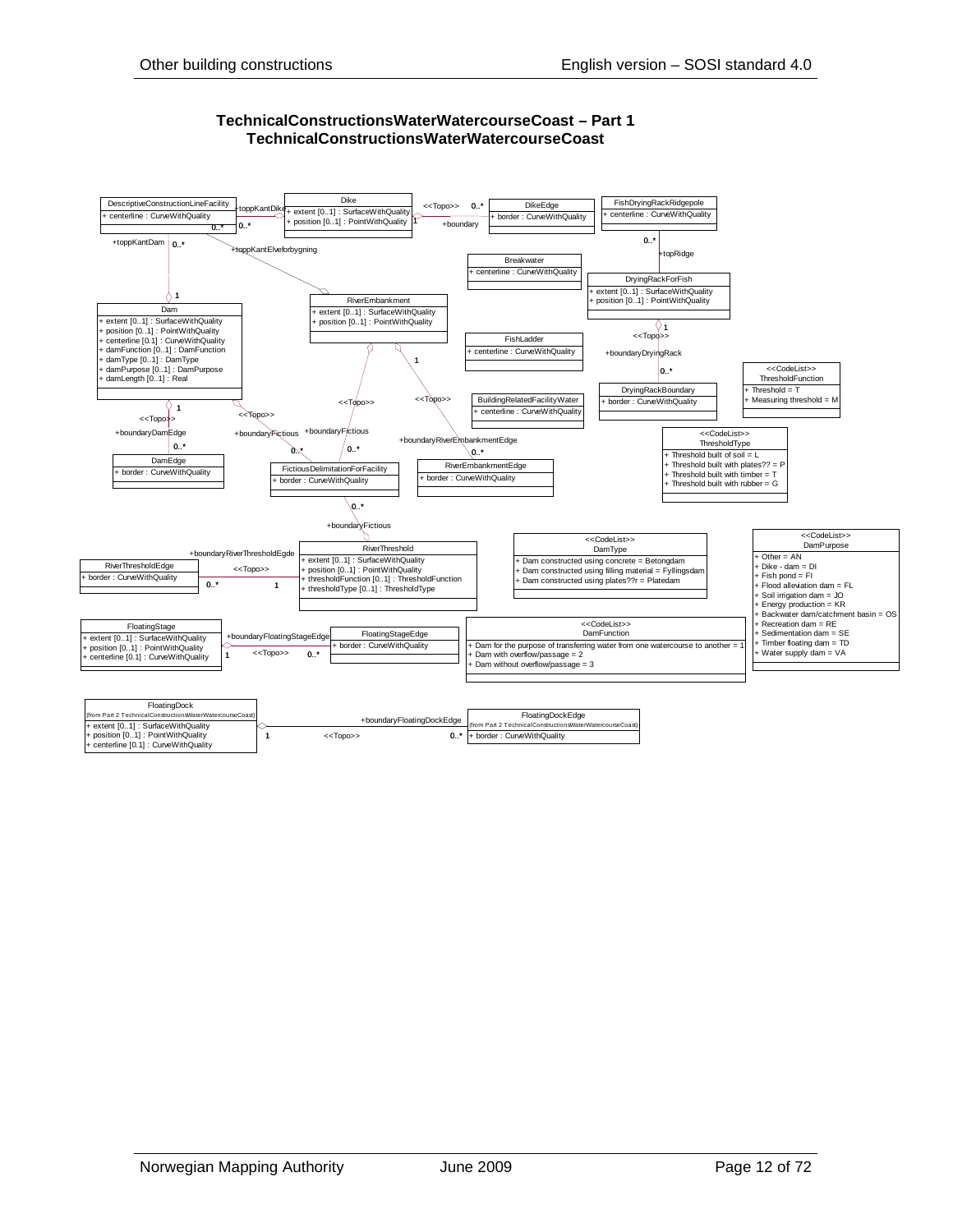**TechnicalConstructionsWaterWatercourseCoast – Part 1**
**TechnicalConstructionsWaterWatercourseCoast**

DescriptiveConstructionLineFacility
+ centerline : CurveWithQuality

Dike
+ extent [0..1] : SurfaceWithQuality
+ position [0..1] : PointWithQuality

DikeEdge
+ border : CurveWithQuality

FishDryingRackRidgepole
+ centerline : CurveWithQuality

Breakwater
+ centerline : CurveWithQuality

DryingRackForFish
+ extent [0..1] : SurfaceWithQuality
+ position [0..1] : PointWithQuality

RiverEmbankment
+ extent [0..1] : SurfaceWithQuality
+ position [0..1] : PointWithQuality

Dam
+ extent [0..1] : SurfaceWithQuality
+ position [0..1] : PointWithQuality
+ centerline [0.1] : CurveWithQuality
+ damFunction [0..1] : DamFunction
+ damType [0..1] : DamType
+ damPurpose [0..1] : DamPurpose
+ damLength [0..1] : Real

FishLadder
+ centerline : CurveWithQuality

BuildingRelatedFacilityWater
+ centerline : CurveWithQuality

DryingRackBoundary
+ border : CurveWithQuality

<<CodeList>>
ThresholdFunction
+ Threshold = T
+ Measuring threshold = M

<<CodeList>>
ThresholdType
+ Threshold built of soil = L
+ Threshold built with plates?? = P
+ Threshold built with timber = T
+ Threshold built with rubber = G

DamEdge
+ border : CurveWithQuality

FictiousDelimitationForFacility
+ border : CurveWithQuality

RiverEmbankmentEdge
+ border : CurveWithQuality

RiverThresholdEdge
+ border : CurveWithQuality

RiverThreshold
+ extent [0..1] : SurfaceWithQuality
+ position [0..1] : PointWithQuality
+ thresholdFunction [0..1] : ThresholdFunction
+ thresholdType [0..1] : ThresholdType

<<CodeList>>
DamType
+ Dam constructed using concrete = Betongdam
+ Dam constructed using filling material = Fyllingsdam
+ Dam constructed using plates??r = Platedam

<<CodeList>>
DamPurpose
+ Other = AN
+ Dike - dam = DI
+ Fish pond = FI
+ Flood alleviation dam = FL
+ Soil irrigation dam = JO
+ Energy production = KR
+ Backwater dam/catchment basin = OS
+ Recreation dam = RE
+ Sedimentation dam = SE
+ Timber floating dam = TD
+ Water supply dam = VA

FloatingStage
+ extent [0..1] : SurfaceWithQuality
+ position [0..1] : PointWithQuality
+ centerline [0.1] : CurveWithQuality

FloatingStageEdge
+ border : CurveWithQuality

<<CodeList>>
DamFunction
+ Dam for the purpose of transferring water from one watercourse to another = 1
+ Dam with overflow/passage = 2
+ Dam without overflow/passage = 3

FloatingDock
(from Part 2 TechnicalConstructionsWaterWatercourseCoast)
+ extent [0..1] : SurfaceWithQuality
+ position [0..1] : PointWithQuality
+ centerline [0.1] : CurveWithQuality

FloatingDockEdge
(from Part 2 TechnicalConstructionsWaterWatercourseCoast)
+ border : CurveWithQuality

Associations:
- DescriptiveConstructionLineFacility (0..*) +toppKantDike — Dike
- DescriptiveConstructionLineFacility (0..*) +toppKantDam — Dam (1)
- DescriptiveConstructionLineFacility +toppKantElveforbygning — RiverEmbankment
- Dike (1) <<Topo>> +boundary — DikeEdge (0..*)
- FishDryingRackRidgepole (0..*) +topRidge — DryingRackForFish
- DryingRackForFish (1) <<Topo>> +boundaryDryingRack — DryingRackBoundary (0..*)
- Dam (1) <<Topo>> +boundaryDamEdge — DamEdge (0..*)
- Dam <<Topo>> +boundaryFictious — FictiousDelimitationForFacility (0..*)
- RiverEmbankment <<Topo>> +boundaryFictious — FictiousDelimitationForFacility (0..*)
- RiverEmbankment (1) <<Topo>> +boundaryRiverEmbankmentEdge — RiverEmbankmentEdge (0..*)
- FictiousDelimitationForFacility (0..*) +boundaryFictious — RiverThreshold
- RiverThreshold (1) <<Topo>> +boundaryRiverThresholdEgde — RiverThresholdEdge (0..*)
- FloatingStage (1) <<Topo>> +boundaryFloatingStageEdge — FloatingStageEdge (0..*)
- FloatingDock (1) <<Topo>> +boundaryFloatingDockEdge — FloatingDockEdge (0..*)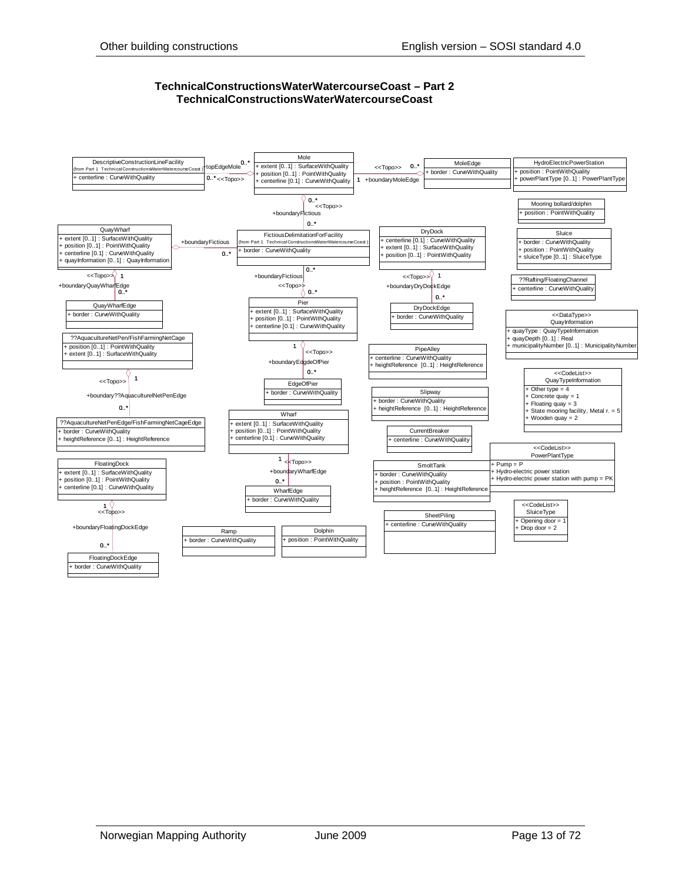**TechnicalConstructionsWaterWatercourseCoast – Part 2**
**TechnicalConstructionsWaterWatercourseCoast**

**DescriptiveConstructionLineFacility** (from Part 1 TechnicalConstructionsWaterWatercourseCoast)
+ centerline : CurveWithQuality

**Mole**
+ extent [0..1] : SurfaceWithQuality
+ position [0..1] : PointWithQuality
+ centerline [0.1] : CurveWithQuality

**MoleEdge**
+ border : CurveWithQuality

**HydroElectricPowerStation**
+ position : PointWithQuality
+ powerPlantType [0..1] : PowerPlantType

**Mooring bollard/dolphin**
+ position : PointWithQuality

**QuayWharf**
+ extent [0..1] : SurfaceWithQuality
+ position [0..1] : PointWithQuality
+ centerline [0.1] : CurveWithQuality
+ quayInformation [0..1] : QuayInformation

**FictiousDelimitationForFacility** (from Part 1 TechnicalConstructionsWaterWatercourseCoast)
+ border : CurveWithQuality

**DryDock**
+ centerline [0.1] : CurveWithQuality
+ extent [0..1] : SurfaceWithQuality
+ position [0..1] : PointWithQuality

**Sluice**
+ border : CurveWithQuality
+ position : PointWithQuality
+ sluiceType [0..1] : SluiceType

**??Rafting/FloatingChannel**
+ centerline : CurveWithQuality

**QuayWharfEdge**
+ border : CurveWithQuality

**Pier**
+ extent [0..1] : SurfaceWithQuality
+ position [0..1] : PointWithQuality
+ centerline [0.1] : CurveWithQuality

**DryDockEdge**
+ border : CurveWithQuality

**<<DataType>> QuayInformation**
+ quayType : QuayTypeInformation
+ quayDepth [0..1] : Real
+ municipalityNumber [0..1] : MunicipalityNumber

**??AquacultureNetPen/FishFarmingNetCage**
+ position [0..1] : PointWithQuality
+ extent [0..1] : SurfaceWithQuality

**PipeAlley**
+ centerline : CurveWithQuality
+ heightReference [0..1] : HeightReference

**EdgeOfPier**
+ border : CurveWithQuality

**<<CodeList>> QuayTypeInformation**
+ Other type = 4
+ Concrete quay = 1
+ Floating quay = 3
+ State mooring facility, Metal r. = 5
+ Wooden quay = 2

**Slipway**
+ border : CurveWithQuality
+ heightReference [0..1] : HeightReference

**??AquacultureNetPenEdge/FishFarmingNetCageEdge**
+ border : CurveWithQuality
+ heightReference [0..1] : HeightReference

**Wharf**
+ extent [0..1] : SurfaceWithQuality
+ position [0..1] : PointWithQuality
+ centerline [0.1] : CurveWithQuality

**CurrentBreaker**
+ centerline : CurveWithQuality

**<<CodeList>> PowerPlantType**
+ Pump = P
+ Hydro-electric power station
+ Hydro-electric power station with pump = PK

**FloatingDock**
+ extent [0..1] : SurfaceWithQuality
+ position [0..1] : PointWithQuality
+ centerline [0.1] : CurveWithQuality

**SmoltTank**
+ border : CurveWithQuality
+ position : PointWithQuality
+ heightReference [0..1] : HeightReference

**WharfEdge**
+ border : CurveWithQuality

**<<CodeList>> SluiceType**
+ Opening door = 1
+ Drop door = 2

**SheetPiling**
+ centerline : CurveWithQuality

**Ramp**
+ border : CurveWithQuality

**Dolphin**
+ position : PointWithQuality

**FloatingDockEdge**
+ border : CurveWithQuality

Associations:
- Mole 0..* — +topEdgeMole — DescriptiveConstructionLineFacility 0..* <<Topo>>
- Mole 1 — +boundaryMoleEdge <<Topo>> — MoleEdge 0..*
- Mole 0..* — +boundaryFictious <<Topo>> — FictiousDelimitationForFacility 0..*
- QuayWharf — +boundaryFictious — FictiousDelimitationForFacility 0..*
- QuayWharf 1 — +boundaryQuayWharfEdge <<Topo>> — QuayWharfEdge 0..*
- Pier 0..* — +boundaryFictious <<Topo>> — FictiousDelimitationForFacility 0..*
- DryDock 1 — +boundaryDryDockEdge <<Topo>> — DryDockEdge 0..*
- Pier 1 — +boundaryEdgeOfPier <<Topo>> — EdgeOfPier 0..*
- ??AquacultureNetPen/FishFarmingNetCage 1 — +boundary??AquacultureNetPenEdge <<Topo>> — ??AquacultureNetPenEdge/FishFarmingNetCageEdge 0..*
- Wharf 1 — +boundaryWharfEdge <<Topo>> — WharfEdge 0..*
- FloatingDock 1 — +boundaryFloatingDockEdge <<Topo>> — FloatingDockEdge 0..*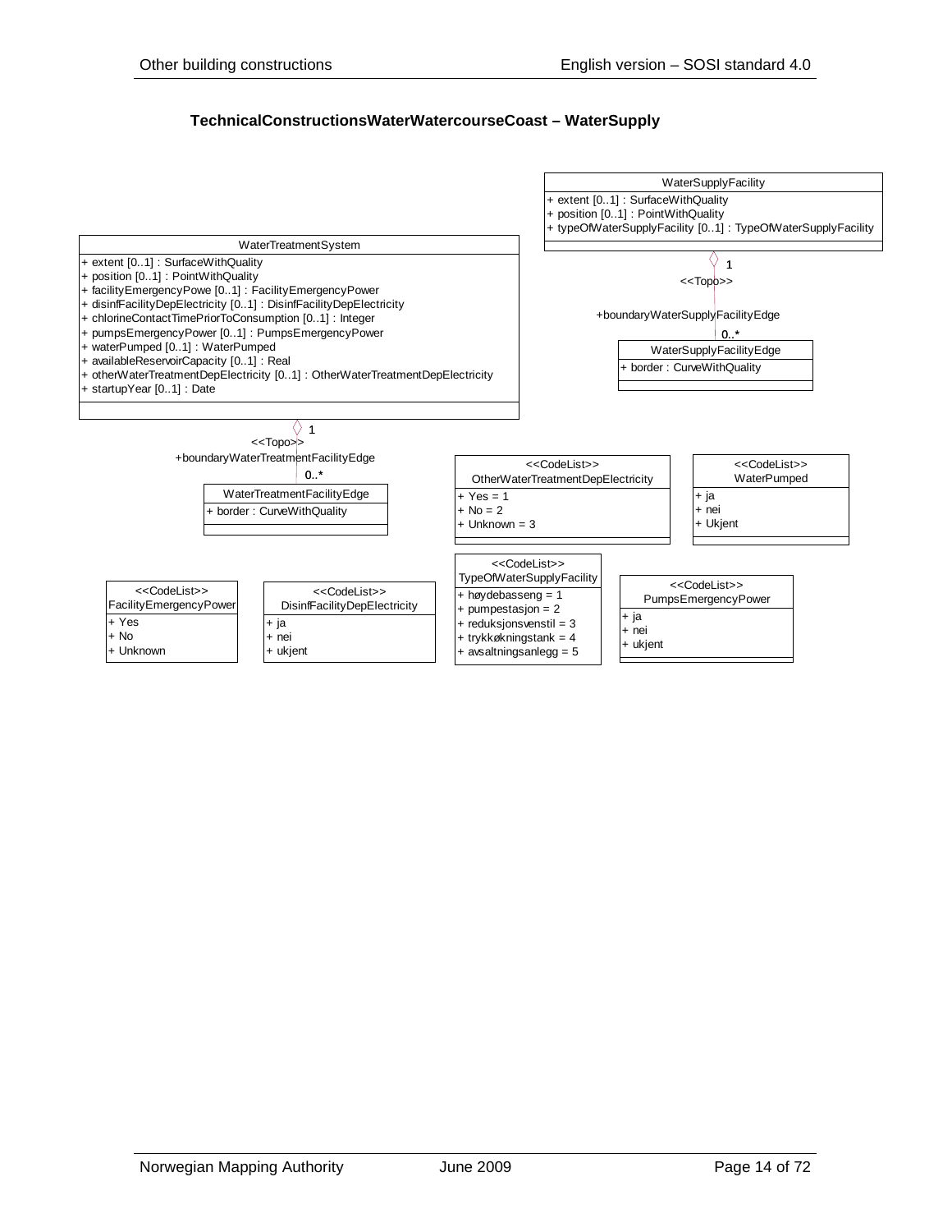### TechnicalConstructionsWaterWatercourseCoast – WaterSupply

**WaterSupplyFacility**
- + extent [0..1] : SurfaceWithQuality
- + position [0..1] : PointWithQuality
- + typeOfWaterSupplyFacility [0..1] : TypeOfWaterSupplyFacility

1 <<Topo>> +boundaryWaterSupplyFacilityEdge 0..*

**WaterSupplyFacilityEdge**
- + border : CurveWithQuality

**WaterTreatmentSystem**
- + extent [0..1] : SurfaceWithQuality
- + position [0..1] : PointWithQuality
- + facilityEmergencyPowe [0..1] : FacilityEmergencyPower
- + disinfFacilityDepElectricity [0..1] : DisinfFacilityDepElectricity
- + chlorineContactTimePriorToConsumption [0..1] : Integer
- + pumpsEmergencyPower [0..1] : PumpsEmergencyPower
- + waterPumped [0..1] : WaterPumped
- + availableReservoirCapacity [0..1] : Real
- + otherWaterTreatmentDepElectricity [0..1] : OtherWaterTreatmentDepElectricity
- + startupYear [0..1] : Date

1 <<Topo>> +boundaryWaterTreatmentFacilityEdge 0..*

**WaterTreatmentFacilityEdge**
- + border : CurveWithQuality

**<<CodeList>> OtherWaterTreatmentDepElectricity**
- + Yes = 1
- + No = 2
- + Unknown = 3

**<<CodeList>> WaterPumped**
- + ja
- + nei
- + Ukjent

**<<CodeList>> FacilityEmergencyPower**
- + Yes
- + No
- + Unknown

**<<CodeList>> DisinfFacilityDepElectricity**
- + ja
- + nei
- + ukjent

**<<CodeList>> TypeOfWaterSupplyFacility**
- + høydebasseng = 1
- + pumpestasjon = 2
- + reduksjonsventil = 3
- + trykkøkningstank = 4
- + avsaltningsanlegg = 5

**<<CodeList>> PumpsEmergencyPower**
- + ja
- + nei
- + ukjent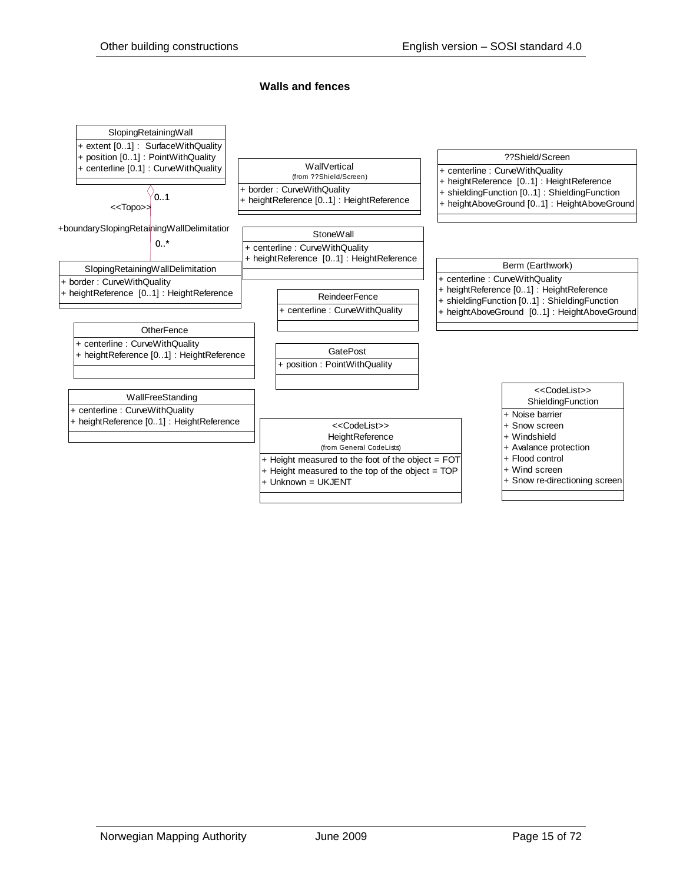**Walls and fences**

**SlopingRetainingWall**
+ extent [0..1] : SurfaceWithQuality
+ position [0..1] : PointWithQuality
+ centerline [0.1] : CurveWithQuality

0..1
<<Topo>>
+boundarySlopingRetainingWallDelimitatior
0..*

**SlopingRetainingWallDelimitation**
+ border : CurveWithQuality
+ heightReference [0..1] : HeightReference

**WallVertical**
(from ??Shield/Screen)
+ border : CurveWithQuality
+ heightReference [0..1] : HeightReference

**??Shield/Screen**
+ centerline : CurveWithQuality
+ heightReference [0..1] : HeightReference
+ shieldingFunction [0..1] : ShieldingFunction
+ heightAboveGround [0..1] : HeightAboveGround

**StoneWall**
+ centerline : CurveWithQuality
+ heightReference [0..1] : HeightReference

**Berm (Earthwork)**
+ centerline : CurveWithQuality
+ heightReference [0..1] : HeightReference
+ shieldingFunction [0..1] : ShieldingFunction
+ heightAboveGround [0..1] : HeightAboveGround

**ReindeerFence**
+ centerline : CurveWithQuality

**OtherFence**
+ centerline : CurveWithQuality
+ heightReference [0..1] : HeightReference

**GatePost**
+ position : PointWithQuality

**WallFreeStanding**
+ centerline : CurveWithQuality
+ heightReference [0..1] : HeightReference

**<<CodeList>> HeightReference**
(from General CodeLists)
+ Height measured to the foot of the object = FOT
+ Height measured to the top of the object = TOP
+ Unknown = UKJENT

**<<CodeList>> ShieldingFunction**
+ Noise barrier
+ Snow screen
+ Windshield
+ Avalance protection
+ Flood control
+ Wind screen
+ Snow re-directioning screen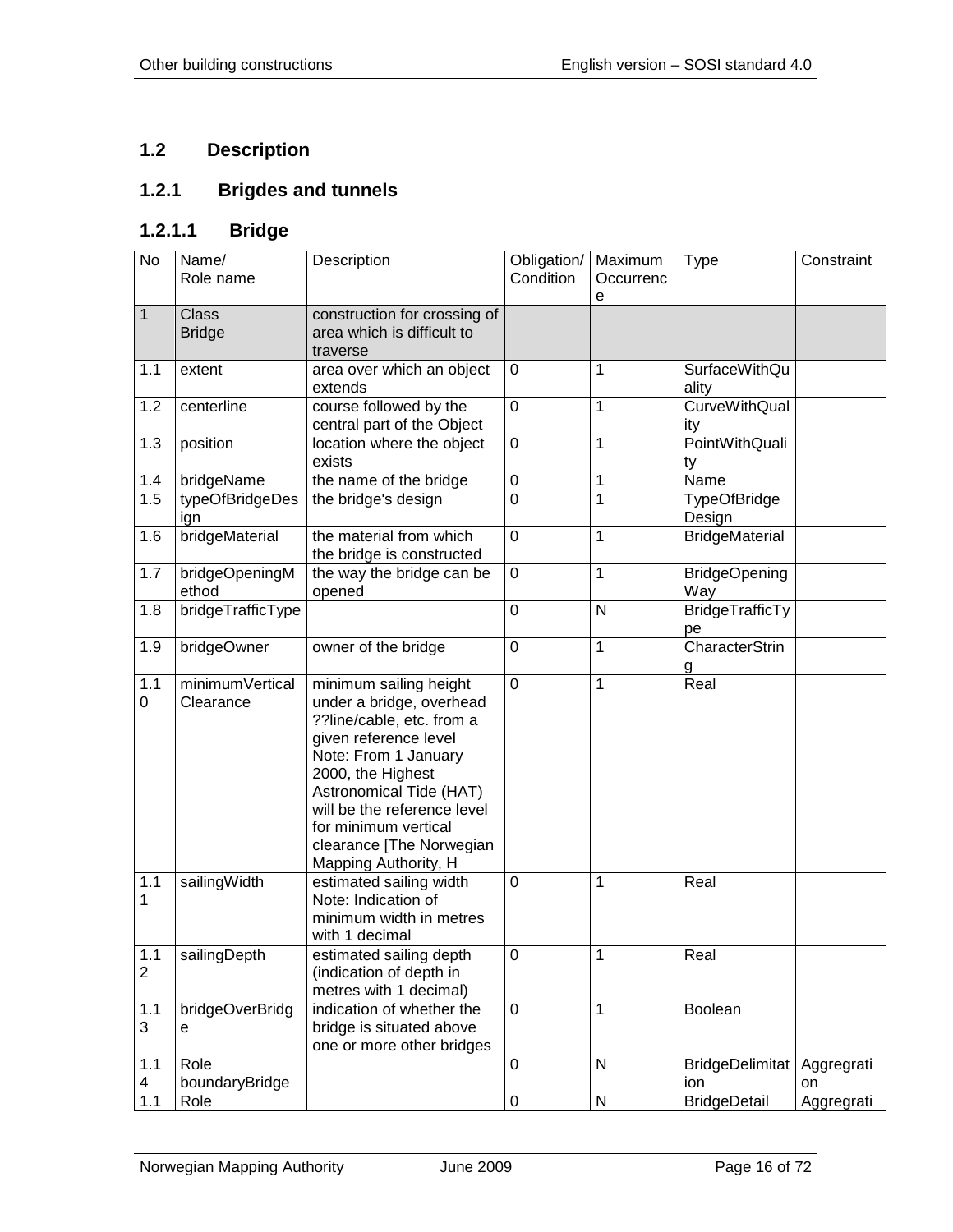## 1.2 Description

### 1.2.1 Brigdes and tunnels

#### 1.2.1.1 Bridge

| No | Name/ Role name | Description | Obligation/ Condition | Maximum Occurrence | Type | Constraint |
|---|---|---|---|---|---|---|
| 1 | Class Bridge | construction for crossing of area which is difficult to traverse | | | | |
| 1.1 | extent | area over which an object extends | 0 | 1 | SurfaceWithQuality | |
| 1.2 | centerline | course followed by the central part of the Object | 0 | 1 | CurveWithQuality | |
| 1.3 | position | location where the object exists | 0 | 1 | PointWithQuality | |
| 1.4 | bridgeName | the name of the bridge | 0 | 1 | Name | |
| 1.5 | typeOfBridgeDesign | the bridge's design | 0 | 1 | TypeOfBridgeDesign | |
| 1.6 | bridgeMaterial | the material from which the bridge is constructed | 0 | 1 | BridgeMaterial | |
| 1.7 | bridgeOpeningMethod | the way the bridge can be opened | 0 | 1 | BridgeOpeningWay | |
| 1.8 | bridgeTrafficType | | 0 | N | BridgeTrafficType | |
| 1.9 | bridgeOwner | owner of the bridge | 0 | 1 | CharacterString | |
| 1.10 | minimumVertical Clearance | minimum sailing height under a bridge, overhead ??line/cable, etc. from a given reference level Note: From 1 January 2000, the Highest Astronomical Tide (HAT) will be the reference level for minimum vertical clearance [The Norwegian Mapping Authority, H | 0 | 1 | Real | |
| 1.11 | sailingWidth | estimated sailing width Note: Indication of minimum width in metres with 1 decimal | 0 | 1 | Real | |
| 1.12 | sailingDepth | estimated sailing depth (indication of depth in metres with 1 decimal) | 0 | 1 | Real | |
| 1.13 | bridgeOverBridge | indication of whether the bridge is situated above one or more other bridges | 0 | 1 | Boolean | |
| 1.14 | Role boundaryBridge | | 0 | N | BridgeDelimitation | Aggregration |
| 1.1 | Role | | 0 | N | BridgeDetail | Aggregrati |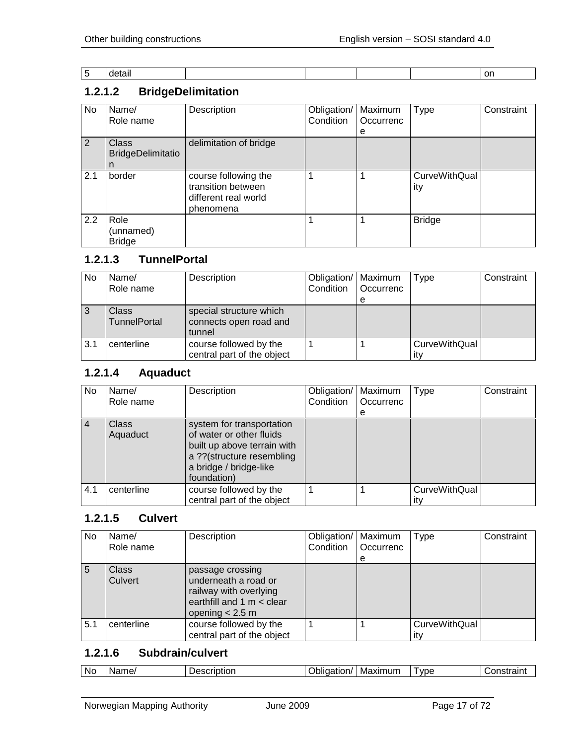| 5 | detail | | | | | on |
|---|---|---|---|---|---|---|

### 1.2.1.2 BridgeDelimitation

| No | Name/ Role name | Description | Obligation/ Condition | Maximum Occurrence | Type | Constraint |
|---|---|---|---|---|---|---|
| 2 | Class BridgeDelimitation | delimitation of bridge | | | | |
| 2.1 | border | course following the transition between different real world phenomena | 1 | 1 | CurveWithQuality | |
| 2.2 | Role (unnamed) Bridge | | 1 | 1 | Bridge | |

### 1.2.1.3 TunnelPortal

| No | Name/ Role name | Description | Obligation/ Condition | Maximum Occurrence | Type | Constraint |
|---|---|---|---|---|---|---|
| 3 | Class TunnelPortal | special structure which connects open road and tunnel | | | | |
| 3.1 | centerline | course followed by the central part of the object | 1 | 1 | CurveWithQuality | |

### 1.2.1.4 Aquaduct

| No | Name/ Role name | Description | Obligation/ Condition | Maximum Occurrence | Type | Constraint |
|---|---|---|---|---|---|---|
| 4 | Class Aquaduct | system for transportation of water or other fluids built up above terrain with a ??(structure resembling a bridge / bridge-like foundation) | | | | |
| 4.1 | centerline | course followed by the central part of the object | 1 | 1 | CurveWithQuality | |

### 1.2.1.5 Culvert

| No | Name/ Role name | Description | Obligation/ Condition | Maximum Occurrence | Type | Constraint |
|---|---|---|---|---|---|---|
| 5 | Class Culvert | passage crossing underneath a road or railway with overlying earthfill and 1 m < clear opening < 2.5 m | | | | |
| 5.1 | centerline | course followed by the central part of the object | 1 | 1 | CurveWithQuality | |

### 1.2.1.6 Subdrain/culvert

| No | Name/ | Description | Obligation/ | Maximum | Type | Constraint |
|---|---|---|---|---|---|---|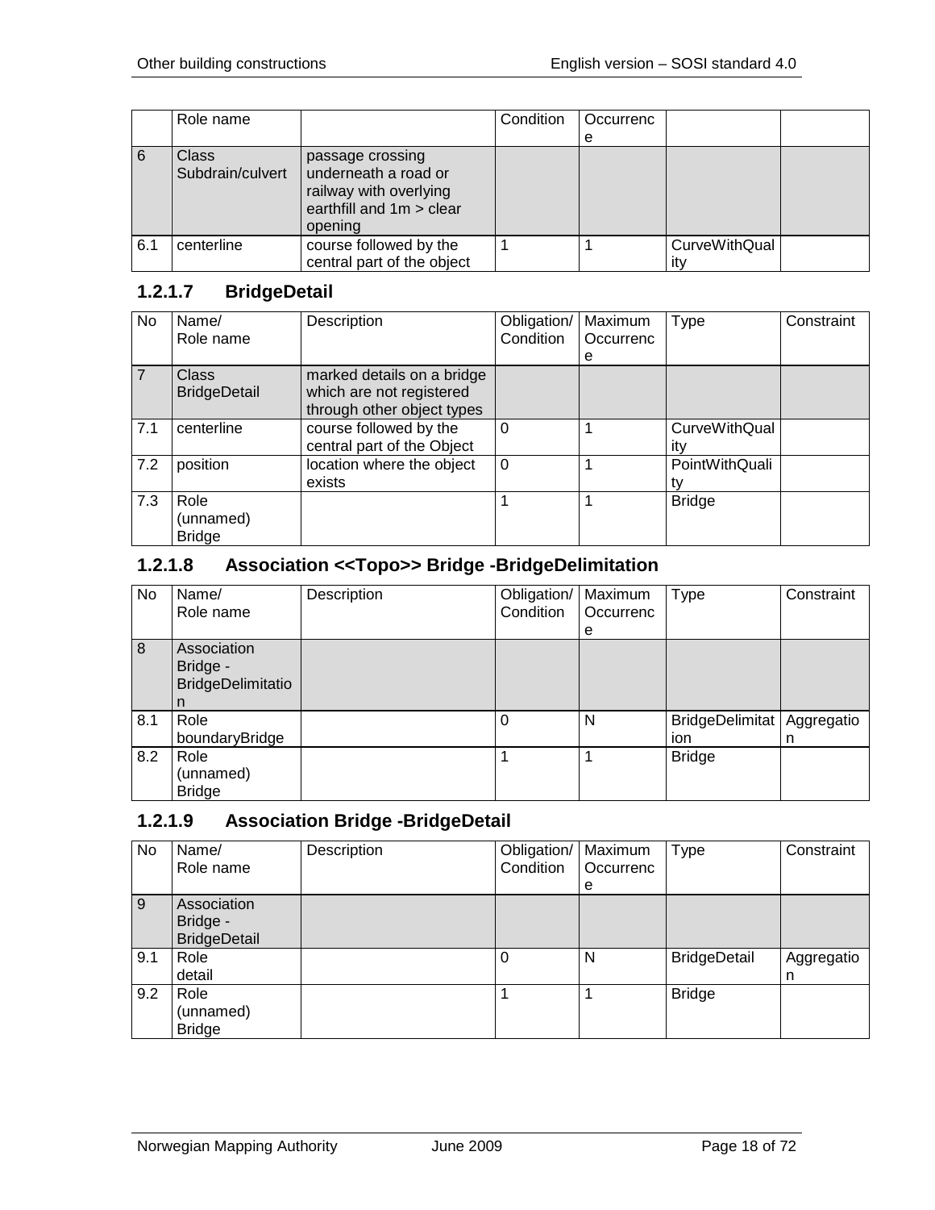| | Role name | | Condition | Occurrence | | |
|---|---|---|---|---|---|---|
| 6 | Class Subdrain/culvert | passage crossing underneath a road or railway with overlying earthfill and 1m > clear opening | | | | |
| 6.1 | centerline | course followed by the central part of the object | 1 | 1 | CurveWithQuality | |

### 1.2.1.7 BridgeDetail

| No | Name/ Role name | Description | Obligation/ Condition | Maximum Occurrence | Type | Constraint |
|---|---|---|---|---|---|---|
| 7 | Class BridgeDetail | marked details on a bridge which are not registered through other object types | | | | |
| 7.1 | centerline | course followed by the central part of the Object | 0 | 1 | CurveWithQuality | |
| 7.2 | position | location where the object exists | 0 | 1 | PointWithQuality | |
| 7.3 | Role (unnamed) Bridge | | 1 | 1 | Bridge | |

### 1.2.1.8 Association <<Topo>> Bridge -BridgeDelimitation

| No | Name/ Role name | Description | Obligation/ Condition | Maximum Occurrence | Type | Constraint |
|---|---|---|---|---|---|---|
| 8 | Association Bridge - BridgeDelimitation | | | | | |
| 8.1 | Role boundaryBridge | | 0 | N | BridgeDelimitation | Aggregation |
| 8.2 | Role (unnamed) Bridge | | 1 | 1 | Bridge | |

### 1.2.1.9 Association Bridge -BridgeDetail

| No | Name/ Role name | Description | Obligation/ Condition | Maximum Occurrence | Type | Constraint |
|---|---|---|---|---|---|---|
| 9 | Association Bridge - BridgeDetail | | | | | |
| 9.1 | Role detail | | 0 | N | BridgeDetail | Aggregation |
| 9.2 | Role (unnamed) Bridge | | 1 | 1 | Bridge | |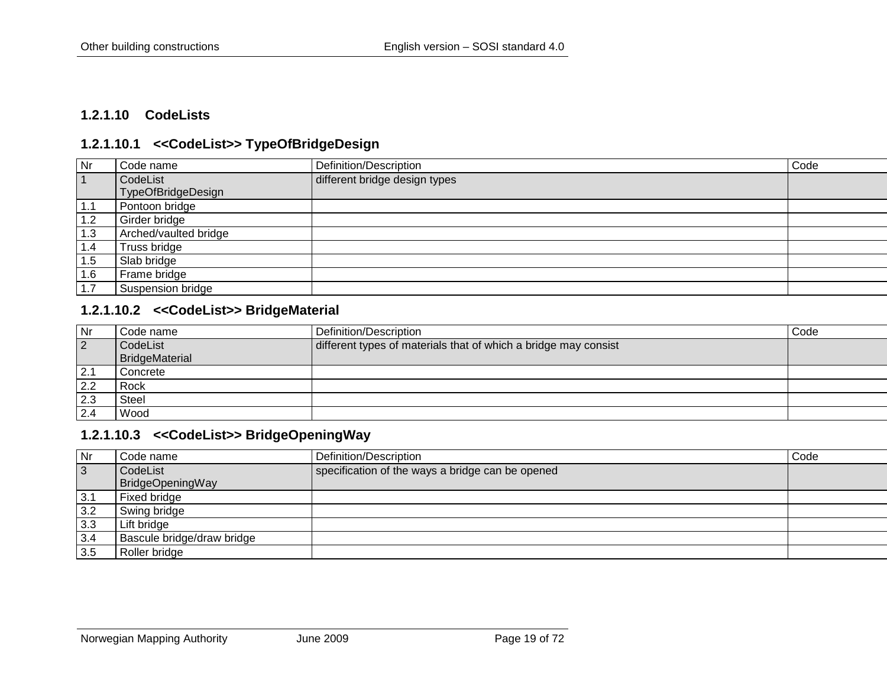### 1.2.1.10 CodeLists

#### 1.2.1.10.1 <<CodeList>> TypeOfBridgeDesign

| Nr | Code name | Definition/Description | Code |
|---|---|---|---|
| 1 | CodeList TypeOfBridgeDesign | different bridge design types | |
| 1.1 | Pontoon bridge | | |
| 1.2 | Girder bridge | | |
| 1.3 | Arched/vaulted bridge | | |
| 1.4 | Truss bridge | | |
| 1.5 | Slab bridge | | |
| 1.6 | Frame bridge | | |
| 1.7 | Suspension bridge | | |

#### 1.2.1.10.2 <<CodeList>> BridgeMaterial

| Nr | Code name | Definition/Description | Code |
|---|---|---|---|
| 2 | CodeList BridgeMaterial | different types of materials that of which a bridge may consist | |
| 2.1 | Concrete | | |
| 2.2 | Rock | | |
| 2.3 | Steel | | |
| 2.4 | Wood | | |

#### 1.2.1.10.3 <<CodeList>> BridgeOpeningWay

| Nr | Code name | Definition/Description | Code |
|---|---|---|---|
| 3 | CodeList BridgeOpeningWay | specification of the ways a bridge can be opened | |
| 3.1 | Fixed bridge | | |
| 3.2 | Swing bridge | | |
| 3.3 | Lift bridge | | |
| 3.4 | Bascule bridge/draw bridge | | |
| 3.5 | Roller bridge | | |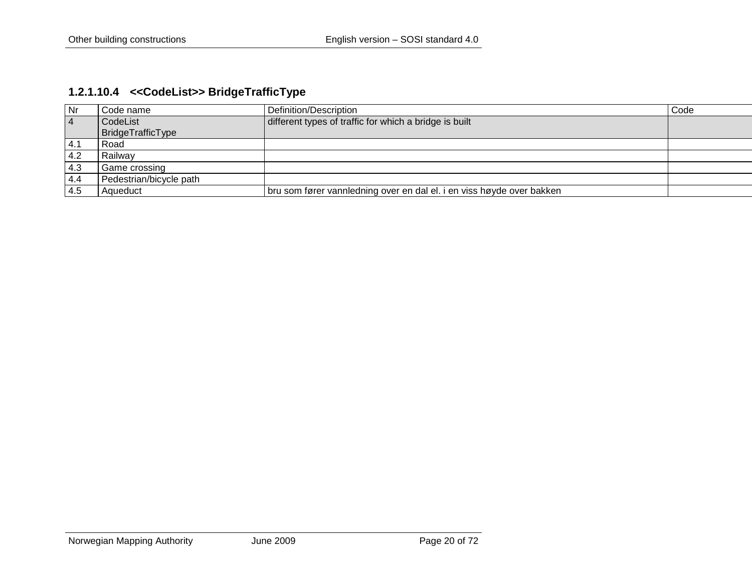### 1.2.1.10.4 <<CodeList>> BridgeTrafficType

| Nr | Code name | Definition/Description | Code |
|---|---|---|---|
| 4 | CodeList BridgeTrafficType | different types of traffic for which a bridge is built | |
| 4.1 | Road | | |
| 4.2 | Railway | | |
| 4.3 | Game crossing | | |
| 4.4 | Pedestrian/bicycle path | | |
| 4.5 | Aqueduct | bru som fører vannledning over en dal el. i en viss høyde over bakken | |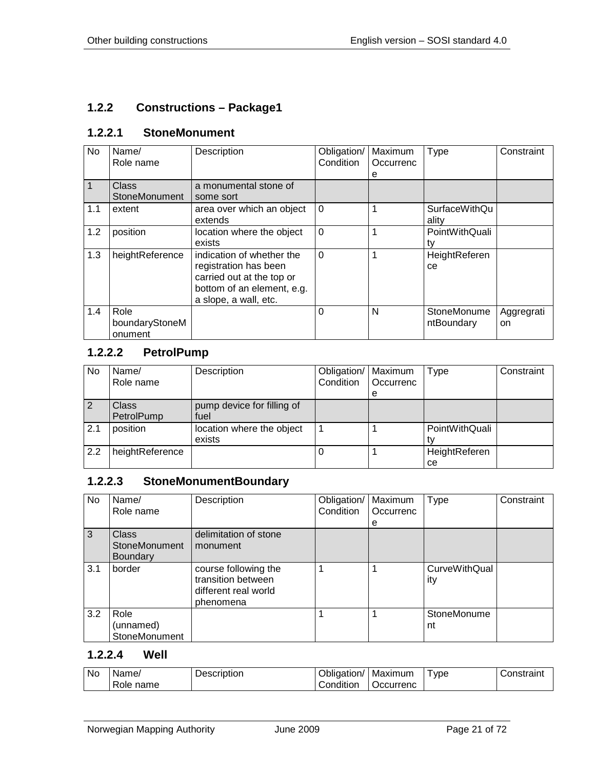### 1.2.2 Constructions – Package1

#### 1.2.2.1 StoneMonument

| No | Name/<br>Role name | Description | Obligation/<br>Condition | Maximum<br>Occurrence | Type | Constraint |
|---|---|---|---|---|---|---|
| 1 | Class<br>StoneMonument | a monumental stone of some sort | | | | |
| 1.1 | extent | area over which an object extends | 0 | 1 | SurfaceWithQuality | |
| 1.2 | position | location where the object exists | 0 | 1 | PointWithQuality | |
| 1.3 | heightReference | indication of whether the registration has been carried out at the top or bottom of an element, e.g. a slope, a wall, etc. | 0 | 1 | HeightReference | |
| 1.4 | Role<br>boundaryStoneMonument | | 0 | N | StoneMonumentBoundary | Aggregration |

#### 1.2.2.2 PetrolPump

| No | Name/<br>Role name | Description | Obligation/<br>Condition | Maximum<br>Occurrence | Type | Constraint |
|---|---|---|---|---|---|---|
| 2 | Class<br>PetrolPump | pump device for filling of fuel | | | | |
| 2.1 | position | location where the object exists | 1 | 1 | PointWithQuality | |
| 2.2 | heightReference | | 0 | 1 | HeightReference | |

#### 1.2.2.3 StoneMonumentBoundary

| No | Name/<br>Role name | Description | Obligation/<br>Condition | Maximum<br>Occurrence | Type | Constraint |
|---|---|---|---|---|---|---|
| 3 | Class<br>StoneMonument Boundary | delimitation of stone monument | | | | |
| 3.1 | border | course following the transition between different real world phenomena | 1 | 1 | CurveWithQuality | |
| 3.2 | Role<br>(unnamed)<br>StoneMonument | | 1 | 1 | StoneMonument | |

#### 1.2.2.4 Well

| No | Name/<br>Role name | Description | Obligation/<br>Condition | Maximum<br>Occurrence | Type | Constraint |
|---|---|---|---|---|---|---|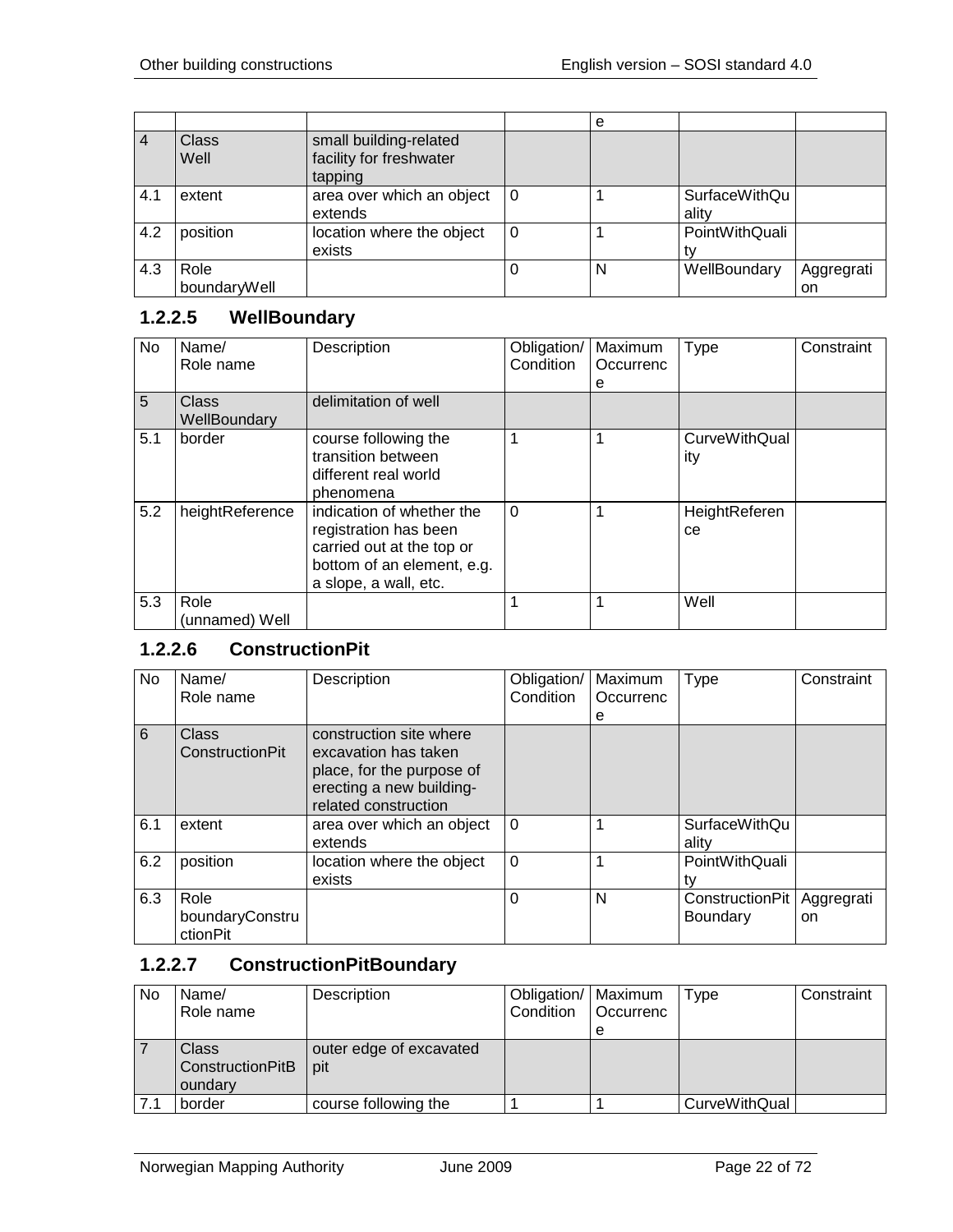| | | | | e | | |
|---|---|---|---|---|---|---|
| 4 | Class Well | small building-related facility for freshwater tapping | | | | |
| 4.1 | extent | area over which an object extends | 0 | 1 | SurfaceWithQuality | |
| 4.2 | position | location where the object exists | 0 | 1 | PointWithQuality | |
| 4.3 | Role boundaryWell | | 0 | N | WellBoundary | Aggregration |

### 1.2.2.5 WellBoundary

| No | Name/ Role name | Description | Obligation/ Condition | Maximum Occurrence | Type | Constraint |
|---|---|---|---|---|---|---|
| 5 | Class WellBoundary | delimitation of well | | | | |
| 5.1 | border | course following the transition between different real world phenomena | 1 | 1 | CurveWithQuality | |
| 5.2 | heightReference | indication of whether the registration has been carried out at the top or bottom of an element, e.g. a slope, a wall, etc. | 0 | 1 | HeightReference | |
| 5.3 | Role (unnamed) Well | | 1 | 1 | Well | |

### 1.2.2.6 ConstructionPit

| No | Name/ Role name | Description | Obligation/ Condition | Maximum Occurrence | Type | Constraint |
|---|---|---|---|---|---|---|
| 6 | Class ConstructionPit | construction site where excavation has taken place, for the purpose of erecting a new building-related construction | | | | |
| 6.1 | extent | area over which an object extends | 0 | 1 | SurfaceWithQuality | |
| 6.2 | position | location where the object exists | 0 | 1 | PointWithQuality | |
| 6.3 | Role boundaryConstructionPit | | 0 | N | ConstructionPit Boundary | Aggregration |

### 1.2.2.7 ConstructionPitBoundary

| No | Name/ Role name | Description | Obligation/ Condition | Maximum Occurrence | Type | Constraint |
|---|---|---|---|---|---|---|
| 7 | Class ConstructionPitBoundary | outer edge of excavated pit | | | | |
| 7.1 | border | course following the | 1 | 1 | CurveWithQual | |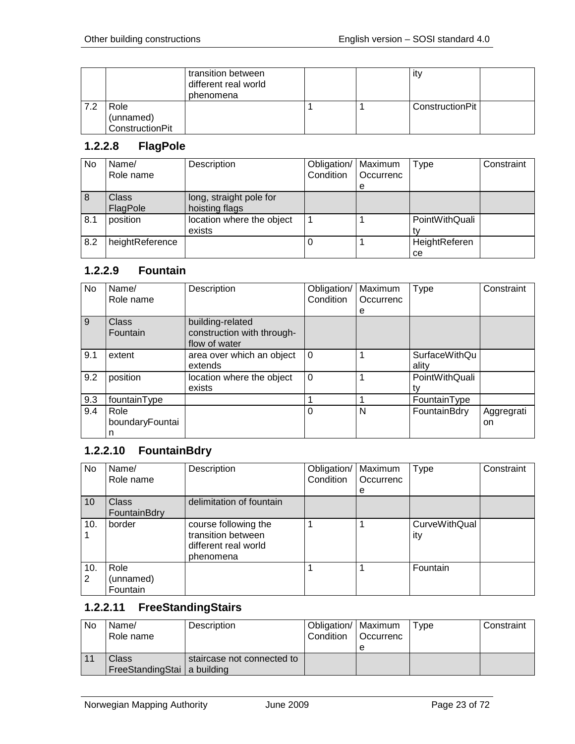|  |  | transition between different real world phenomena |  |  | ity |  |
|---|---|---|---|---|---|---|
| 7.2 | Role (unnamed) ConstructionPit |  | 1 | 1 | ConstructionPit |  |

### 1.2.2.8 FlagPole

| No | Name/ Role name | Description | Obligation/ Condition | Maximum Occurrence | Type | Constraint |
|---|---|---|---|---|---|---|
| 8 | Class FlagPole | long, straight pole for hoisting flags |  |  |  |  |
| 8.1 | position | location where the object exists | 1 | 1 | PointWithQuality |  |
| 8.2 | heightReference |  | 0 | 1 | HeightReference |  |

### 1.2.2.9 Fountain

| No | Name/ Role name | Description | Obligation/ Condition | Maximum Occurrence | Type | Constraint |
|---|---|---|---|---|---|---|
| 9 | Class Fountain | building-related construction with through-flow of water |  |  |  |  |
| 9.1 | extent | area over which an object extends | 0 | 1 | SurfaceWithQuality |  |
| 9.2 | position | location where the object exists | 0 | 1 | PointWithQuality |  |
| 9.3 | fountainType |  | 1 | 1 | FountainType |  |
| 9.4 | Role boundaryFountain |  | 0 | N | FountainBdry | Aggregration |

### 1.2.2.10 FountainBdry

| No | Name/ Role name | Description | Obligation/ Condition | Maximum Occurrence | Type | Constraint |
|---|---|---|---|---|---|---|
| 10 | Class FountainBdry | delimitation of fountain |  |  |  |  |
| 10.1 | border | course following the transition between different real world phenomena | 1 | 1 | CurveWithQuality |  |
| 10.2 | Role (unnamed) Fountain |  | 1 | 1 | Fountain |  |

### 1.2.2.11 FreeStandingStairs

| No | Name/ Role name | Description | Obligation/ Condition | Maximum Occurrence | Type | Constraint |
|---|---|---|---|---|---|---|
| 11 | Class FreeStandingStai | staircase not connected to a building |  |  |  |  |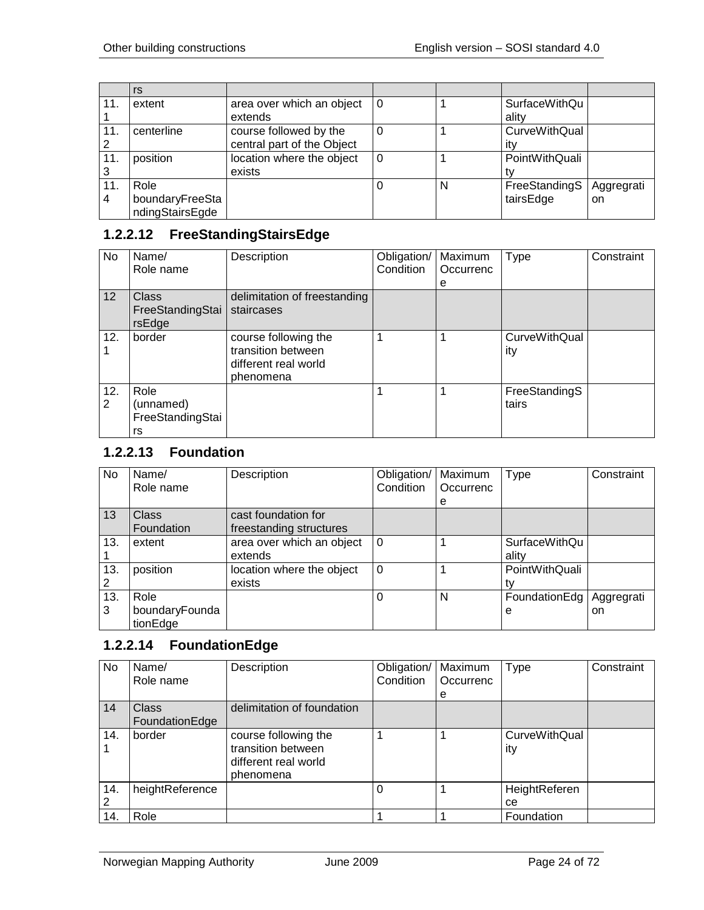|  | rs |  |  |  |  |  |
|---|---|---|---|---|---|---|
| 11.1 | extent | area over which an object extends | 0 | 1 | SurfaceWithQuality |  |
| 11.2 | centerline | course followed by the central part of the Object | 0 | 1 | CurveWithQuality |  |
| 11.3 | position | location where the object exists | 0 | 1 | PointWithQuality |  |
| 11.4 | Role boundaryFreeStandingStairsEgde |  | 0 | N | FreeStandingStairsEdge | Aggregration |

### 1.2.2.12 FreeStandingStairsEdge

| No | Name/ Role name | Description | Obligation/ Condition | Maximum Occurrence | Type | Constraint |
|---|---|---|---|---|---|---|
| 12 | Class FreeStandingStairsEdge | delimitation of freestanding staircases |  |  |  |  |
| 12.1 | border | course following the transition between different real world phenomena | 1 | 1 | CurveWithQuality |  |
| 12.2 | Role (unnamed) FreeStandingStairs |  | 1 | 1 | FreeStandingStairs |  |

### 1.2.2.13 Foundation

| No | Name/ Role name | Description | Obligation/ Condition | Maximum Occurrence | Type | Constraint |
|---|---|---|---|---|---|---|
| 13 | Class Foundation | cast foundation for freestanding structures |  |  |  |  |
| 13.1 | extent | area over which an object extends | 0 | 1 | SurfaceWithQuality |  |
| 13.2 | position | location where the object exists | 0 | 1 | PointWithQuality |  |
| 13.3 | Role boundaryFoundationEdge |  | 0 | N | FoundationEdge | Aggregration |

### 1.2.2.14 FoundationEdge

| No | Name/ Role name | Description | Obligation/ Condition | Maximum Occurrence | Type | Constraint |
|---|---|---|---|---|---|---|
| 14 | Class FoundationEdge | delimitation of foundation |  |  |  |  |
| 14.1 | border | course following the transition between different real world phenomena | 1 | 1 | CurveWithQuality |  |
| 14.2 | heightReference |  | 0 | 1 | HeightReference |  |
| 14. | Role |  | 1 | 1 | Foundation |  |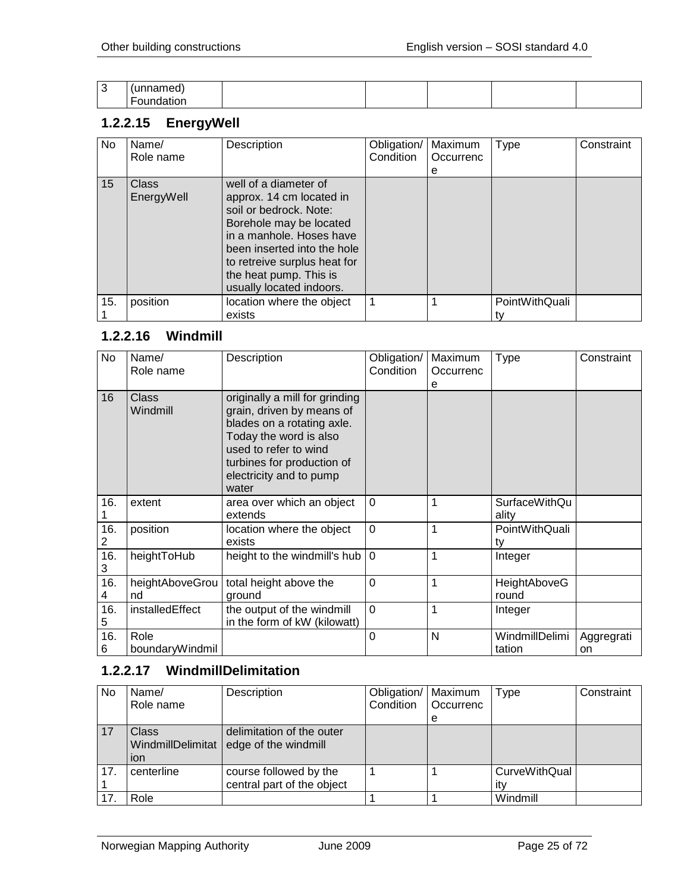| 3 | (unnamed) Foundation | | | | | |
|---|---|---|---|---|---|---|

### 1.2.2.15 EnergyWell

| No | Name/ Role name | Description | Obligation/ Condition | Maximum Occurrence | Type | Constraint |
|---|---|---|---|---|---|---|
| 15 | Class EnergyWell | well of a diameter of approx. 14 cm located in soil or bedrock. Note: Borehole may be located in a manhole. Hoses have been inserted into the hole to retreive surplus heat for the heat pump. This is usually located indoors. | | | | |
| 15.1 | position | location where the object exists | 1 | 1 | PointWithQuality | |

### 1.2.2.16 Windmill

| No | Name/ Role name | Description | Obligation/ Condition | Maximum Occurrence | Type | Constraint |
|---|---|---|---|---|---|---|
| 16 | Class Windmill | originally a mill for grinding grain, driven by means of blades on a rotating axle. Today the word is also used to refer to wind turbines for production of electricity and to pump water | | | | |
| 16.1 | extent | area over which an object extends | 0 | 1 | SurfaceWithQuality | |
| 16.2 | position | location where the object exists | 0 | 1 | PointWithQuality | |
| 16.3 | heightToHub | height to the windmill's hub | 0 | 1 | Integer | |
| 16.4 | heightAboveGround | total height above the ground | 0 | 1 | HeightAboveGround | |
| 16.5 | installedEffect | the output of the windmill in the form of kW (kilowatt) | 0 | 1 | Integer | |
| 16.6 | Role boundaryWindmil | | 0 | N | WindmillDelimitation | Aggregration |

### 1.2.2.17 WindmillDelimitation

| No | Name/ Role name | Description | Obligation/ Condition | Maximum Occurrence | Type | Constraint |
|---|---|---|---|---|---|---|
| 17 | Class WindmillDelimitation | delimitation of the outer edge of the windmill | | | | |
| 17.1 | centerline | course followed by the central part of the object | 1 | 1 | CurveWithQuality | |
| 17. | Role | | 1 | 1 | Windmill | |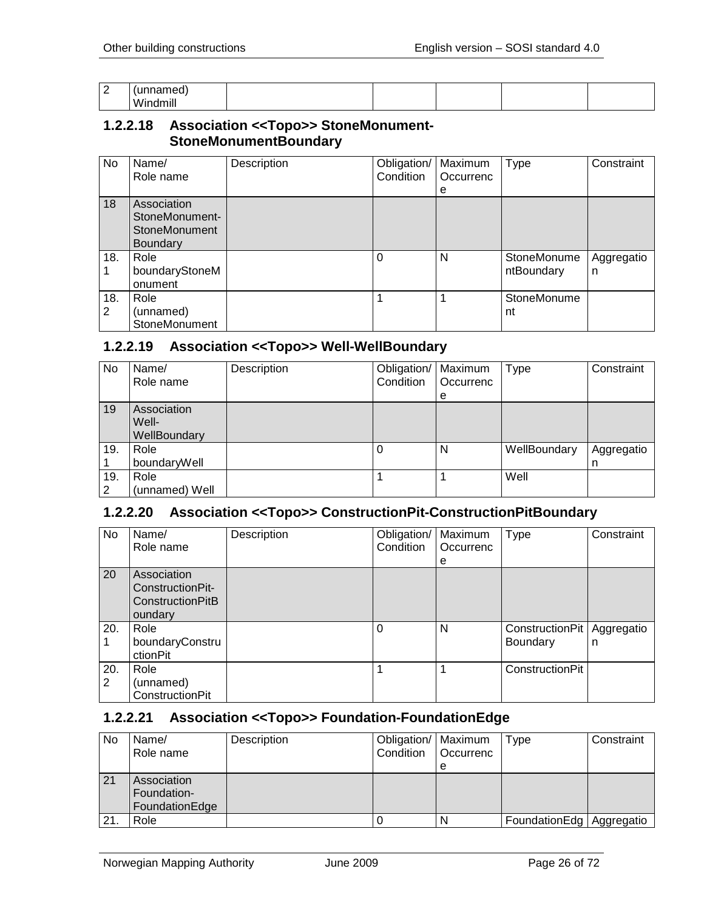| 2 | (unnamed) Windmill | | | | | |
|---|---|---|---|---|---|---|

### 1.2.2.18 Association <<Topo>> StoneMonument-StoneMonumentBoundary

| No | Name/ Role name | Description | Obligation/ Condition | Maximum Occurrence | Type | Constraint |
|---|---|---|---|---|---|---|
| 18 | Association StoneMonument-StoneMonument Boundary | | | | | |
| 18.1 | Role boundaryStoneMonument | | 0 | N | StoneMonumentBoundary | Aggregation |
| 18.2 | Role (unnamed) StoneMonument | | 1 | 1 | StoneMonument | |

### 1.2.2.19 Association <<Topo>> Well-WellBoundary

| No | Name/ Role name | Description | Obligation/ Condition | Maximum Occurrence | Type | Constraint |
|---|---|---|---|---|---|---|
| 19 | Association Well-WellBoundary | | | | | |
| 19.1 | Role boundaryWell | | 0 | N | WellBoundary | Aggregation |
| 19.2 | Role (unnamed) Well | | 1 | 1 | Well | |

### 1.2.2.20 Association <<Topo>> ConstructionPit-ConstructionPitBoundary

| No | Name/ Role name | Description | Obligation/ Condition | Maximum Occurrence | Type | Constraint |
|---|---|---|---|---|---|---|
| 20 | Association ConstructionPit-ConstructionPitBoundary | | | | | |
| 20.1 | Role boundaryConstructionPit | | 0 | N | ConstructionPit Boundary | Aggregation |
| 20.2 | Role (unnamed) ConstructionPit | | 1 | 1 | ConstructionPit | |

### 1.2.2.21 Association <<Topo>> Foundation-FoundationEdge

| No | Name/ Role name | Description | Obligation/ Condition | Maximum Occurrence | Type | Constraint |
|---|---|---|---|---|---|---|
| 21 | Association Foundation-FoundationEdge | | | | | |
| 21. | Role | | 0 | N | FoundationEdg | Aggregatio |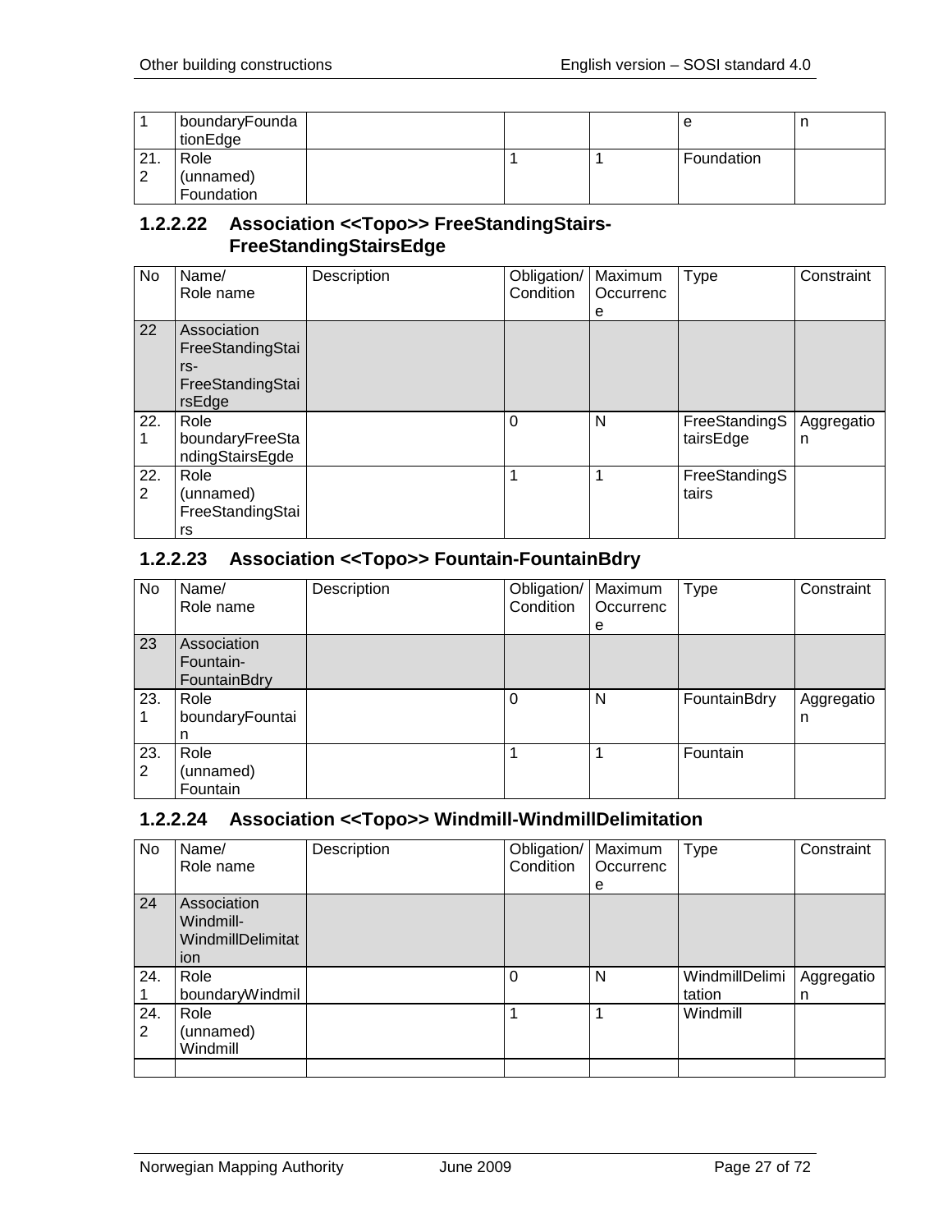| | | | | | | |
|---|---|---|---|---|---|---|
| 1 | boundaryFoundationEdge | | | | e | n |
| 21.2 | Role (unnamed) Foundation | | 1 | 1 | Foundation | |

### 1.2.2.22 Association <<Topo>> FreeStandingStairs-FreeStandingStairsEdge

| No | Name/ Role name | Description | Obligation/ Condition | Maximum Occurrence | Type | Constraint |
|---|---|---|---|---|---|---|
| 22 | Association FreeStandingStairs-FreeStandingStairsEdge | | | | | |
| 22.1 | Role boundaryFreeStandingStairsEgde | | 0 | N | FreeStandingStairsEdge | Aggregation |
| 22.2 | Role (unnamed) FreeStandingStairs | | 1 | 1 | FreeStandingStairs | |

### 1.2.2.23 Association <<Topo>> Fountain-FountainBdry

| No | Name/ Role name | Description | Obligation/ Condition | Maximum Occurrence | Type | Constraint |
|---|---|---|---|---|---|---|
| 23 | Association Fountain-FountainBdry | | | | | |
| 23.1 | Role boundaryFountain | | 0 | N | FountainBdry | Aggregation |
| 23.2 | Role (unnamed) Fountain | | 1 | 1 | Fountain | |

### 1.2.2.24 Association <<Topo>> Windmill-WindmillDelimitation

| No | Name/ Role name | Description | Obligation/ Condition | Maximum Occurrence | Type | Constraint |
|---|---|---|---|---|---|---|
| 24 | Association Windmill-WindmillDelimitation | | | | | |
| 24.1 | Role boundaryWindmil | | 0 | N | WindmillDelimitation | Aggregation |
| 24.2 | Role (unnamed) Windmill | | 1 | 1 | Windmill | |
| | | | | | | |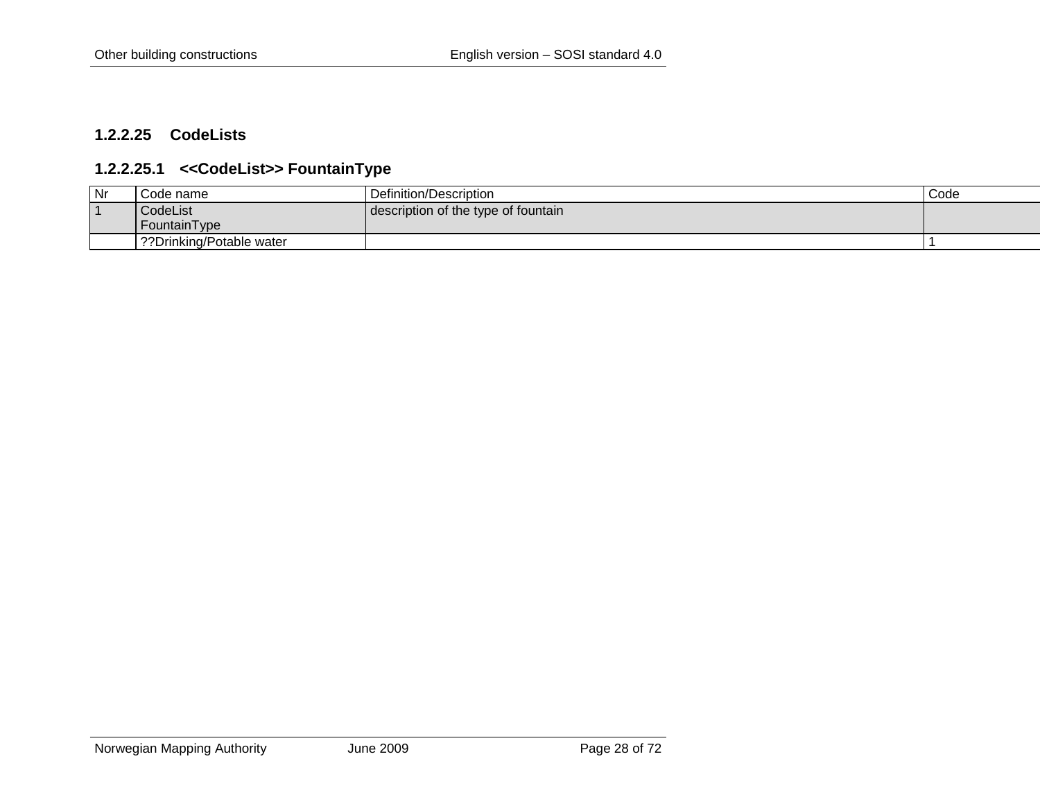### 1.2.2.25 CodeLists

#### 1.2.2.25.1 <<CodeList>> FountainType

| Nr | Code name | Definition/Description | Code |
|---|---|---|---|
| 1 | CodeList FountainType | description of the type of fountain | |
| | ??Drinking/Potable water | | 1 |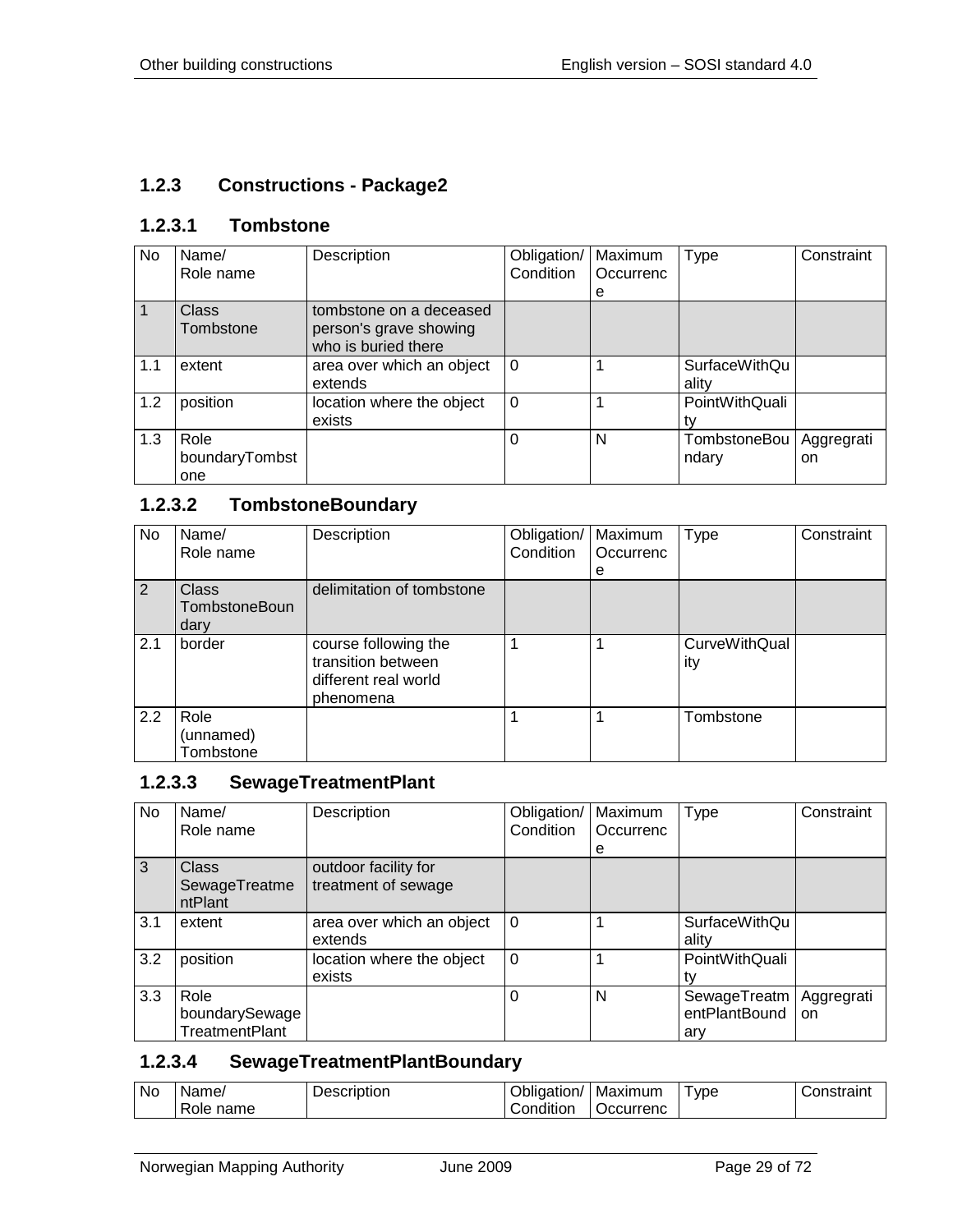### 1.2.3 Constructions - Package2

#### 1.2.3.1 Tombstone

| No | Name/ Role name | Description | Obligation/ Condition | Maximum Occurrence | Type | Constraint |
|---|---|---|---|---|---|---|
| 1 | Class Tombstone | tombstone on a deceased person's grave showing who is buried there | | | | |
| 1.1 | extent | area over which an object extends | 0 | 1 | SurfaceWithQuality | |
| 1.2 | position | location where the object exists | 0 | 1 | PointWithQuality | |
| 1.3 | Role boundaryTombstone | | 0 | N | TombstoneBoundary | Aggregration |

#### 1.2.3.2 TombstoneBoundary

| No | Name/ Role name | Description | Obligation/ Condition | Maximum Occurrence | Type | Constraint |
|---|---|---|---|---|---|---|
| 2 | Class TombstoneBoundary | delimitation of tombstone | | | | |
| 2.1 | border | course following the transition between different real world phenomena | 1 | 1 | CurveWithQuality | |
| 2.2 | Role (unnamed) Tombstone | | 1 | 1 | Tombstone | |

#### 1.2.3.3 SewageTreatmentPlant

| No | Name/ Role name | Description | Obligation/ Condition | Maximum Occurrence | Type | Constraint |
|---|---|---|---|---|---|---|
| 3 | Class SewageTreatmentPlant | outdoor facility for treatment of sewage | | | | |
| 3.1 | extent | area over which an object extends | 0 | 1 | SurfaceWithQuality | |
| 3.2 | position | location where the object exists | 0 | 1 | PointWithQuality | |
| 3.3 | Role boundarySewageTreatmentPlant | | 0 | N | SewageTreatmentPlantBoundary | Aggregration |

#### 1.2.3.4 SewageTreatmentPlantBoundary

| No | Name/ Role name | Description | Obligation/ Condition | Maximum Occurrenc | Type | Constraint |
|---|---|---|---|---|---|---|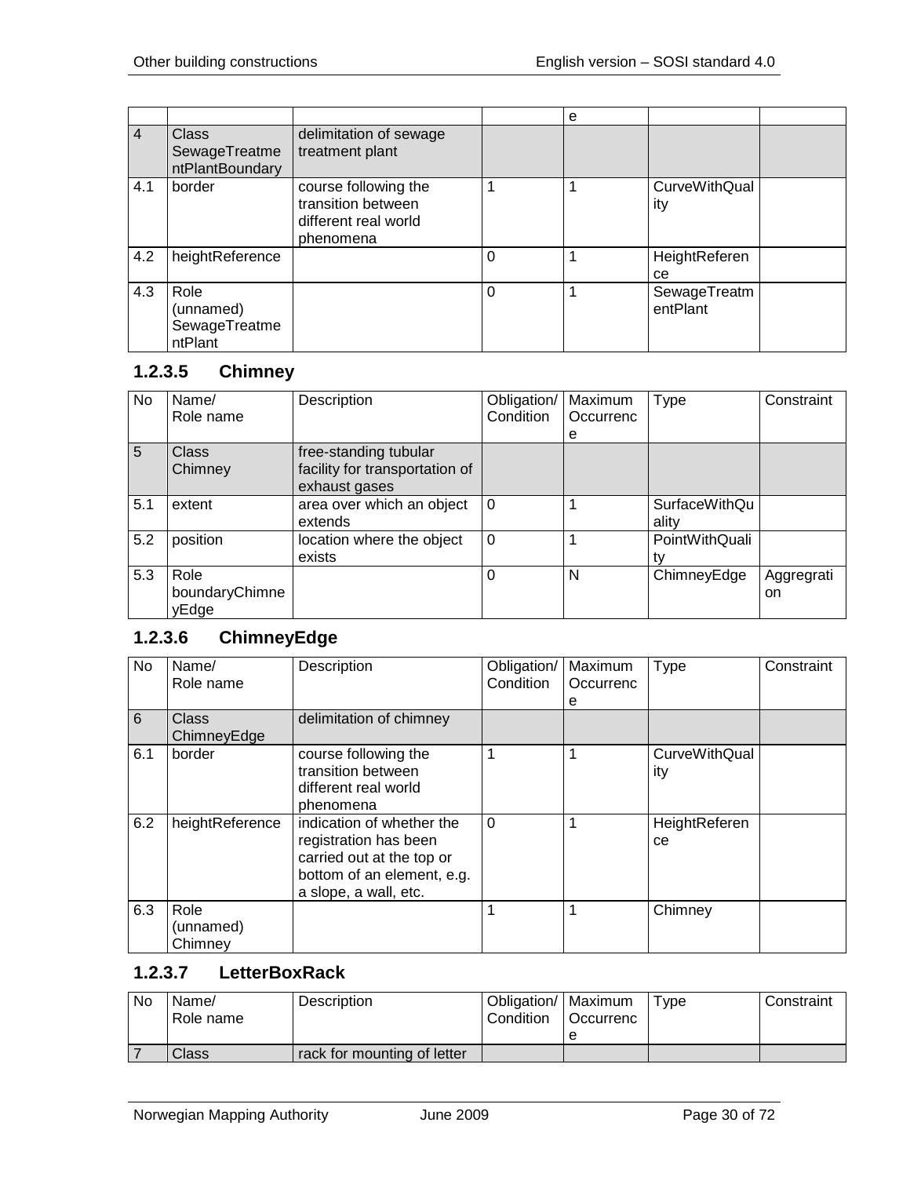| No | Name/ Role name | Description | Obligation/ Condition | Maximum Occurrence | Type | Constraint |
|---|---|---|---|---|---|---|
| 4 | Class SewageTreatmentPlantBoundary | delimitation of sewage treatment plant | | | | |
| 4.1 | border | course following the transition between different real world phenomena | 1 | 1 | CurveWithQuality | |
| 4.2 | heightReference | | 0 | 1 | HeightReference | |
| 4.3 | Role (unnamed) SewageTreatmentPlant | | 0 | 1 | SewageTreatmentPlant | |

### 1.2.3.5 Chimney

| No | Name/ Role name | Description | Obligation/ Condition | Maximum Occurrence | Type | Constraint |
|---|---|---|---|---|---|---|
| 5 | Class Chimney | free-standing tubular facility for transportation of exhaust gases | | | | |
| 5.1 | extent | area over which an object extends | 0 | 1 | SurfaceWithQuality | |
| 5.2 | position | location where the object exists | 0 | 1 | PointWithQuality | |
| 5.3 | Role boundaryChimneyEdge | | 0 | N | ChimneyEdge | Aggregration |

### 1.2.3.6 ChimneyEdge

| No | Name/ Role name | Description | Obligation/ Condition | Maximum Occurrence | Type | Constraint |
|---|---|---|---|---|---|---|
| 6 | Class ChimneyEdge | delimitation of chimney | | | | |
| 6.1 | border | course following the transition between different real world phenomena | 1 | 1 | CurveWithQuality | |
| 6.2 | heightReference | indication of whether the registration has been carried out at the top or bottom of an element, e.g. a slope, a wall, etc. | 0 | 1 | HeightReference | |
| 6.3 | Role (unnamed) Chimney | | 1 | 1 | Chimney | |

### 1.2.3.7 LetterBoxRack

| No | Name/ Role name | Description | Obligation/ Condition | Maximum Occurrence | Type | Constraint |
|---|---|---|---|---|---|---|
| 7 | Class | rack for mounting of letter | | | | |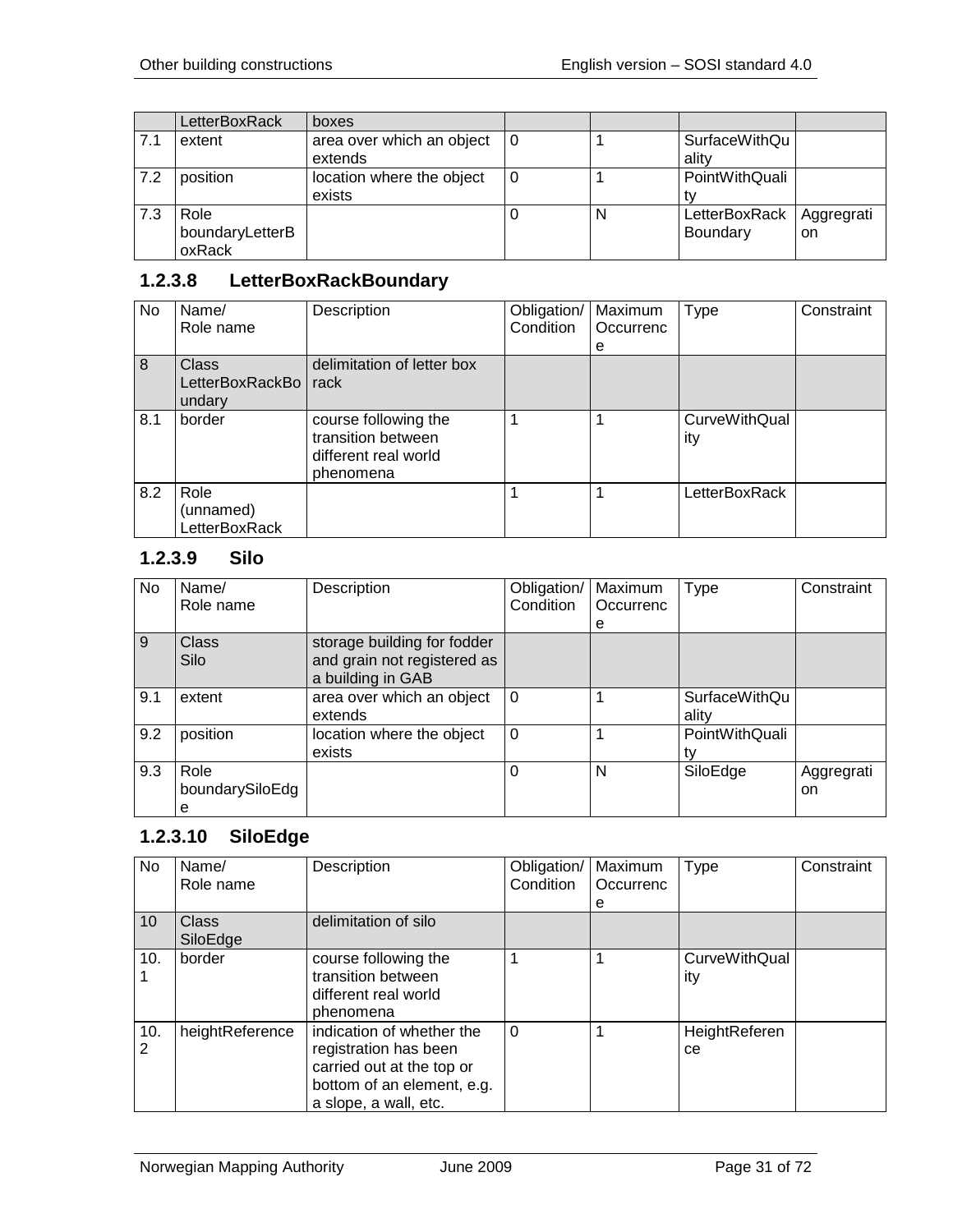| | LetterBoxRack | boxes | | | | |
|---|---|---|---|---|---|---|
| 7.1 | extent | area over which an object extends | 0 | 1 | SurfaceWithQuality | |
| 7.2 | position | location where the object exists | 0 | 1 | PointWithQuality | |
| 7.3 | Role boundaryLetterBoxRack | | 0 | N | LetterBoxRack Boundary | Aggregration |

### 1.2.3.8 LetterBoxRackBoundary

| No | Name/ Role name | Description | Obligation/ Condition | Maximum Occurrence | Type | Constraint |
|---|---|---|---|---|---|---|
| 8 | Class LetterBoxRackBoundary | delimitation of letter box rack | | | | |
| 8.1 | border | course following the transition between different real world phenomena | 1 | 1 | CurveWithQuality | |
| 8.2 | Role (unnamed) LetterBoxRack | | 1 | 1 | LetterBoxRack | |

### 1.2.3.9 Silo

| No | Name/ Role name | Description | Obligation/ Condition | Maximum Occurrence | Type | Constraint |
|---|---|---|---|---|---|---|
| 9 | Class Silo | storage building for fodder and grain not registered as a building in GAB | | | | |
| 9.1 | extent | area over which an object extends | 0 | 1 | SurfaceWithQuality | |
| 9.2 | position | location where the object exists | 0 | 1 | PointWithQuality | |
| 9.3 | Role boundarySiloEdge | | 0 | N | SiloEdge | Aggregration |

### 1.2.3.10 SiloEdge

| No | Name/ Role name | Description | Obligation/ Condition | Maximum Occurrence | Type | Constraint |
|---|---|---|---|---|---|---|
| 10 | Class SiloEdge | delimitation of silo | | | | |
| 10.1 | border | course following the transition between different real world phenomena | 1 | 1 | CurveWithQuality | |
| 10.2 | heightReference | indication of whether the registration has been carried out at the top or bottom of an element, e.g. a slope, a wall, etc. | 0 | 1 | HeightReference | |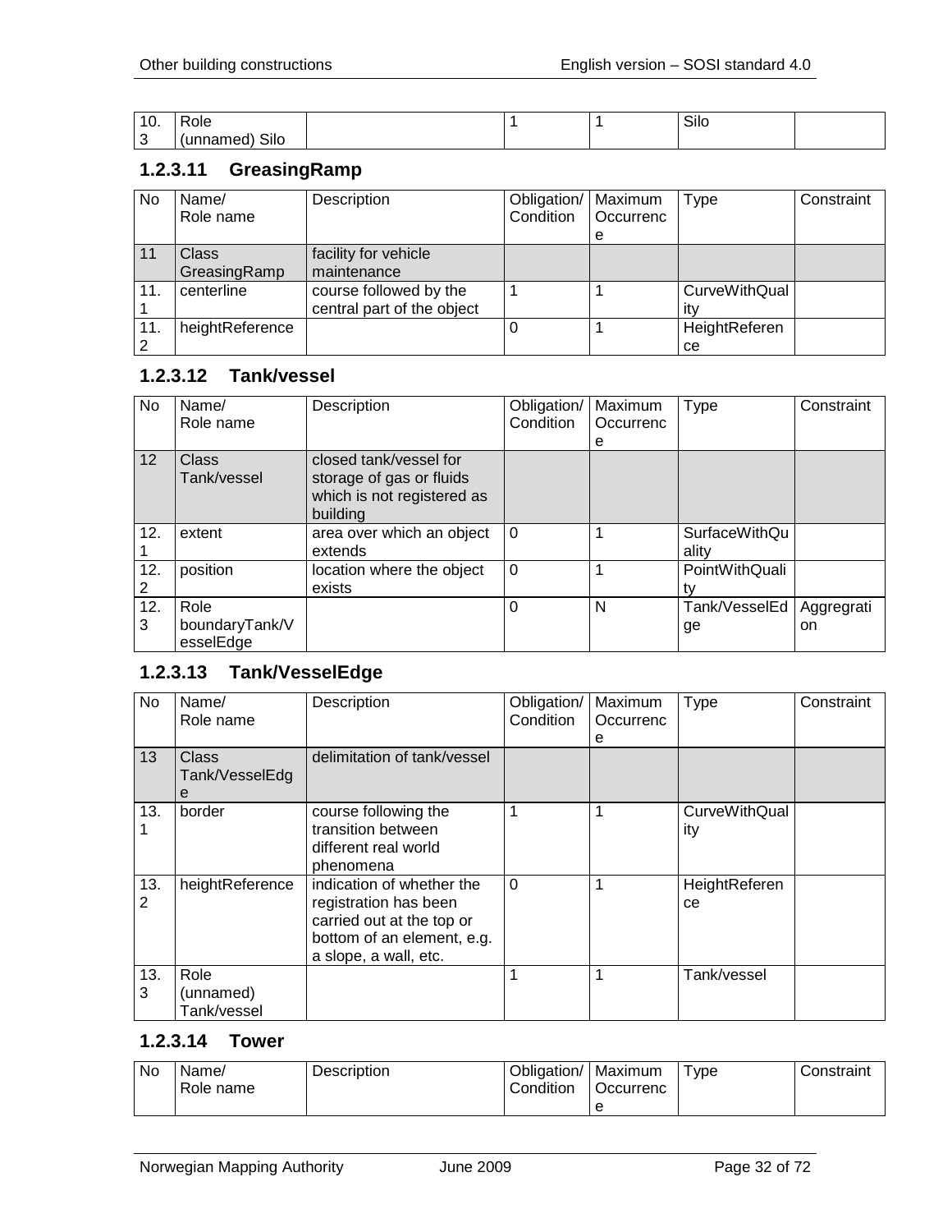| 10.3 | Role (unnamed) Silo | | 1 | 1 | Silo | |
|---|---|---|---|---|---|---|

### 1.2.3.11 GreasingRamp

| No | Name/ Role name | Description | Obligation/ Condition | Maximum Occurrence | Type | Constraint |
|---|---|---|---|---|---|---|
| 11 | Class GreasingRamp | facility for vehicle maintenance | | | | |
| 11.1 | centerline | course followed by the central part of the object | 1 | 1 | CurveWithQuality | |
| 11.2 | heightReference | | 0 | 1 | HeightReference | |

### 1.2.3.12 Tank/vessel

| No | Name/ Role name | Description | Obligation/ Condition | Maximum Occurrence | Type | Constraint |
|---|---|---|---|---|---|---|
| 12 | Class Tank/vessel | closed tank/vessel for storage of gas or fluids which is not registered as building | | | | |
| 12.1 | extent | area over which an object extends | 0 | 1 | SurfaceWithQuality | |
| 12.2 | position | location where the object exists | 0 | 1 | PointWithQuality | |
| 12.3 | Role boundaryTank/VesselEdge | | 0 | N | Tank/VesselEdge | Aggregration |

### 1.2.3.13 Tank/VesselEdge

| No | Name/ Role name | Description | Obligation/ Condition | Maximum Occurrence | Type | Constraint |
|---|---|---|---|---|---|---|
| 13 | Class Tank/VesselEdge | delimitation of tank/vessel | | | | |
| 13.1 | border | course following the transition between different real world phenomena | 1 | 1 | CurveWithQuality | |
| 13.2 | heightReference | indication of whether the registration has been carried out at the top or bottom of an element, e.g. a slope, a wall, etc. | 0 | 1 | HeightReference | |
| 13.3 | Role (unnamed) Tank/vessel | | 1 | 1 | Tank/vessel | |

### 1.2.3.14 Tower

| No | Name/ Role name | Description | Obligation/ Condition | Maximum Occurrence | Type | Constraint |
|---|---|---|---|---|---|---|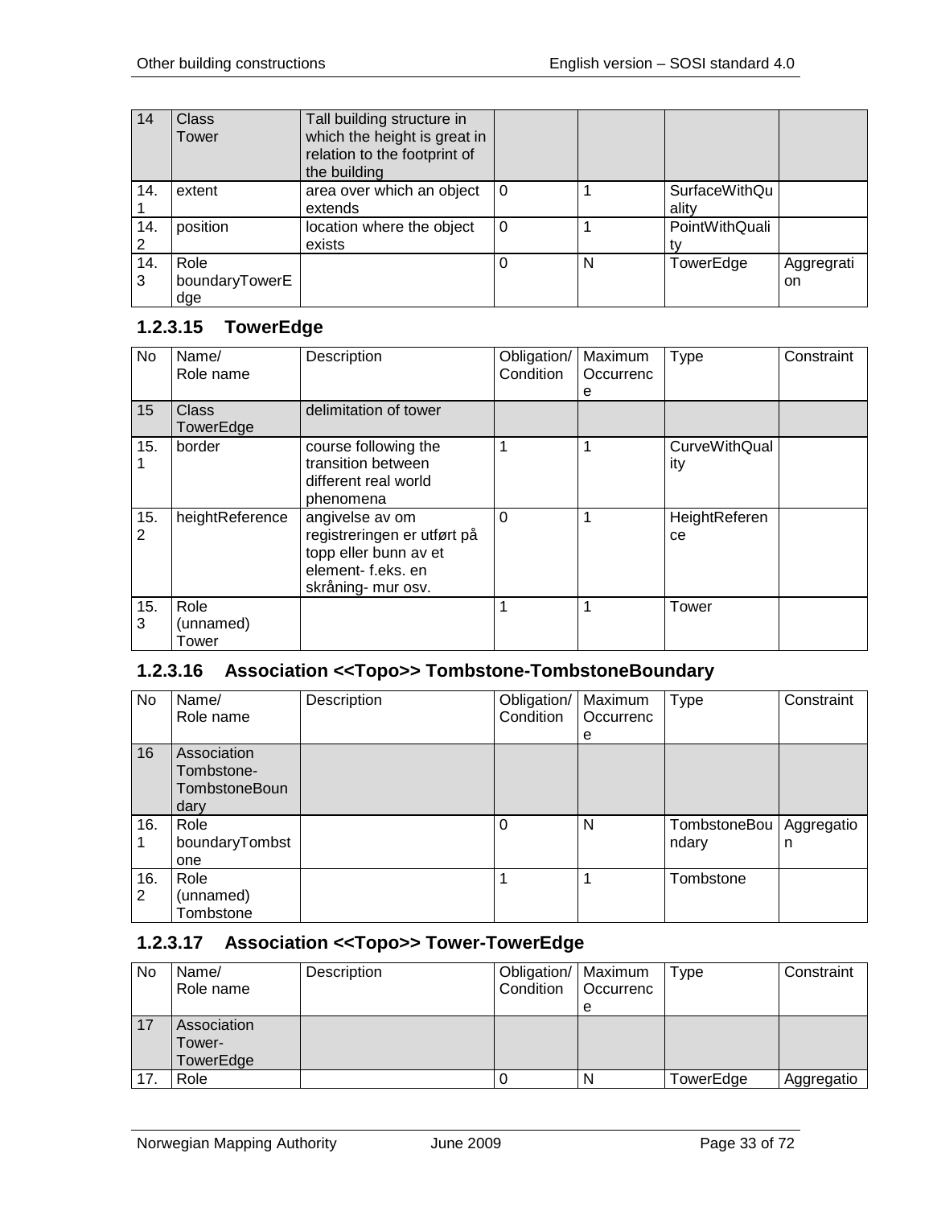| No | Name/ Role name | Description | Obligation/ Condition | Maximum Occurrence | Type | Constraint |
|---|---|---|---|---|---|---|
| 14 | Class Tower | Tall building structure in which the height is great in relation to the footprint of the building | | | | |
| 14.1 | extent | area over which an object extends | 0 | 1 | SurfaceWithQuality | |
| 14.2 | position | location where the object exists | 0 | 1 | PointWithQuality | |
| 14.3 | Role boundaryTowerEdge | | 0 | N | TowerEdge | Aggregation |

### 1.2.3.15 TowerEdge

| No | Name/ Role name | Description | Obligation/ Condition | Maximum Occurrence | Type | Constraint |
|---|---|---|---|---|---|---|
| 15 | Class TowerEdge | delimitation of tower | | | | |
| 15.1 | border | course following the transition between different real world phenomena | 1 | 1 | CurveWithQuality | |
| 15.2 | heightReference | angivelse av om registreringen er utført på topp eller bunn av et element- f.eks. en skråning- mur osv. | 0 | 1 | HeightReference | |
| 15.3 | Role (unnamed) Tower | | 1 | 1 | Tower | |

### 1.2.3.16 Association <<Topo>> Tombstone-TombstoneBoundary

| No | Name/ Role name | Description | Obligation/ Condition | Maximum Occurrence | Type | Constraint |
|---|---|---|---|---|---|---|
| 16 | Association Tombstone-TombstoneBoundary | | | | | |
| 16.1 | Role boundaryTombstone | | 0 | N | TombstoneBoundary | Aggregation |
| 16.2 | Role (unnamed) Tombstone | | 1 | 1 | Tombstone | |

### 1.2.3.17 Association <<Topo>> Tower-TowerEdge

| No | Name/ Role name | Description | Obligation/ Condition | Maximum Occurrence | Type | Constraint |
|---|---|---|---|---|---|---|
| 17 | Association Tower-TowerEdge | | | | | |
| 17. | Role | | 0 | N | TowerEdge | Aggregatio |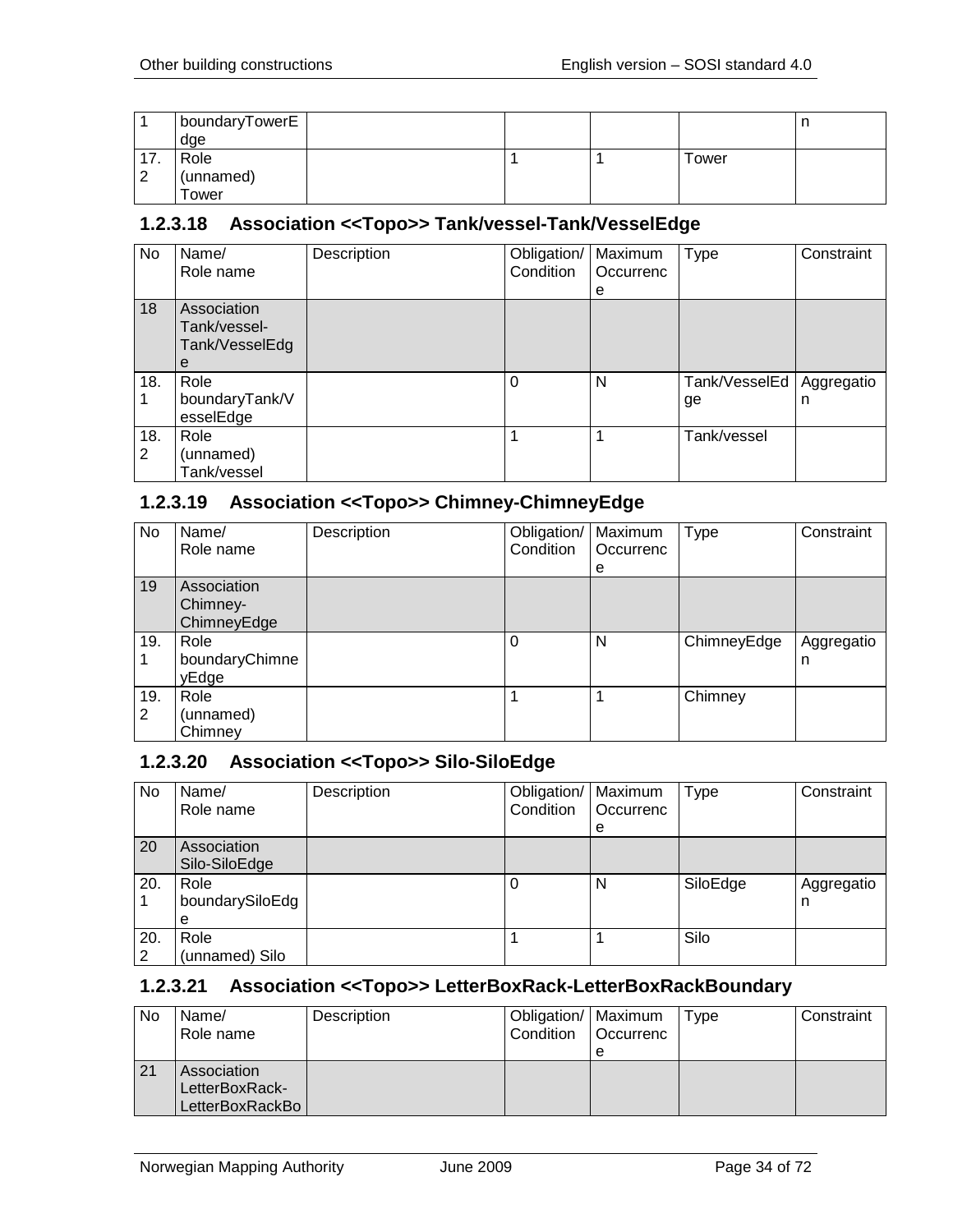| 1 | boundaryTowerEdge | | | | | n |
|---|---|---|---|---|---|---|
| 17.2 | Role (unnamed) Tower | | 1 | 1 | Tower | |

### 1.2.3.18 Association <<Topo>> Tank/vessel-Tank/VesselEdge

| No | Name/ Role name | Description | Obligation/ Condition | Maximum Occurrence | Type | Constraint |
|---|---|---|---|---|---|---|
| 18 | Association Tank/vessel-Tank/VesselEdge | | | | | |
| 18.1 | Role boundaryTank/VesselEdge | | 0 | N | Tank/VesselEdge | Aggregation |
| 18.2 | Role (unnamed) Tank/vessel | | 1 | 1 | Tank/vessel | |

### 1.2.3.19 Association <<Topo>> Chimney-ChimneyEdge

| No | Name/ Role name | Description | Obligation/ Condition | Maximum Occurrence | Type | Constraint |
|---|---|---|---|---|---|---|
| 19 | Association Chimney-ChimneyEdge | | | | | |
| 19.1 | Role boundaryChimneyEdge | | 0 | N | ChimneyEdge | Aggregation |
| 19.2 | Role (unnamed) Chimney | | 1 | 1 | Chimney | |

### 1.2.3.20 Association <<Topo>> Silo-SiloEdge

| No | Name/ Role name | Description | Obligation/ Condition | Maximum Occurrence | Type | Constraint |
|---|---|---|---|---|---|---|
| 20 | Association Silo-SiloEdge | | | | | |
| 20.1 | Role boundarySiloEdge | | 0 | N | SiloEdge | Aggregation |
| 20.2 | Role (unnamed) Silo | | 1 | 1 | Silo | |

### 1.2.3.21 Association <<Topo>> LetterBoxRack-LetterBoxRackBoundary

| No | Name/ Role name | Description | Obligation/ Condition | Maximum Occurrence | Type | Constraint |
|---|---|---|---|---|---|---|
| 21 | Association LetterBoxRack-LetterBoxRackBo | | | | | |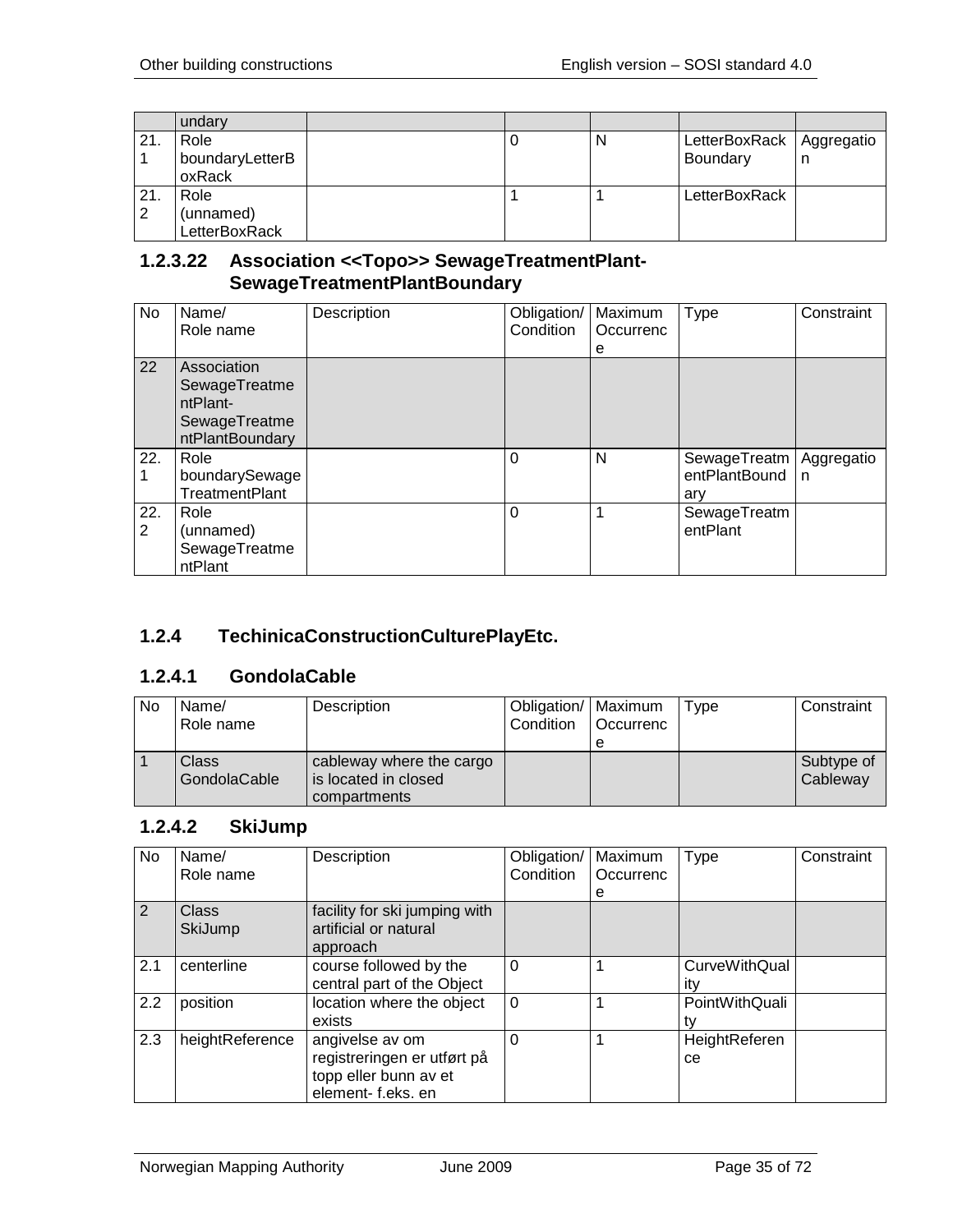| | undary | | | | | |
|---|---|---|---|---|---|---|
| 21.1 | Role boundaryLetterBoxRack | | 0 | N | LetterBoxRackBoundary | Aggregation |
| 21.2 | Role (unnamed) LetterBoxRack | | 1 | 1 | LetterBoxRack | |

### 1.2.3.22 Association <<Topo>> SewageTreatmentPlant-SewageTreatmentPlantBoundary

| No | Name/ Role name | Description | Obligation/ Condition | Maximum Occurrence | Type | Constraint |
|---|---|---|---|---|---|---|
| 22 | Association SewageTreatmentPlant-SewageTreatmentPlantBoundary | | | | | |
| 22.1 | Role boundarySewageTreatmentPlant | | 0 | N | SewageTreatmentPlantBoundary | Aggregation |
| 22.2 | Role (unnamed) SewageTreatmentPlant | | 0 | 1 | SewageTreatmentPlant | |

## 1.2.4 TechinicaConstructionCulturePlayEtc.

### 1.2.4.1 GondolaCable

| No | Name/ Role name | Description | Obligation/ Condition | Maximum Occurrence | Type | Constraint |
|---|---|---|---|---|---|---|
| 1 | Class GondolaCable | cableway where the cargo is located in closed compartments | | | | Subtype of Cableway |

### 1.2.4.2 SkiJump

| No | Name/ Role name | Description | Obligation/ Condition | Maximum Occurrence | Type | Constraint |
|---|---|---|---|---|---|---|
| 2 | Class SkiJump | facility for ski jumping with artificial or natural approach | | | | |
| 2.1 | centerline | course followed by the central part of the Object | 0 | 1 | CurveWithQuality | |
| 2.2 | position | location where the object exists | 0 | 1 | PointWithQuality | |
| 2.3 | heightReference | angivelse av om registreringen er utført på topp eller bunn av et element- f.eks. en | 0 | 1 | HeightReference | |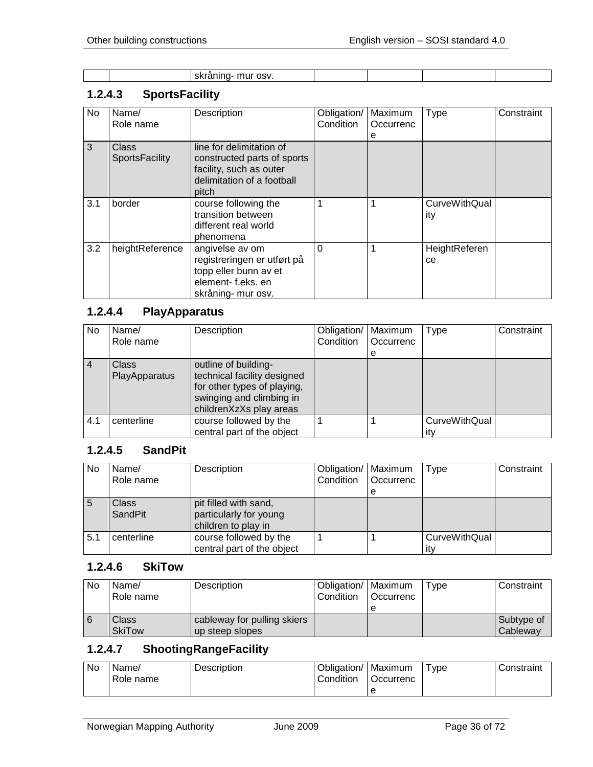| | | skråning- mur osv. | | | | |
|---|---|---|---|---|---|---|

### 1.2.4.3 SportsFacility

| No | Name/ Role name | Description | Obligation/ Condition | Maximum Occurrence | Type | Constraint |
|---|---|---|---|---|---|---|
| 3 | Class SportsFacility | line for delimitation of constructed parts of sports facility, such as outer delimitation of a football pitch | | | | |
| 3.1 | border | course following the transition between different real world phenomena | 1 | 1 | CurveWithQuality | |
| 3.2 | heightReference | angivelse av om registreringen er utført på topp eller bunn av et element- f.eks. en skråning- mur osv. | 0 | 1 | HeightReference | |

### 1.2.4.4 PlayApparatus

| No | Name/ Role name | Description | Obligation/ Condition | Maximum Occurrence | Type | Constraint |
|---|---|---|---|---|---|---|
| 4 | Class PlayApparatus | outline of building-technical facility designed for other types of playing, swinging and climbing in childrenXzXs play areas | | | | |
| 4.1 | centerline | course followed by the central part of the object | 1 | 1 | CurveWithQuality | |

### 1.2.4.5 SandPit

| No | Name/ Role name | Description | Obligation/ Condition | Maximum Occurrence | Type | Constraint |
|---|---|---|---|---|---|---|
| 5 | Class SandPit | pit filled with sand, particularly for young children to play in | | | | |
| 5.1 | centerline | course followed by the central part of the object | 1 | 1 | CurveWithQuality | |

### 1.2.4.6 SkiTow

| No | Name/ Role name | Description | Obligation/ Condition | Maximum Occurrence | Type | Constraint |
|---|---|---|---|---|---|---|
| 6 | Class SkiTow | cableway for pulling skiers up steep slopes | | | | Subtype of Cableway |

### 1.2.4.7 ShootingRangeFacility

| No | Name/ Role name | Description | Obligation/ Condition | Maximum Occurrence | Type | Constraint |
|---|---|---|---|---|---|---|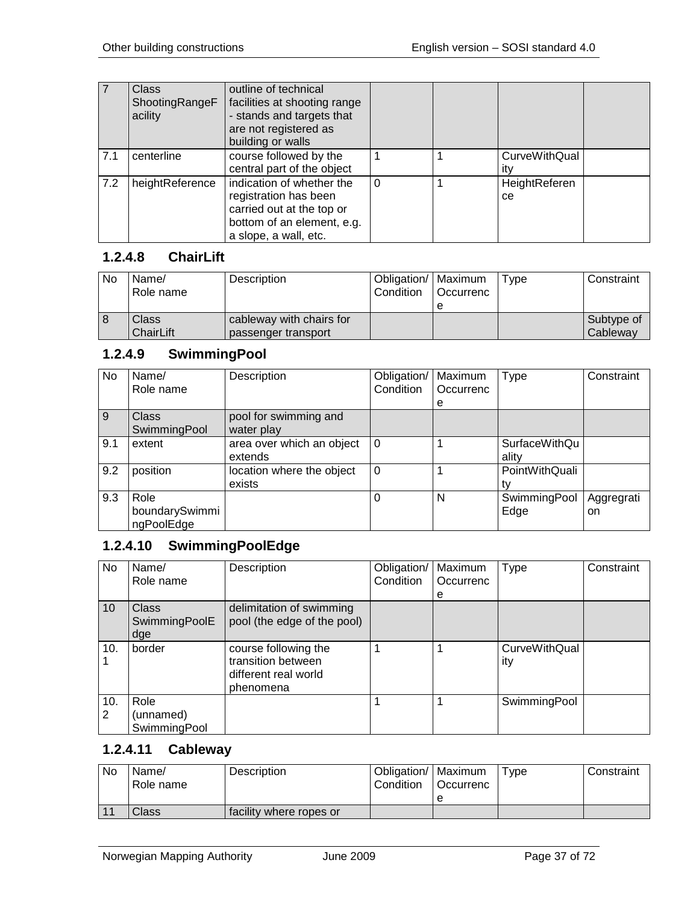| No | Name/ Role name | Description | Obligation/ Condition | Maximum Occurrence | Type | Constraint |
|---|---|---|---|---|---|---|
| 7 | Class ShootingRangeFacility | outline of technical facilities at shooting range - stands and targets that are not registered as building or walls | | | | |
| 7.1 | centerline | course followed by the central part of the object | 1 | 1 | CurveWithQuality | |
| 7.2 | heightReference | indication of whether the registration has been carried out at the top or bottom of an element, e.g. a slope, a wall, etc. | 0 | 1 | HeightReference | |

### 1.2.4.8 ChairLift

| No | Name/ Role name | Description | Obligation/ Condition | Maximum Occurrence | Type | Constraint |
|---|---|---|---|---|---|---|
| 8 | Class ChairLift | cableway with chairs for passenger transport | | | | Subtype of Cableway |

### 1.2.4.9 SwimmingPool

| No | Name/ Role name | Description | Obligation/ Condition | Maximum Occurrence | Type | Constraint |
|---|---|---|---|---|---|---|
| 9 | Class SwimmingPool | pool for swimming and water play | | | | |
| 9.1 | extent | area over which an object extends | 0 | 1 | SurfaceWithQuality | |
| 9.2 | position | location where the object exists | 0 | 1 | PointWithQuality | |
| 9.3 | Role boundarySwimmingPoolEdge | | 0 | N | SwimmingPoolEdge | Aggregration |

### 1.2.4.10 SwimmingPoolEdge

| No | Name/ Role name | Description | Obligation/ Condition | Maximum Occurrence | Type | Constraint |
|---|---|---|---|---|---|---|
| 10 | Class SwimmingPoolEdge | delimitation of swimming pool (the edge of the pool) | | | | |
| 10.1 | border | course following the transition between different real world phenomena | 1 | 1 | CurveWithQuality | |
| 10.2 | Role (unnamed) SwimmingPool | | 1 | 1 | SwimmingPool | |

### 1.2.4.11 Cableway

| No | Name/ Role name | Description | Obligation/ Condition | Maximum Occurrence | Type | Constraint |
|---|---|---|---|---|---|---|
| 11 | Class | facility where ropes or | | | | |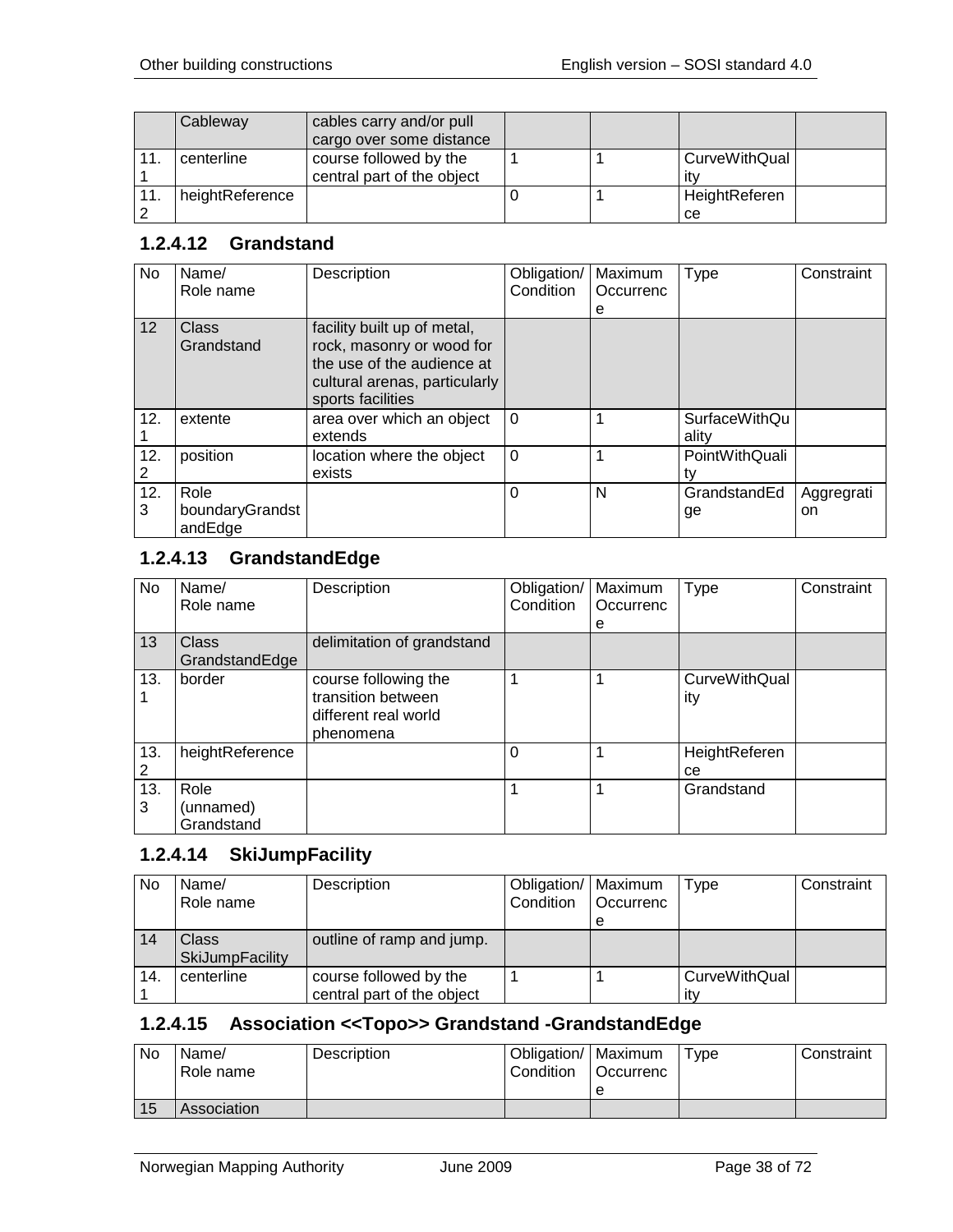| | Cableway | cables carry and/or pull cargo over some distance | | | | |
|---|---|---|---|---|---|---|
| 11.1 | centerline | course followed by the central part of the object | 1 | 1 | CurveWithQuality | |
| 11.2 | heightReference | | 0 | 1 | HeightReference | |

### 1.2.4.12 Grandstand

| No | Name/ Role name | Description | Obligation/ Condition | Maximum Occurrence | Type | Constraint |
|---|---|---|---|---|---|---|
| 12 | Class Grandstand | facility built up of metal, rock, masonry or wood for the use of the audience at cultural arenas, particularly sports facilities | | | | |
| 12.1 | extente | area over which an object extends | 0 | 1 | SurfaceWithQuality | |
| 12.2 | position | location where the object exists | 0 | 1 | PointWithQuality | |
| 12.3 | Role boundaryGrandstandEdge | | 0 | N | GrandstandEdge | Aggregration |

### 1.2.4.13 GrandstandEdge

| No | Name/ Role name | Description | Obligation/ Condition | Maximum Occurrence | Type | Constraint |
|---|---|---|---|---|---|---|
| 13 | Class GrandstandEdge | delimitation of grandstand | | | | |
| 13.1 | border | course following the transition between different real world phenomena | 1 | 1 | CurveWithQuality | |
| 13.2 | heightReference | | 0 | 1 | HeightReference | |
| 13.3 | Role (unnamed) Grandstand | | 1 | 1 | Grandstand | |

### 1.2.4.14 SkiJumpFacility

| No | Name/ Role name | Description | Obligation/ Condition | Maximum Occurrence | Type | Constraint |
|---|---|---|---|---|---|---|
| 14 | Class SkiJumpFacility | outline of ramp and jump. | | | | |
| 14.1 | centerline | course followed by the central part of the object | 1 | 1 | CurveWithQuality | |

### 1.2.4.15 Association <<Topo>> Grandstand -GrandstandEdge

| No | Name/ Role name | Description | Obligation/ Condition | Maximum Occurrence | Type | Constraint |
|---|---|---|---|---|---|---|
| 15 | Association | | | | | |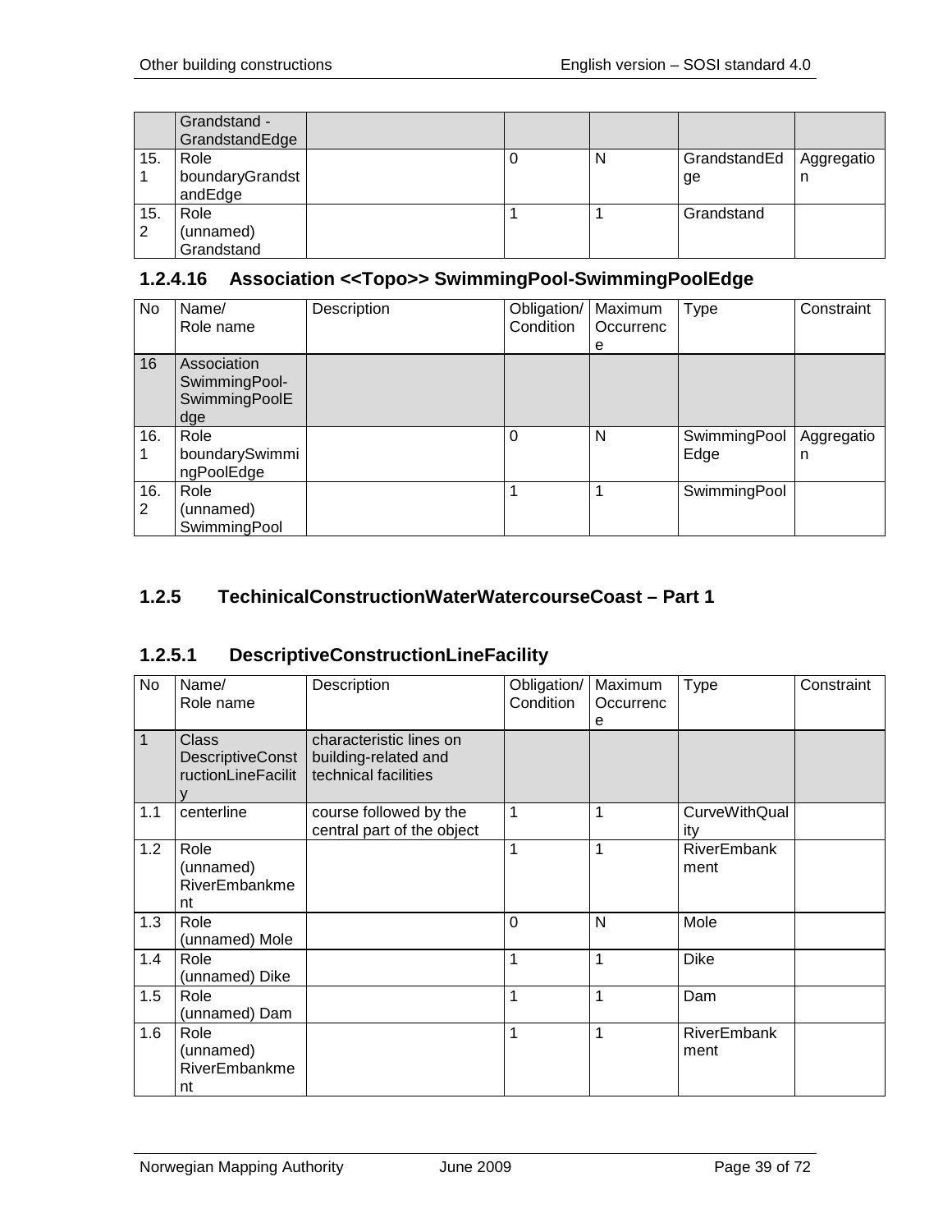| | Grandstand - GrandstandEdge | | | | | |
|---|---|---|---|---|---|---|
| 15.1 | Role boundaryGrandstandEdge | | 0 | N | GrandstandEdge | Aggregation |
| 15.2 | Role (unnamed) Grandstand | | 1 | 1 | Grandstand | |

### 1.2.4.16 Association <<Topo>> SwimmingPool-SwimmingPoolEdge

| No | Name/ Role name | Description | Obligation/ Condition | Maximum Occurrence | Type | Constraint |
|---|---|---|---|---|---|---|
| 16 | Association SwimmingPool-SwimmingPoolEdge | | | | | |
| 16.1 | Role boundarySwimmingPoolEdge | | 0 | N | SwimmingPoolEdge | Aggregation |
| 16.2 | Role (unnamed) SwimmingPool | | 1 | 1 | SwimmingPool | |

## 1.2.5 TechinicalConstructionWaterWatercourseCoast – Part 1

### 1.2.5.1 DescriptiveConstructionLineFacility

| No | Name/ Role name | Description | Obligation/ Condition | Maximum Occurrence | Type | Constraint |
|---|---|---|---|---|---|---|
| 1 | Class DescriptiveConstructionLineFacility | characteristic lines on building-related and technical facilities | | | | |
| 1.1 | centerline | course followed by the central part of the object | 1 | 1 | CurveWithQuality | |
| 1.2 | Role (unnamed) RiverEmbankment | | 1 | 1 | RiverEmbankment | |
| 1.3 | Role (unnamed) Mole | | 0 | N | Mole | |
| 1.4 | Role (unnamed) Dike | | 1 | 1 | Dike | |
| 1.5 | Role (unnamed) Dam | | 1 | 1 | Dam | |
| 1.6 | Role (unnamed) RiverEmbankment | | 1 | 1 | RiverEmbankment | |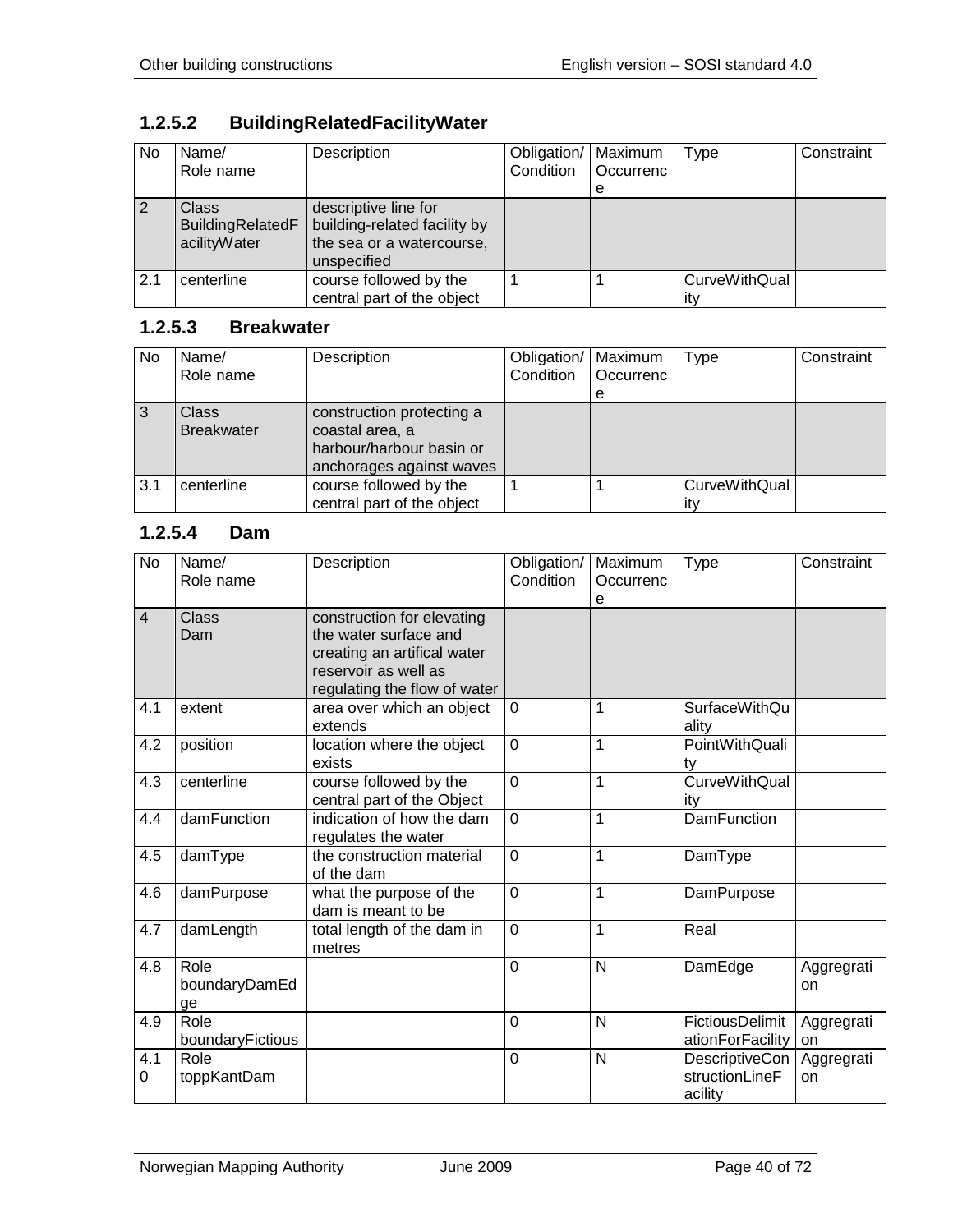### 1.2.5.2 BuildingRelatedFacilityWater

| No | Name/ Role name | Description | Obligation/ Condition | Maximum Occurrence | Type | Constraint |
|---|---|---|---|---|---|---|
| 2 | Class BuildingRelatedFacilityWater | descriptive line for building-related facility by the sea or a watercourse, unspecified | | | | |
| 2.1 | centerline | course followed by the central part of the object | 1 | 1 | CurveWithQuality | |

### 1.2.5.3 Breakwater

| No | Name/ Role name | Description | Obligation/ Condition | Maximum Occurrence | Type | Constraint |
|---|---|---|---|---|---|---|
| 3 | Class Breakwater | construction protecting a coastal area, a harbour/harbour basin or anchorages against waves | | | | |
| 3.1 | centerline | course followed by the central part of the object | 1 | 1 | CurveWithQuality | |

### 1.2.5.4 Dam

| No | Name/ Role name | Description | Obligation/ Condition | Maximum Occurrence | Type | Constraint |
|---|---|---|---|---|---|---|
| 4 | Class Dam | construction for elevating the water surface and creating an artifical water reservoir as well as regulating the flow of water | | | | |
| 4.1 | extent | area over which an object extends | 0 | 1 | SurfaceWithQuality | |
| 4.2 | position | location where the object exists | 0 | 1 | PointWithQuality | |
| 4.3 | centerline | course followed by the central part of the Object | 0 | 1 | CurveWithQuality | |
| 4.4 | damFunction | indication of how the dam regulates the water | 0 | 1 | DamFunction | |
| 4.5 | damType | the construction material of the dam | 0 | 1 | DamType | |
| 4.6 | damPurpose | what the purpose of the dam is meant to be | 0 | 1 | DamPurpose | |
| 4.7 | damLength | total length of the dam in metres | 0 | 1 | Real | |
| 4.8 | Role boundaryDamEdge | | 0 | N | DamEdge | Aggregation |
| 4.9 | Role boundaryFictious | | 0 | N | FictiousDelimitationForFacility | Aggregation |
| 4.10 | Role toppKantDam | | 0 | N | DescriptiveConstructionLineFacility | Aggregation |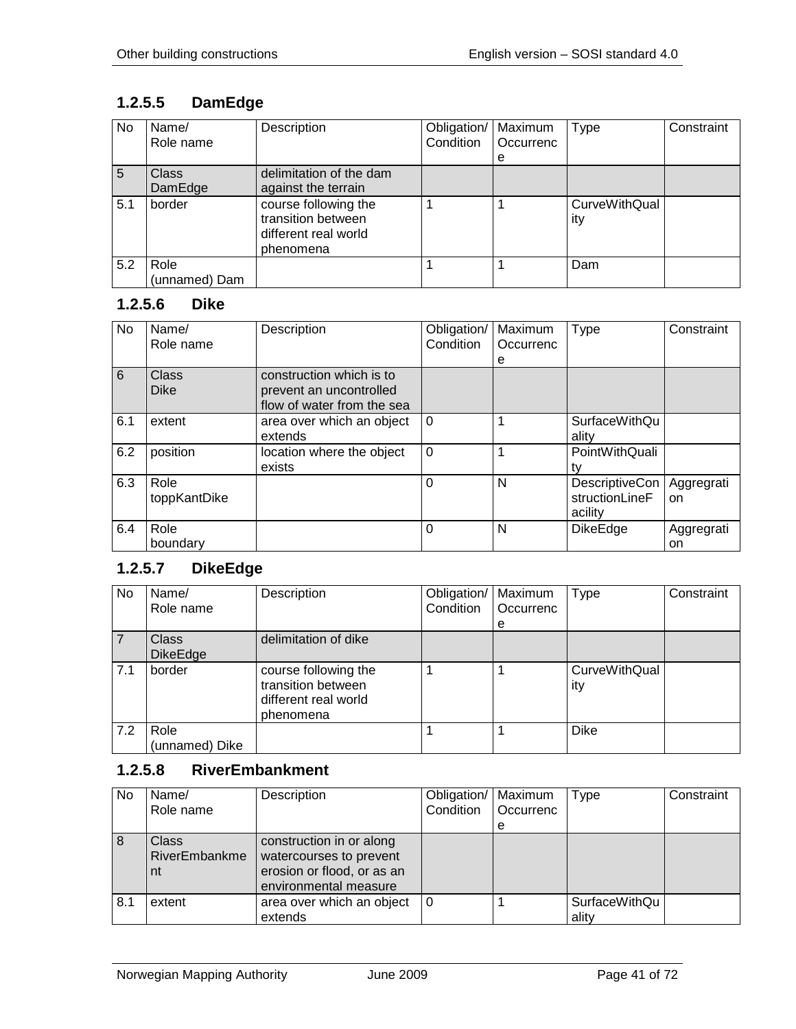### 1.2.5.5 DamEdge

| No | Name/<br>Role name | Description | Obligation/<br>Condition | Maximum<br>Occurrence | Type | Constraint |
|---|---|---|---|---|---|---|
| 5 | Class<br>DamEdge | delimitation of the dam against the terrain | | | | |
| 5.1 | border | course following the transition between different real world phenomena | 1 | 1 | CurveWithQuality | |
| 5.2 | Role<br>(unnamed) Dam | | 1 | 1 | Dam | |

### 1.2.5.6 Dike

| No | Name/<br>Role name | Description | Obligation/<br>Condition | Maximum<br>Occurrence | Type | Constraint |
|---|---|---|---|---|---|---|
| 6 | Class<br>Dike | construction which is to prevent an uncontrolled flow of water from the sea | | | | |
| 6.1 | extent | area over which an object extends | 0 | 1 | SurfaceWithQuality | |
| 6.2 | position | location where the object exists | 0 | 1 | PointWithQuality | |
| 6.3 | Role<br>toppKantDike | | 0 | N | DescriptiveConstructionLineFacility | Aggregration |
| 6.4 | Role<br>boundary | | 0 | N | DikeEdge | Aggregration |

### 1.2.5.7 DikeEdge

| No | Name/<br>Role name | Description | Obligation/<br>Condition | Maximum<br>Occurrence | Type | Constraint |
|---|---|---|---|---|---|---|
| 7 | Class<br>DikeEdge | delimitation of dike | | | | |
| 7.1 | border | course following the transition between different real world phenomena | 1 | 1 | CurveWithQuality | |
| 7.2 | Role<br>(unnamed) Dike | | 1 | 1 | Dike | |

### 1.2.5.8 RiverEmbankment

| No | Name/<br>Role name | Description | Obligation/<br>Condition | Maximum<br>Occurrence | Type | Constraint |
|---|---|---|---|---|---|---|
| 8 | Class<br>RiverEmbankment | construction in or along watercourses to prevent erosion or flood, or as an environmental measure | | | | |
| 8.1 | extent | area over which an object extends | 0 | 1 | SurfaceWithQuality | |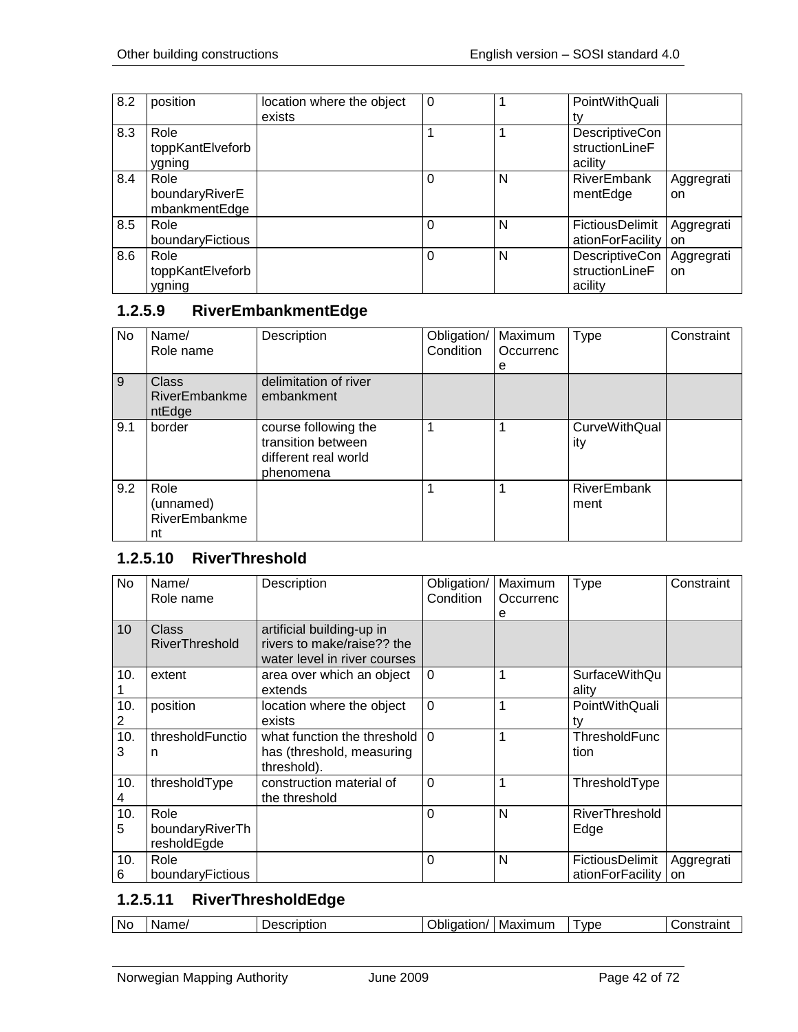| 8.2 | position | location where the object exists | 0 | 1 | PointWithQuality | |
|---|---|---|---|---|---|---|
| 8.3 | Role toppKantElveforbygning | | 1 | 1 | DescriptiveConstructionLineFacility | |
| 8.4 | Role boundaryRiverEmbankmentEdge | | 0 | N | RiverEmbankmentEdge | Aggregration |
| 8.5 | Role boundaryFictious | | 0 | N | FictiousDelimitationForFacility | Aggregration |
| 8.6 | Role toppKantElveforbygning | | 0 | N | DescriptiveConstructionLineFacility | Aggregration |

### 1.2.5.9 RiverEmbankmentEdge

| No | Name/ Role name | Description | Obligation/ Condition | Maximum Occurrence | Type | Constraint |
|---|---|---|---|---|---|---|
| 9 | Class RiverEmbankmentEdge | delimitation of river embankment | | | | |
| 9.1 | border | course following the transition between different real world phenomena | 1 | 1 | CurveWithQuality | |
| 9.2 | Role (unnamed) RiverEmbankment | | 1 | 1 | RiverEmbankment | |

### 1.2.5.10 RiverThreshold

| No | Name/ Role name | Description | Obligation/ Condition | Maximum Occurrence | Type | Constraint |
|---|---|---|---|---|---|---|
| 10 | Class RiverThreshold | artificial building-up in rivers to make/raise?? the water level in river courses | | | | |
| 10.1 | extent | area over which an object extends | 0 | 1 | SurfaceWithQuality | |
| 10.2 | position | location where the object exists | 0 | 1 | PointWithQuality | |
| 10.3 | thresholdFunction | what function the threshold has (threshold, measuring threshold). | 0 | 1 | ThresholdFunction | |
| 10.4 | thresholdType | construction material of the threshold | 0 | 1 | ThresholdType | |
| 10.5 | Role boundaryRiverThresholdEgde | | 0 | N | RiverThresholdEdge | |
| 10.6 | Role boundaryFictious | | 0 | N | FictiousDelimitationForFacility | Aggregration |

### 1.2.5.11 RiverThresholdEdge

| No | Name/ | Description | Obligation/ | Maximum | Type | Constraint |
|---|---|---|---|---|---|---|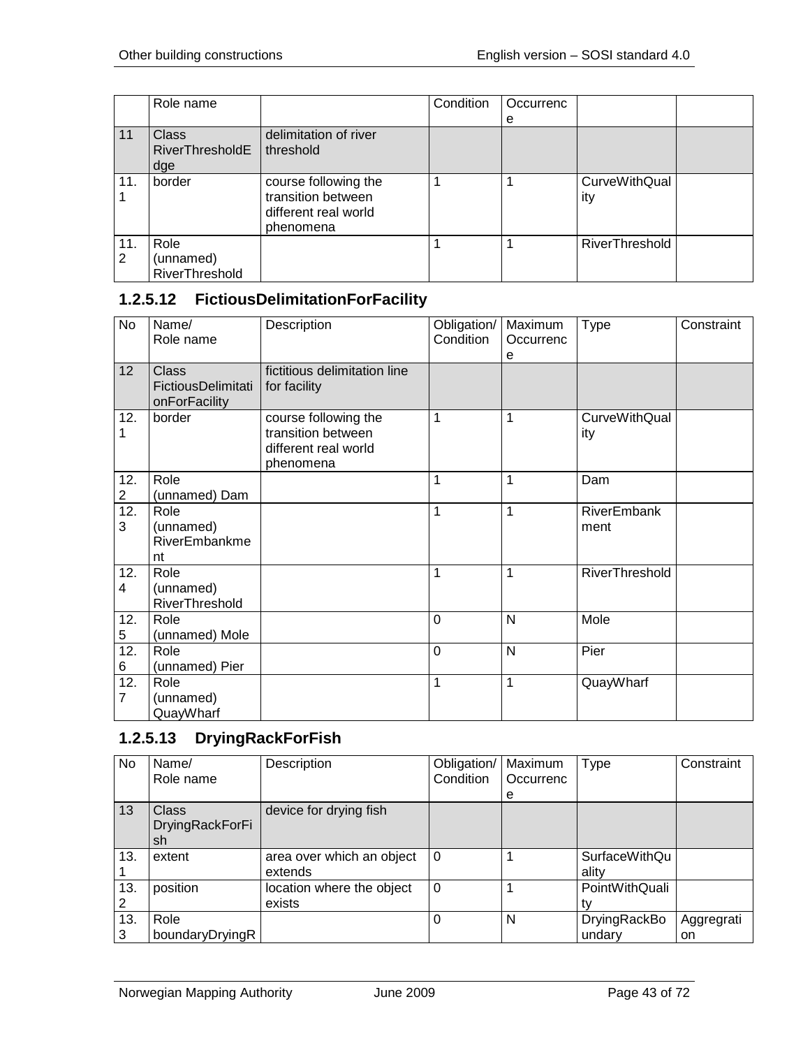| No | Name/<br>Role name | Description | Obligation/<br>Condition | Maximum<br>Occurrence | Type | Constraint |
|---|---|---|---|---|---|---|
| 11 | Class RiverThresholdEdge | delimitation of river threshold | | | | |
| 11.1 | border | course following the transition between different real world phenomena | 1 | 1 | CurveWithQuality | |
| 11.2 | Role (unnamed) RiverThreshold | | 1 | 1 | RiverThreshold | |

### 1.2.5.12 FictiousDelimitationForFacility

| No | Name/<br>Role name | Description | Obligation/<br>Condition | Maximum<br>Occurrence | Type | Constraint |
|---|---|---|---|---|---|---|
| 12 | Class FictiousDelimitationForFacility | fictitious delimitation line for facility | | | | |
| 12.1 | border | course following the transition between different real world phenomena | 1 | 1 | CurveWithQuality | |
| 12.2 | Role (unnamed) Dam | | 1 | 1 | Dam | |
| 12.3 | Role (unnamed) RiverEmbankment | | 1 | 1 | RiverEmbankment | |
| 12.4 | Role (unnamed) RiverThreshold | | 1 | 1 | RiverThreshold | |
| 12.5 | Role (unnamed) Mole | | 0 | N | Mole | |
| 12.6 | Role (unnamed) Pier | | 0 | N | Pier | |
| 12.7 | Role (unnamed) QuayWharf | | 1 | 1 | QuayWharf | |

### 1.2.5.13 DryingRackForFish

| No | Name/<br>Role name | Description | Obligation/<br>Condition | Maximum<br>Occurrence | Type | Constraint |
|---|---|---|---|---|---|---|
| 13 | Class DryingRackForFish | device for drying fish | | | | |
| 13.1 | extent | area over which an object extends | 0 | 1 | SurfaceWithQuality | |
| 13.2 | position | location where the object exists | 0 | 1 | PointWithQuality | |
| 13.3 | Role boundaryDryingR | | 0 | N | DryingRackBoundary | Aggregration |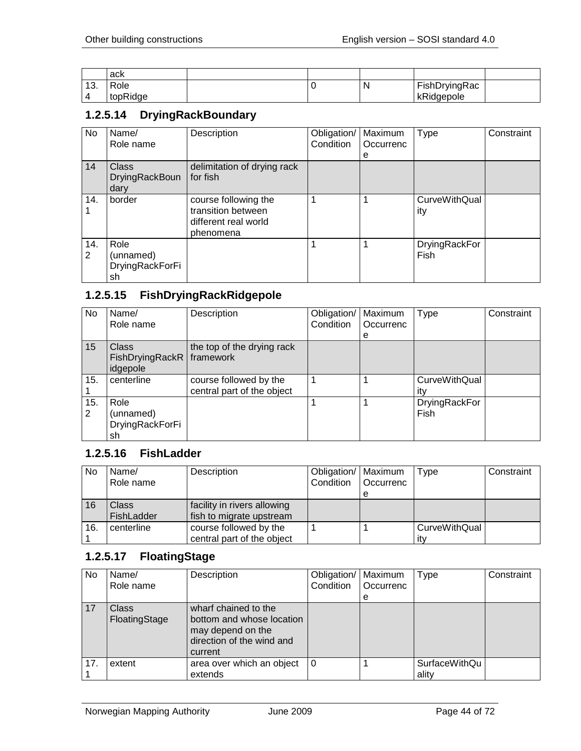| | ack | | | | | |
|---|---|---|---|---|---|---|
| 13.4 | Role topRidge | | 0 | N | FishDryingRackRidgepole | |

### 1.2.5.14 DryingRackBoundary

| No | Name/ Role name | Description | Obligation/ Condition | Maximum Occurrence | Type | Constraint |
|---|---|---|---|---|---|---|
| 14 | Class DryingRackBoundary | delimitation of drying rack for fish | | | | |
| 14.1 | border | course following the transition between different real world phenomena | 1 | 1 | CurveWithQuality | |
| 14.2 | Role (unnamed) DryingRackForFish | | 1 | 1 | DryingRackForFish | |

### 1.2.5.15 FishDryingRackRidgepole

| No | Name/ Role name | Description | Obligation/ Condition | Maximum Occurrence | Type | Constraint |
|---|---|---|---|---|---|---|
| 15 | Class FishDryingRackRidgepole | the top of the drying rack framework | | | | |
| 15.1 | centerline | course followed by the central part of the object | 1 | 1 | CurveWithQuality | |
| 15.2 | Role (unnamed) DryingRackForFish | | 1 | 1 | DryingRackForFish | |

### 1.2.5.16 FishLadder

| No | Name/ Role name | Description | Obligation/ Condition | Maximum Occurrence | Type | Constraint |
|---|---|---|---|---|---|---|
| 16 | Class FishLadder | facility in rivers allowing fish to migrate upstream | | | | |
| 16.1 | centerline | course followed by the central part of the object | 1 | 1 | CurveWithQuality | |

### 1.2.5.17 FloatingStage

| No | Name/ Role name | Description | Obligation/ Condition | Maximum Occurrence | Type | Constraint |
|---|---|---|---|---|---|---|
| 17 | Class FloatingStage | wharf chained to the bottom and whose location may depend on the direction of the wind and current | | | | |
| 17.1 | extent | area over which an object extends | 0 | 1 | SurfaceWithQuality | |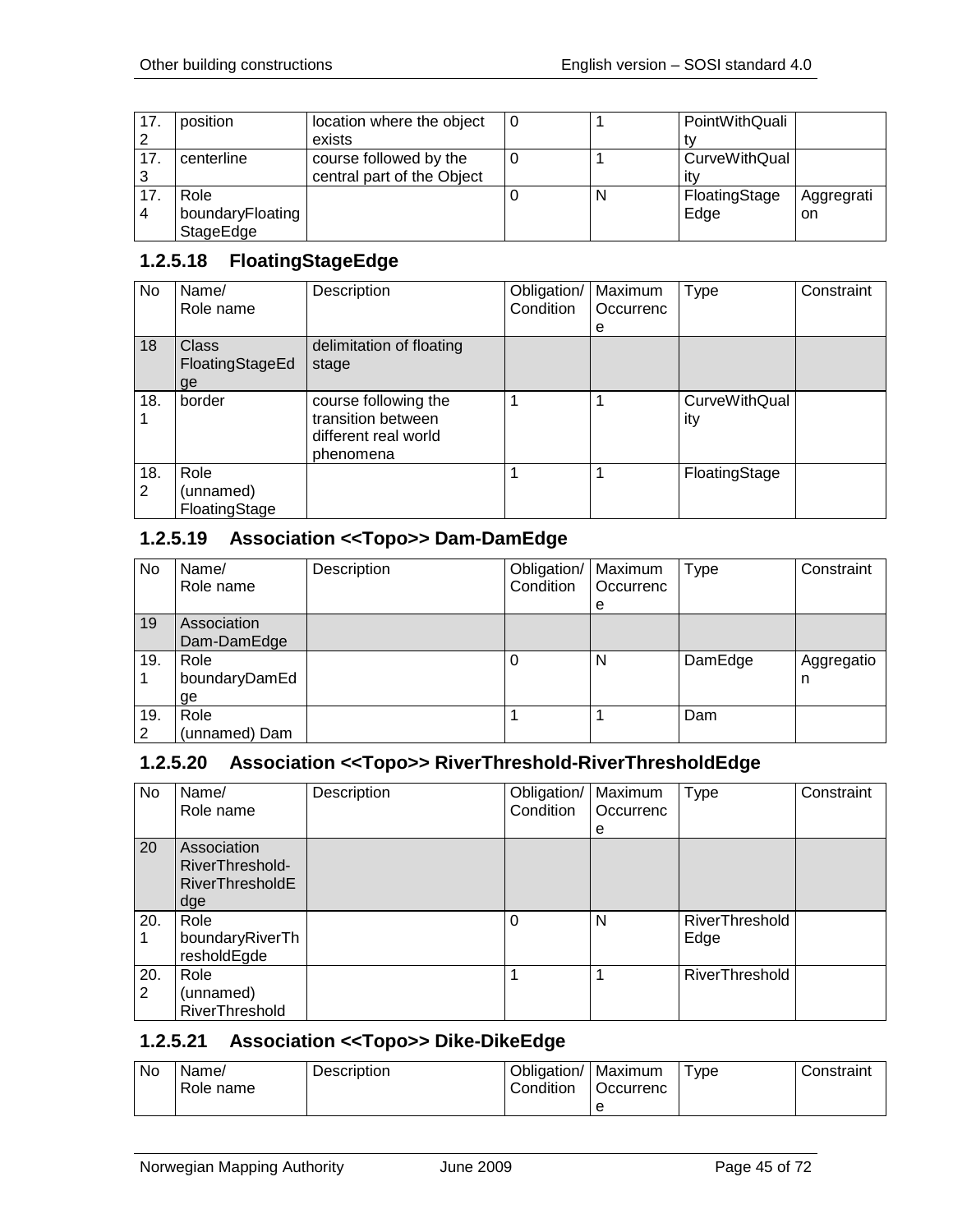| 17.2 | position | location where the object exists | 0 | 1 | PointWithQuality | |
|---|---|---|---|---|---|---|
| 17.3 | centerline | course followed by the central part of the Object | 0 | 1 | CurveWithQuality | |
| 17.4 | Role boundaryFloatingStageEdge | | 0 | N | FloatingStageEdge | Aggregration |

### 1.2.5.18 FloatingStageEdge

| No | Name/ Role name | Description | Obligation/ Condition | Maximum Occurrence | Type | Constraint |
|---|---|---|---|---|---|---|
| 18 | Class FloatingStageEdge | delimitation of floating stage | | | | |
| 18.1 | border | course following the transition between different real world phenomena | 1 | 1 | CurveWithQuality | |
| 18.2 | Role (unnamed) FloatingStage | | 1 | 1 | FloatingStage | |

### 1.2.5.19 Association <<Topo>> Dam-DamEdge

| No | Name/ Role name | Description | Obligation/ Condition | Maximum Occurrence | Type | Constraint |
|---|---|---|---|---|---|---|
| 19 | Association Dam-DamEdge | | | | | |
| 19.1 | Role boundaryDamEdge | | 0 | N | DamEdge | Aggregation |
| 19.2 | Role (unnamed) Dam | | 1 | 1 | Dam | |

### 1.2.5.20 Association <<Topo>> RiverThreshold-RiverThresholdEdge

| No | Name/ Role name | Description | Obligation/ Condition | Maximum Occurrence | Type | Constraint |
|---|---|---|---|---|---|---|
| 20 | Association RiverThreshold-RiverThresholdEdge | | | | | |
| 20.1 | Role boundaryRiverThresholdEgde | | 0 | N | RiverThresholdEdge | |
| 20.2 | Role (unnamed) RiverThreshold | | 1 | 1 | RiverThreshold | |

### 1.2.5.21 Association <<Topo>> Dike-DikeEdge

| No | Name/ Role name | Description | Obligation/ Condition | Maximum Occurrence | Type | Constraint |
|---|---|---|---|---|---|---|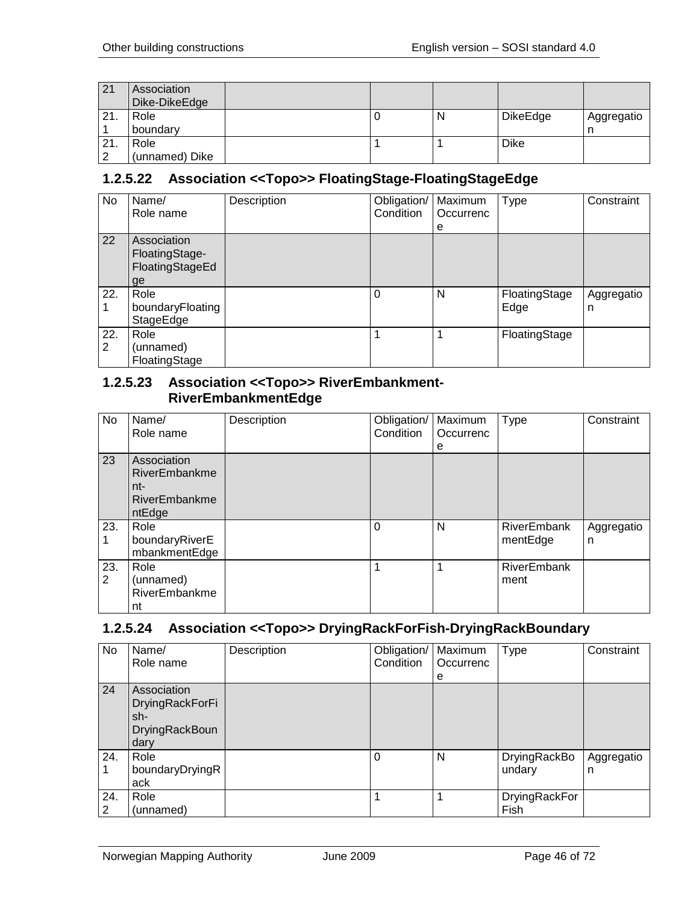| No | Name/ Role name | Description | Obligation/ Condition | Maximum Occurrence | Type | Constraint |
|---|---|---|---|---|---|---|
| 21 | Association Dike-DikeEdge | | | | | |
| 21.1 | Role boundary | | 0 | N | DikeEdge | Aggregation |
| 21.2 | Role (unnamed) Dike | | 1 | 1 | Dike | |

### 1.2.5.22 Association <<Topo>> FloatingStage-FloatingStageEdge

| No | Name/ Role name | Description | Obligation/ Condition | Maximum Occurrence | Type | Constraint |
|---|---|---|---|---|---|---|
| 22 | Association FloatingStage-FloatingStageEdge | | | | | |
| 22.1 | Role boundaryFloatingStageEdge | | 0 | N | FloatingStageEdge | Aggregation |
| 22.2 | Role (unnamed) FloatingStage | | 1 | 1 | FloatingStage | |

### 1.2.5.23 Association <<Topo>> RiverEmbankment-RiverEmbankmentEdge

| No | Name/ Role name | Description | Obligation/ Condition | Maximum Occurrence | Type | Constraint |
|---|---|---|---|---|---|---|
| 23 | Association RiverEmbankment-RiverEmbankmentEdge | | | | | |
| 23.1 | Role boundaryRiverEmbankmentEdge | | 0 | N | RiverEmbankmentEdge | Aggregation |
| 23.2 | Role (unnamed) RiverEmbankment | | 1 | 1 | RiverEmbankment | |

### 1.2.5.24 Association <<Topo>> DryingRackForFish-DryingRackBoundary

| No | Name/ Role name | Description | Obligation/ Condition | Maximum Occurrence | Type | Constraint |
|---|---|---|---|---|---|---|
| 24 | Association DryingRackForFish-DryingRackBoundary | | | | | |
| 24.1 | Role boundaryDryingRack | | 0 | N | DryingRackBoundary | Aggregation |
| 24.2 | Role (unnamed) | | 1 | 1 | DryingRackForFish | |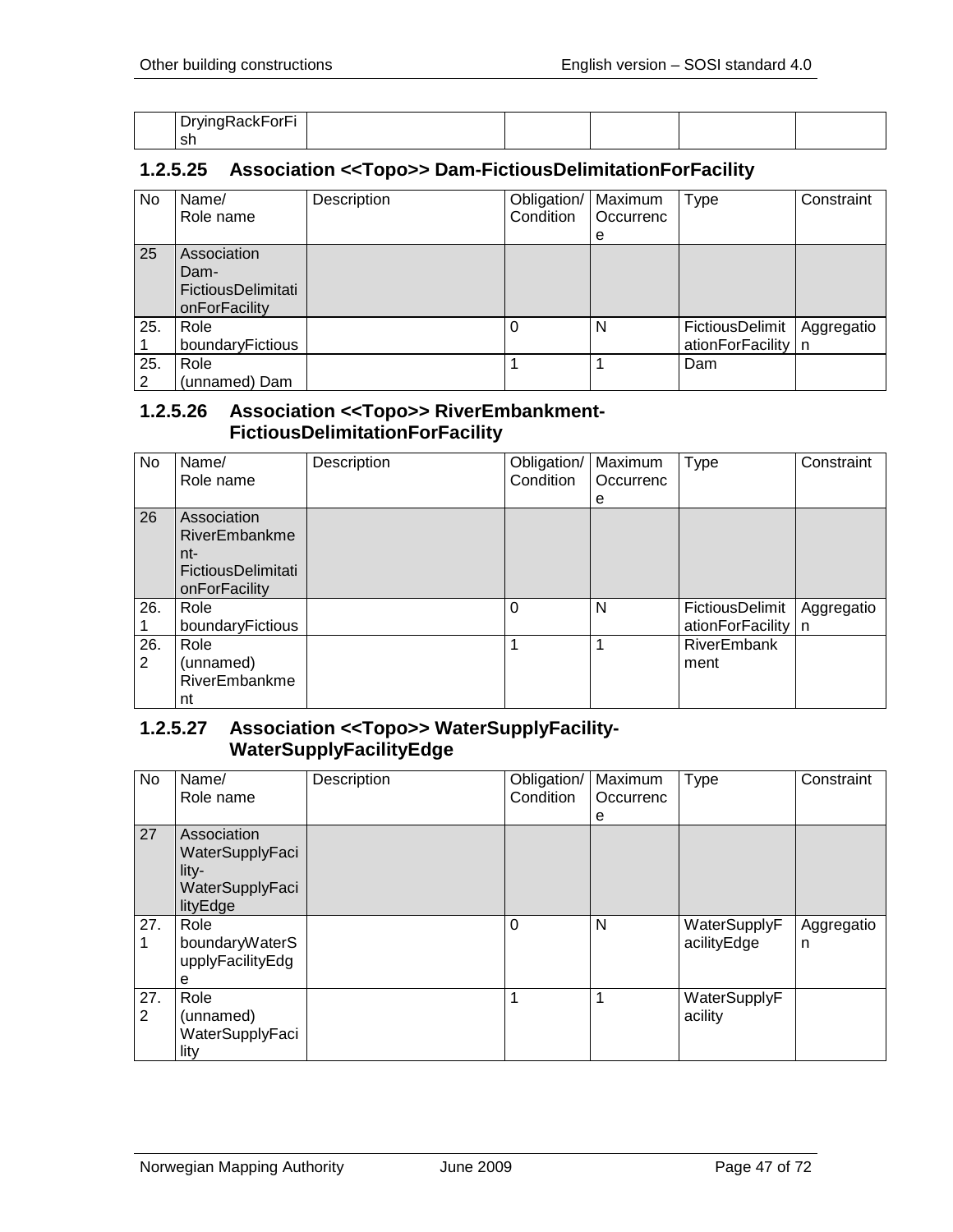| | DryingRackForFish | | | | | |
|---|---|---|---|---|---|---|

### 1.2.5.25 Association <<Topo>> Dam-FictiousDelimitationForFacility

| No | Name/ Role name | Description | Obligation/ Condition | Maximum Occurrence | Type | Constraint |
|---|---|---|---|---|---|---|
| 25 | Association Dam-FictiousDelimitationForFacility | | | | | |
| 25.1 | Role boundaryFictious | | 0 | N | FictiousDelimitationForFacility | Aggregation |
| 25.2 | Role (unnamed) Dam | | 1 | 1 | Dam | |

### 1.2.5.26 Association <<Topo>> RiverEmbankment-FictiousDelimitationForFacility

| No | Name/ Role name | Description | Obligation/ Condition | Maximum Occurrence | Type | Constraint |
|---|---|---|---|---|---|---|
| 26 | Association RiverEmbankment-FictiousDelimitationForFacility | | | | | |
| 26.1 | Role boundaryFictious | | 0 | N | FictiousDelimitationForFacility | Aggregation |
| 26.2 | Role (unnamed) RiverEmbankment | | 1 | 1 | RiverEmbankment | |

### 1.2.5.27 Association <<Topo>> WaterSupplyFacility-WaterSupplyFacilityEdge

| No | Name/ Role name | Description | Obligation/ Condition | Maximum Occurrence | Type | Constraint |
|---|---|---|---|---|---|---|
| 27 | Association WaterSupplyFacility-WaterSupplyFacilityEdge | | | | | |
| 27.1 | Role boundaryWaterSupplyFacilityEdge | | 0 | N | WaterSupplyFacilityEdge | Aggregation |
| 27.2 | Role (unnamed) WaterSupplyFacility | | 1 | 1 | WaterSupplyFacility | |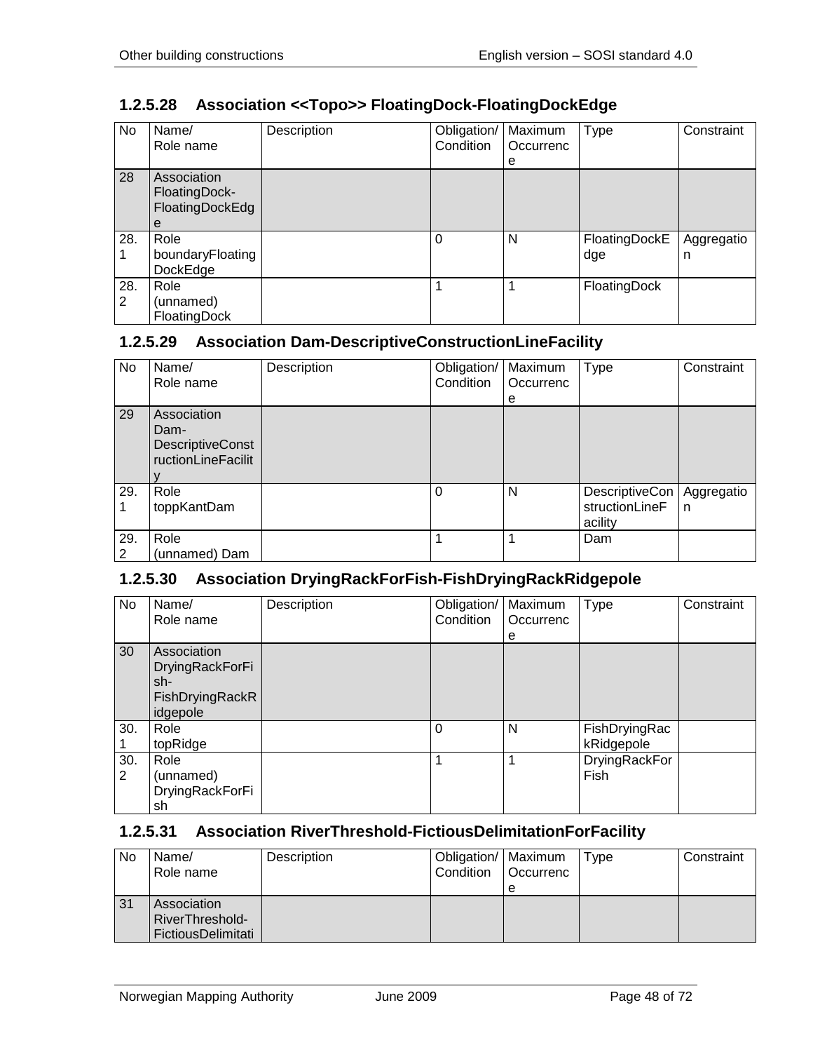### 1.2.5.28 Association <<Topo>> FloatingDock-FloatingDockEdge

| No | Name/ Role name | Description | Obligation/ Condition | Maximum Occurrence | Type | Constraint |
|---|---|---|---|---|---|---|
| 28 | Association FloatingDock-FloatingDockEdge | | | | | |
| 28.1 | Role boundaryFloatingDockEdge | | 0 | N | FloatingDockEdge | Aggregation |
| 28.2 | Role (unnamed) FloatingDock | | 1 | 1 | FloatingDock | |

### 1.2.5.29 Association Dam-DescriptiveConstructionLineFacility

| No | Name/ Role name | Description | Obligation/ Condition | Maximum Occurrence | Type | Constraint |
|---|---|---|---|---|---|---|
| 29 | Association Dam-DescriptiveConstructionLineFacility | | | | | |
| 29.1 | Role toppKantDam | | 0 | N | DescriptiveConstructionLineFacility | Aggregation |
| 29.2 | Role (unnamed) Dam | | 1 | 1 | Dam | |

### 1.2.5.30 Association DryingRackForFish-FishDryingRackRidgepole

| No | Name/ Role name | Description | Obligation/ Condition | Maximum Occurrence | Type | Constraint |
|---|---|---|---|---|---|---|
| 30 | Association DryingRackForFish-FishDryingRackRidgepole | | | | | |
| 30.1 | Role topRidge | | 0 | N | FishDryingRackRidgepole | |
| 30.2 | Role (unnamed) DryingRackForFish | | 1 | 1 | DryingRackForFish | |

### 1.2.5.31 Association RiverThreshold-FictiousDelimitationForFacility

| No | Name/ Role name | Description | Obligation/ Condition | Maximum Occurrence | Type | Constraint |
|---|---|---|---|---|---|---|
| 31 | Association RiverThreshold-FictiousDelimitati | | | | | |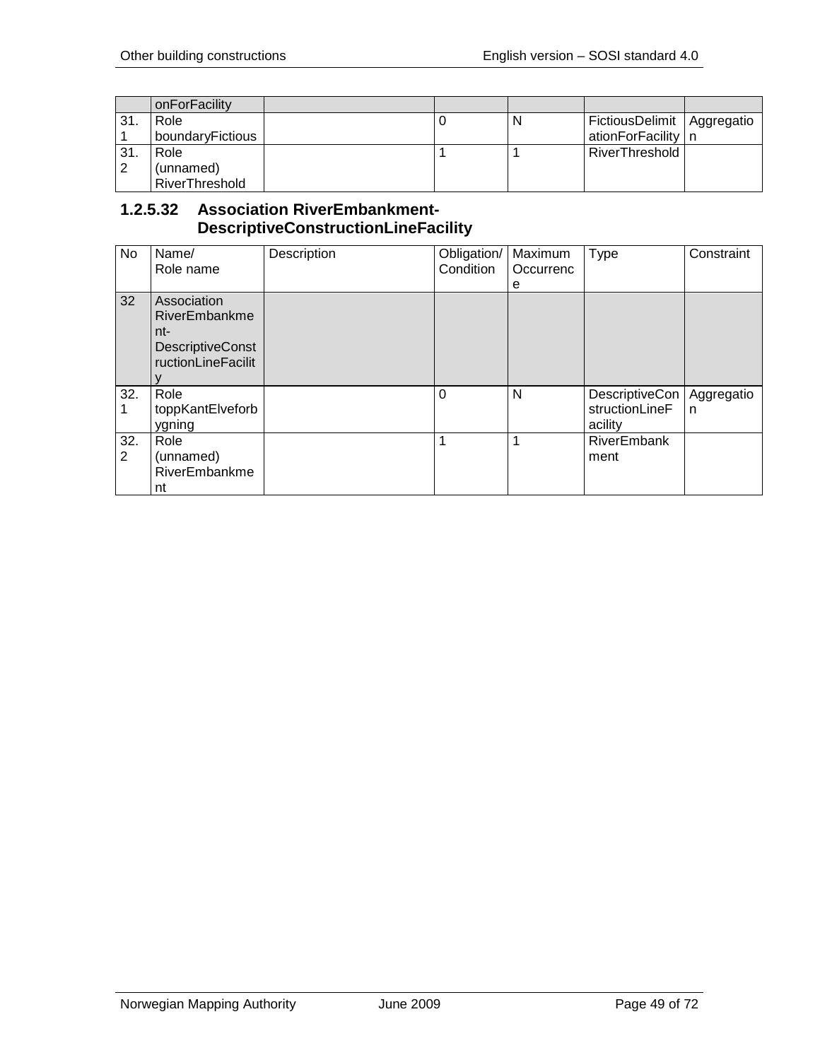|  | onForFacility |  |  |  |  |  |
|---|---|---|---|---|---|---|
| 31.1 | Role boundaryFictious |  | 0 | N | FictiousDelimitationForFacility | Aggregation |
| 31.2 | Role (unnamed) RiverThreshold |  | 1 | 1 | RiverThreshold |  |

### 1.2.5.32 Association RiverEmbankment-DescriptiveConstructionLineFacility

| No | Name/ Role name | Description | Obligation/ Condition | Maximum Occurrence | Type | Constraint |
|---|---|---|---|---|---|---|
| 32 | Association RiverEmbankment-DescriptiveConstructionLineFacility |  |  |  |  |  |
| 32.1 | Role toppKantElveforbygning |  | 0 | N | DescriptiveConstructionLineFacility | Aggregation |
| 32.2 | Role (unnamed) RiverEmbankment |  | 1 | 1 | RiverEmbankment |  |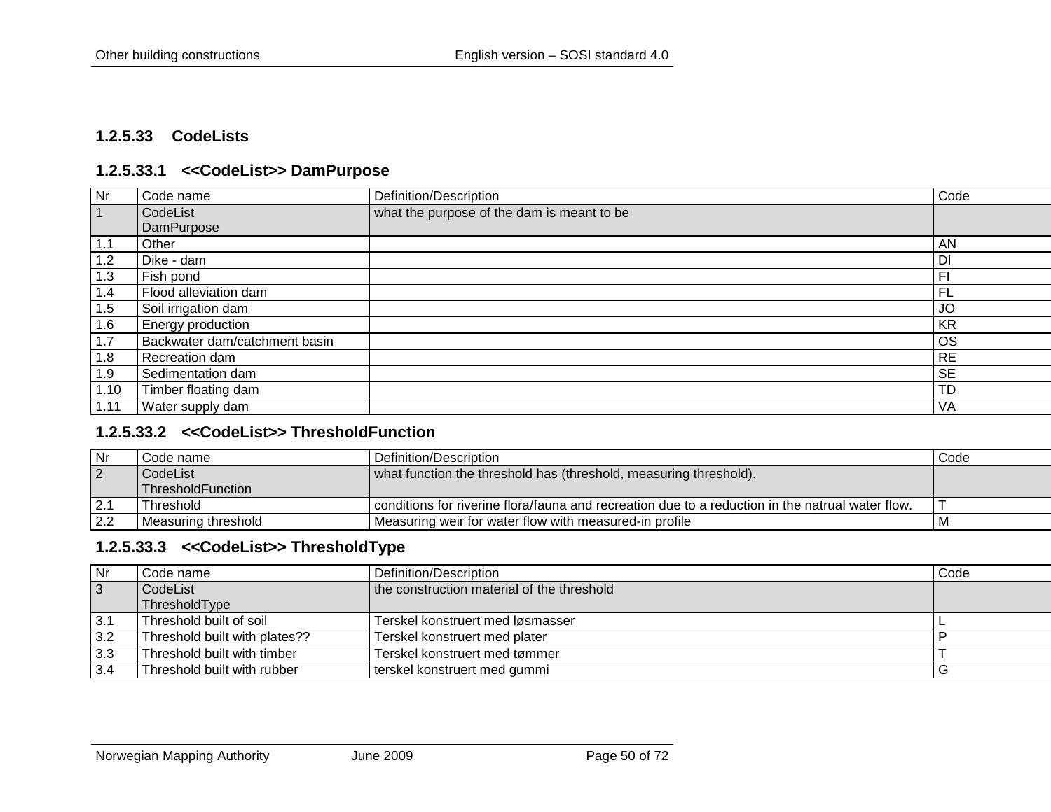### 1.2.5.33 CodeLists

#### 1.2.5.33.1 <<CodeList>> DamPurpose

| Nr | Code name | Definition/Description | Code |
|---|---|---|---|
| 1 | CodeList DamPurpose | what the purpose of the dam is meant to be | |
| 1.1 | Other | | AN |
| 1.2 | Dike - dam | | DI |
| 1.3 | Fish pond | | FI |
| 1.4 | Flood alleviation dam | | FL |
| 1.5 | Soil irrigation dam | | JO |
| 1.6 | Energy production | | KR |
| 1.7 | Backwater dam/catchment basin | | OS |
| 1.8 | Recreation dam | | RE |
| 1.9 | Sedimentation dam | | SE |
| 1.10 | Timber floating dam | | TD |
| 1.11 | Water supply dam | | VA |

#### 1.2.5.33.2 <<CodeList>> ThresholdFunction

| Nr | Code name | Definition/Description | Code |
|---|---|---|---|
| 2 | CodeList ThresholdFunction | what function the threshold has (threshold, measuring threshold). | |
| 2.1 | Threshold | conditions for riverine flora/fauna and recreation due to a reduction in the natrual water flow. | T |
| 2.2 | Measuring threshold | Measuring weir for water flow with measured-in profile | M |

#### 1.2.5.33.3 <<CodeList>> ThresholdType

| Nr | Code name | Definition/Description | Code |
|---|---|---|---|
| 3 | CodeList ThresholdType | the construction material of the threshold | |
| 3.1 | Threshold built of soil | Terskel konstruert med løsmasser | L |
| 3.2 | Threshold built with plates?? | Terskel konstruert med plater | P |
| 3.3 | Threshold built with timber | Terskel konstruert med tømmer | T |
| 3.4 | Threshold built with rubber | terskel konstruert med gummi | G |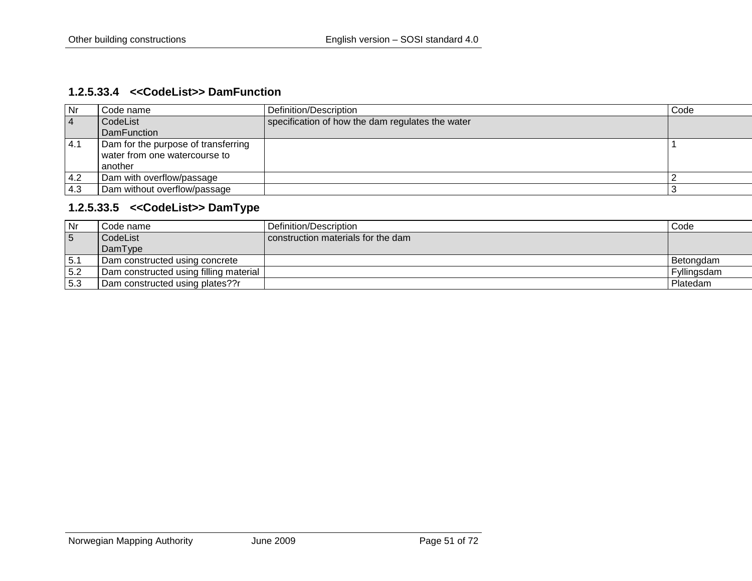#### 1.2.5.33.4 <<CodeList>> DamFunction

| Nr | Code name | Definition/Description | Code |
|---|---|---|---|
| 4 | CodeList DamFunction | specification of how the dam regulates the water | |
| 4.1 | Dam for the purpose of transferring water from one watercourse to another | | 1 |
| 4.2 | Dam with overflow/passage | | 2 |
| 4.3 | Dam without overflow/passage | | 3 |

#### 1.2.5.33.5 <<CodeList>> DamType

| Nr | Code name | Definition/Description | Code |
|---|---|---|---|
| 5 | CodeList DamType | construction materials for the dam | |
| 5.1 | Dam constructed using concrete | | Betongdam |
| 5.2 | Dam constructed using filling material | | Fyllingsdam |
| 5.3 | Dam constructed using plates??r | | Platedam |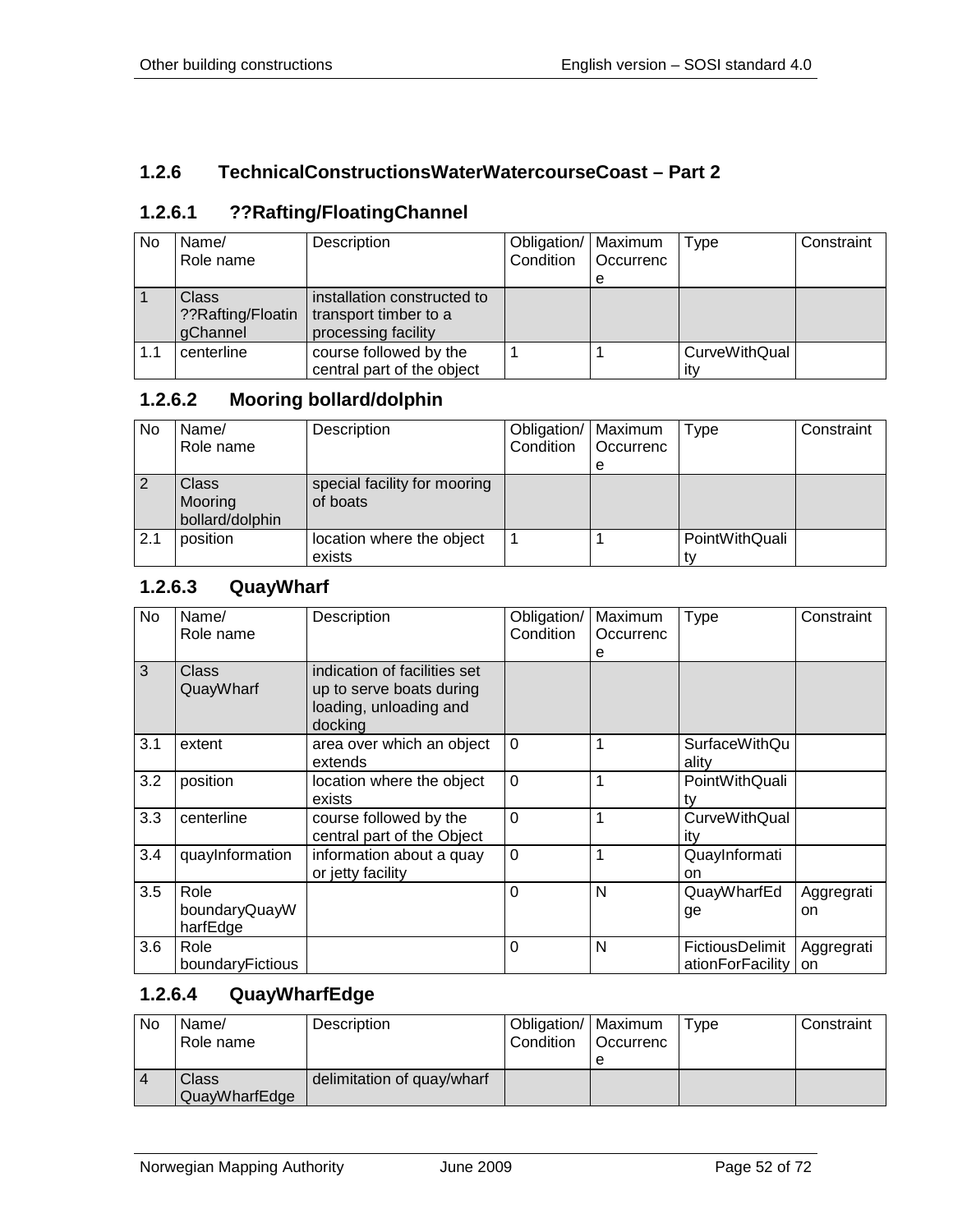## 1.2.6 TechnicalConstructionsWaterWatercourseCoast – Part 2

### 1.2.6.1 ??Rafting/FloatingChannel

| No | Name/ Role name | Description | Obligation/ Condition | Maximum Occurrence | Type | Constraint |
|---|---|---|---|---|---|---|
| 1 | Class ??Rafting/FloatingChannel | installation constructed to transport timber to a processing facility | | | | |
| 1.1 | centerline | course followed by the central part of the object | 1 | 1 | CurveWithQuality | |

### 1.2.6.2 Mooring bollard/dolphin

| No | Name/ Role name | Description | Obligation/ Condition | Maximum Occurrence | Type | Constraint |
|---|---|---|---|---|---|---|
| 2 | Class Mooring bollard/dolphin | special facility for mooring of boats | | | | |
| 2.1 | position | location where the object exists | 1 | 1 | PointWithQuality | |

### 1.2.6.3 QuayWharf

| No | Name/ Role name | Description | Obligation/ Condition | Maximum Occurrence | Type | Constraint |
|---|---|---|---|---|---|---|
| 3 | Class QuayWharf | indication of facilities set up to serve boats during loading, unloading and docking | | | | |
| 3.1 | extent | area over which an object extends | 0 | 1 | SurfaceWithQuality | |
| 3.2 | position | location where the object exists | 0 | 1 | PointWithQuality | |
| 3.3 | centerline | course followed by the central part of the Object | 0 | 1 | CurveWithQuality | |
| 3.4 | quayInformation | information about a quay or jetty facility | 0 | 1 | QuayInformation | |
| 3.5 | Role boundaryQuayWharfEdge | | 0 | N | QuayWharfEdge | Aggregration |
| 3.6 | Role boundaryFictious | | 0 | N | FictiousDelimitationForFacility | Aggregration |

### 1.2.6.4 QuayWharfEdge

| No | Name/ Role name | Description | Obligation/ Condition | Maximum Occurrence | Type | Constraint |
|---|---|---|---|---|---|---|
| 4 | Class QuayWharfEdge | delimitation of quay/wharf | | | | |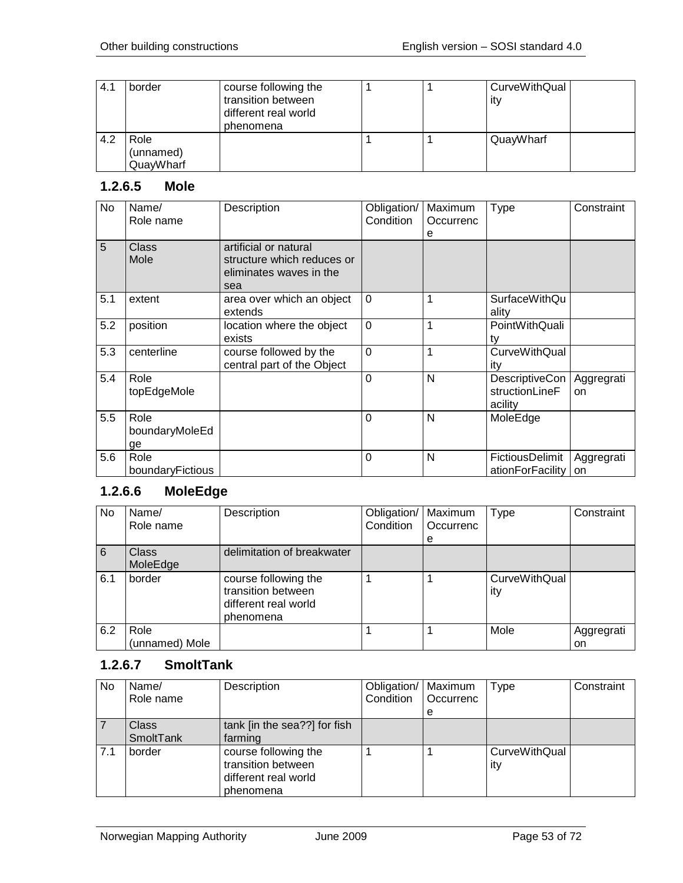| No | Name/<br>Role name | Description | Obligation/<br>Condition | Maximum<br>Occurrence | Type | Constraint |
|---|---|---|---|---|---|---|
| 4.1 | border | course following the transition between different real world phenomena | 1 | 1 | CurveWithQuality | |
| 4.2 | Role<br>(unnamed)<br>QuayWharf | | 1 | 1 | QuayWharf | |

### 1.2.6.5 Mole

| No | Name/<br>Role name | Description | Obligation/<br>Condition | Maximum<br>Occurrence | Type | Constraint |
|---|---|---|---|---|---|---|
| 5 | Class<br>Mole | artificial or natural structure which reduces or eliminates waves in the sea | | | | |
| 5.1 | extent | area over which an object extends | 0 | 1 | SurfaceWithQuality | |
| 5.2 | position | location where the object exists | 0 | 1 | PointWithQuality | |
| 5.3 | centerline | course followed by the central part of the Object | 0 | 1 | CurveWithQuality | |
| 5.4 | Role<br>topEdgeMole | | 0 | N | DescriptiveConstructionLineFacility | Aggregation |
| 5.5 | Role<br>boundaryMoleEdge | | 0 | N | MoleEdge | |
| 5.6 | Role<br>boundaryFictious | | 0 | N | FictiousDelimitationForFacility | Aggregation |

### 1.2.6.6 MoleEdge

| No | Name/<br>Role name | Description | Obligation/<br>Condition | Maximum<br>Occurrence | Type | Constraint |
|---|---|---|---|---|---|---|
| 6 | Class<br>MoleEdge | delimitation of breakwater | | | | |
| 6.1 | border | course following the transition between different real world phenomena | 1 | 1 | CurveWithQuality | |
| 6.2 | Role<br>(unnamed) Mole | | 1 | 1 | Mole | Aggregation |

### 1.2.6.7 SmoltTank

| No | Name/<br>Role name | Description | Obligation/<br>Condition | Maximum<br>Occurrence | Type | Constraint |
|---|---|---|---|---|---|---|
| 7 | Class<br>SmoltTank | tank [in the sea??] for fish farming | | | | |
| 7.1 | border | course following the transition between different real world phenomena | 1 | 1 | CurveWithQuality | |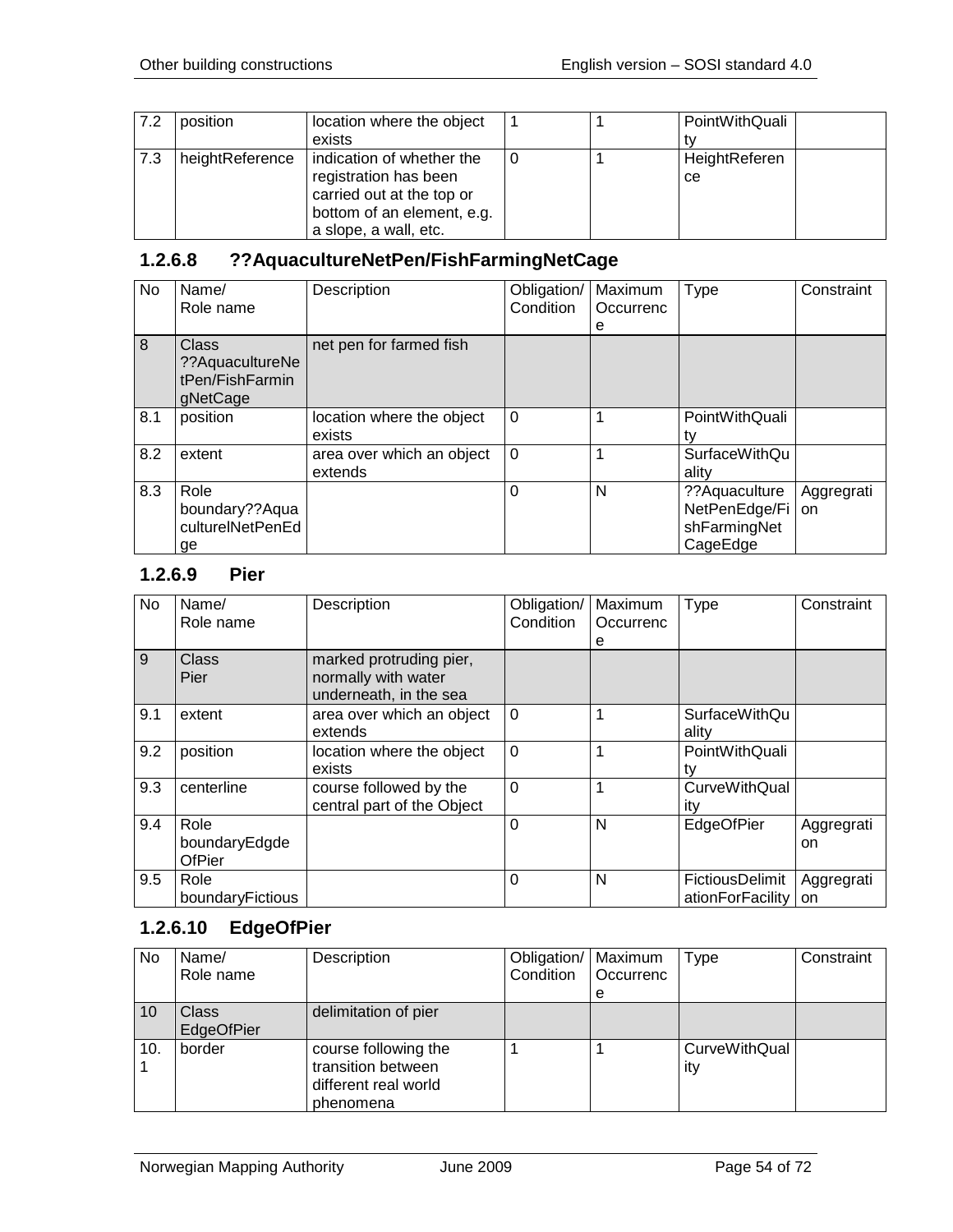| 7.2 | position | location where the object exists | 1 | 1 | PointWithQuality | |
|---|---|---|---|---|---|---|
| 7.3 | heightReference | indication of whether the registration has been carried out at the top or bottom of an element, e.g. a slope, a wall, etc. | 0 | 1 | HeightReference | |

### 1.2.6.8 ??AquacultureNetPen/FishFarmingNetCage

| No | Name/ Role name | Description | Obligation/ Condition | Maximum Occurrence | Type | Constraint |
|---|---|---|---|---|---|---|
| 8 | Class ??AquacultureNetPen/FishFarmingNetCage | net pen for farmed fish | | | | |
| 8.1 | position | location where the object exists | 0 | 1 | PointWithQuality | |
| 8.2 | extent | area over which an object extends | 0 | 1 | SurfaceWithQuality | |
| 8.3 | Role boundary??AquacultureINetPenEdge | | 0 | N | ??AquacultureNetPenEdge/FishFarmingNetCageEdge | Aggregration |

### 1.2.6.9 Pier

| No | Name/ Role name | Description | Obligation/ Condition | Maximum Occurrence | Type | Constraint |
|---|---|---|---|---|---|---|
| 9 | Class Pier | marked protruding pier, normally with water underneath, in the sea | | | | |
| 9.1 | extent | area over which an object extends | 0 | 1 | SurfaceWithQuality | |
| 9.2 | position | location where the object exists | 0 | 1 | PointWithQuality | |
| 9.3 | centerline | course followed by the central part of the Object | 0 | 1 | CurveWithQuality | |
| 9.4 | Role boundaryEdgdeOfPier | | 0 | N | EdgeOfPier | Aggregration |
| 9.5 | Role boundaryFictious | | 0 | N | FictiousDelimitationForFacility | Aggregration |

### 1.2.6.10 EdgeOfPier

| No | Name/ Role name | Description | Obligation/ Condition | Maximum Occurrence | Type | Constraint |
|---|---|---|---|---|---|---|
| 10 | Class EdgeOfPier | delimitation of pier | | | | |
| 10.1 | border | course following the transition between different real world phenomena | 1 | 1 | CurveWithQuality | |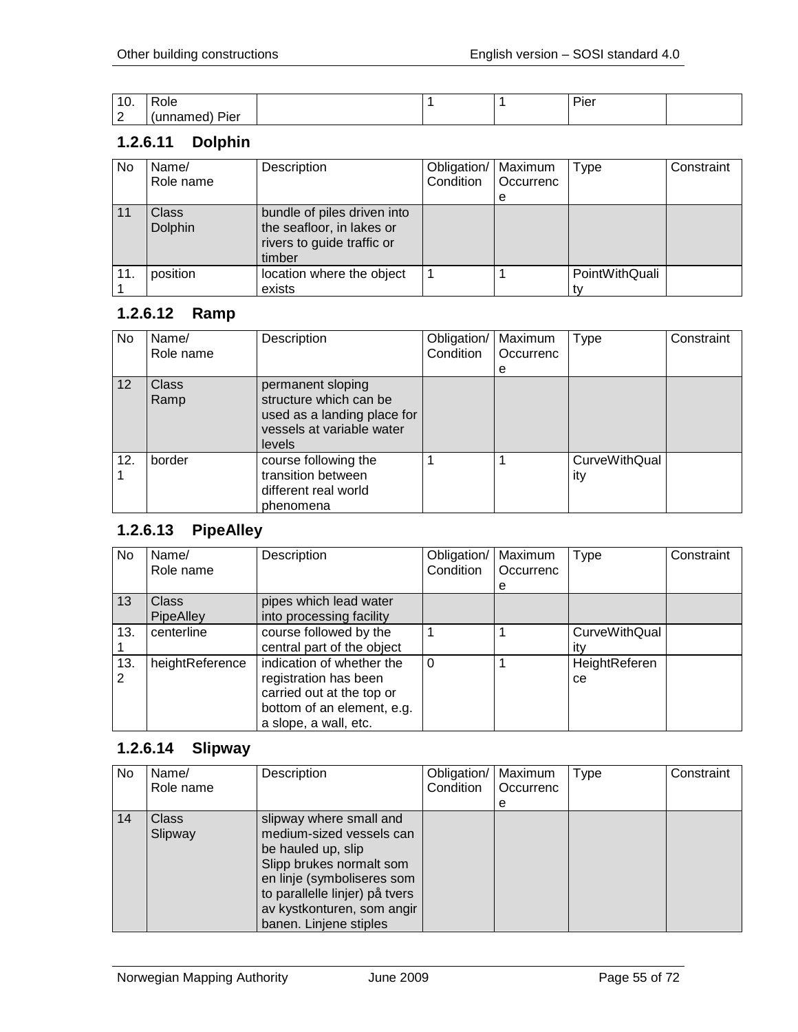| 10.2 | Role (unnamed) Pier | | 1 | 1 | Pier | |
|---|---|---|---|---|---|---|

### 1.2.6.11 Dolphin

| No | Name/ Role name | Description | Obligation/ Condition | Maximum Occurrence | Type | Constraint |
|---|---|---|---|---|---|---|
| 11 | Class Dolphin | bundle of piles driven into the seafloor, in lakes or rivers to guide traffic or timber | | | | |
| 11.1 | position | location where the object exists | 1 | 1 | PointWithQuality | |

### 1.2.6.12 Ramp

| No | Name/ Role name | Description | Obligation/ Condition | Maximum Occurrence | Type | Constraint |
|---|---|---|---|---|---|---|
| 12 | Class Ramp | permanent sloping structure which can be used as a landing place for vessels at variable water levels | | | | |
| 12.1 | border | course following the transition between different real world phenomena | 1 | 1 | CurveWithQuality | |

### 1.2.6.13 PipeAlley

| No | Name/ Role name | Description | Obligation/ Condition | Maximum Occurrence | Type | Constraint |
|---|---|---|---|---|---|---|
| 13 | Class PipeAlley | pipes which lead water into processing facility | | | | |
| 13.1 | centerline | course followed by the central part of the object | 1 | 1 | CurveWithQuality | |
| 13.2 | heightReference | indication of whether the registration has been carried out at the top or bottom of an element, e.g. a slope, a wall, etc. | 0 | 1 | HeightReference | |

### 1.2.6.14 Slipway

| No | Name/ Role name | Description | Obligation/ Condition | Maximum Occurrence | Type | Constraint |
|---|---|---|---|---|---|---|
| 14 | Class Slipway | slipway where small and medium-sized vessels can be hauled up, slip Slipp brukes normalt som en linje (symboliseres som to parallelle linjer) på tvers av kystkonturen, som angir banen. Linjene stiples | | | | |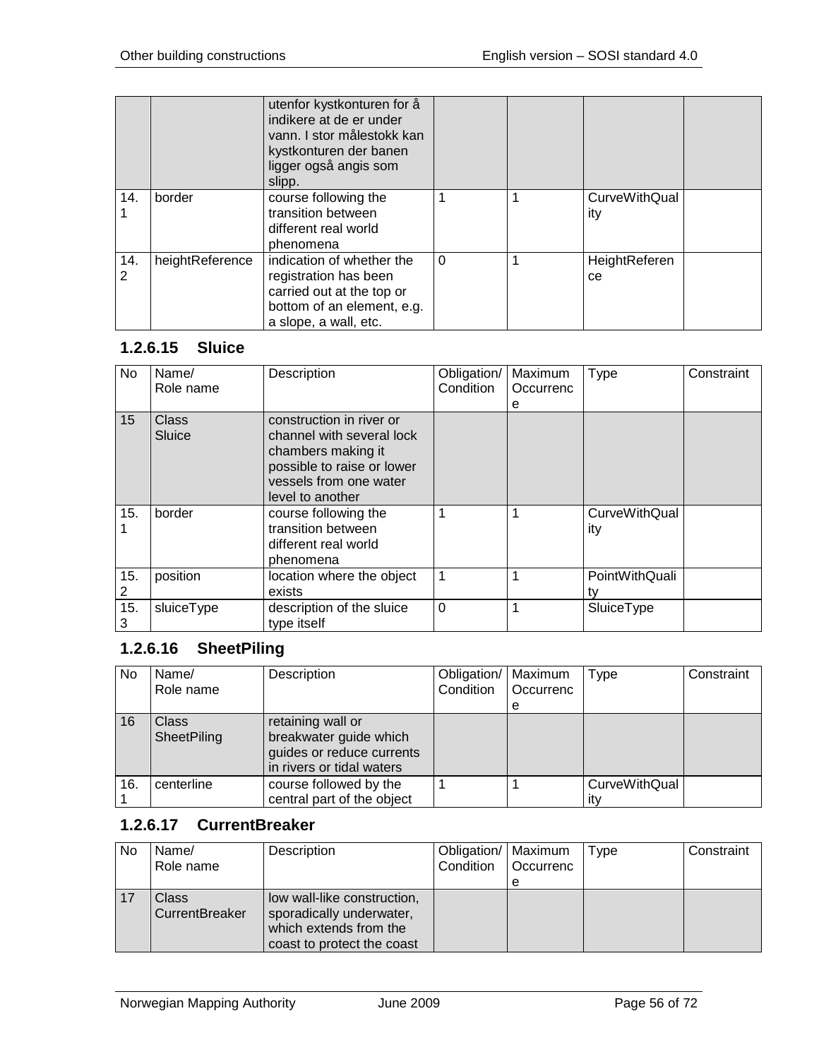| | | utenfor kystkonturen for å indikere at de er under vann. I stor målestokk kan kystkonturen der banen ligger også angis som slipp. | | | | |
|---|---|---|---|---|---|---|
| 14.1 | border | course following the transition between different real world phenomena | 1 | 1 | CurveWithQuality | |
| 14.2 | heightReference | indication of whether the registration has been carried out at the top or bottom of an element, e.g. a slope, a wall, etc. | 0 | 1 | HeightReference | |

### 1.2.6.15 Sluice

| No | Name/ Role name | Description | Obligation/ Condition | Maximum Occurrence | Type | Constraint |
|---|---|---|---|---|---|---|
| 15 | Class Sluice | construction in river or channel with several lock chambers making it possible to raise or lower vessels from one water level to another | | | | |
| 15.1 | border | course following the transition between different real world phenomena | 1 | 1 | CurveWithQuality | |
| 15.2 | position | location where the object exists | 1 | 1 | PointWithQuality | |
| 15.3 | sluiceType | description of the sluice type itself | 0 | 1 | SluiceType | |

### 1.2.6.16 SheetPiling

| No | Name/ Role name | Description | Obligation/ Condition | Maximum Occurrence | Type | Constraint |
|---|---|---|---|---|---|---|
| 16 | Class SheetPiling | retaining wall or breakwater guide which guides or reduce currents in rivers or tidal waters | | | | |
| 16.1 | centerline | course followed by the central part of the object | 1 | 1 | CurveWithQuality | |

### 1.2.6.17 CurrentBreaker

| No | Name/ Role name | Description | Obligation/ Condition | Maximum Occurrence | Type | Constraint |
|---|---|---|---|---|---|---|
| 17 | Class CurrentBreaker | low wall-like construction, sporadically underwater, which extends from the coast to protect the coast | | | | |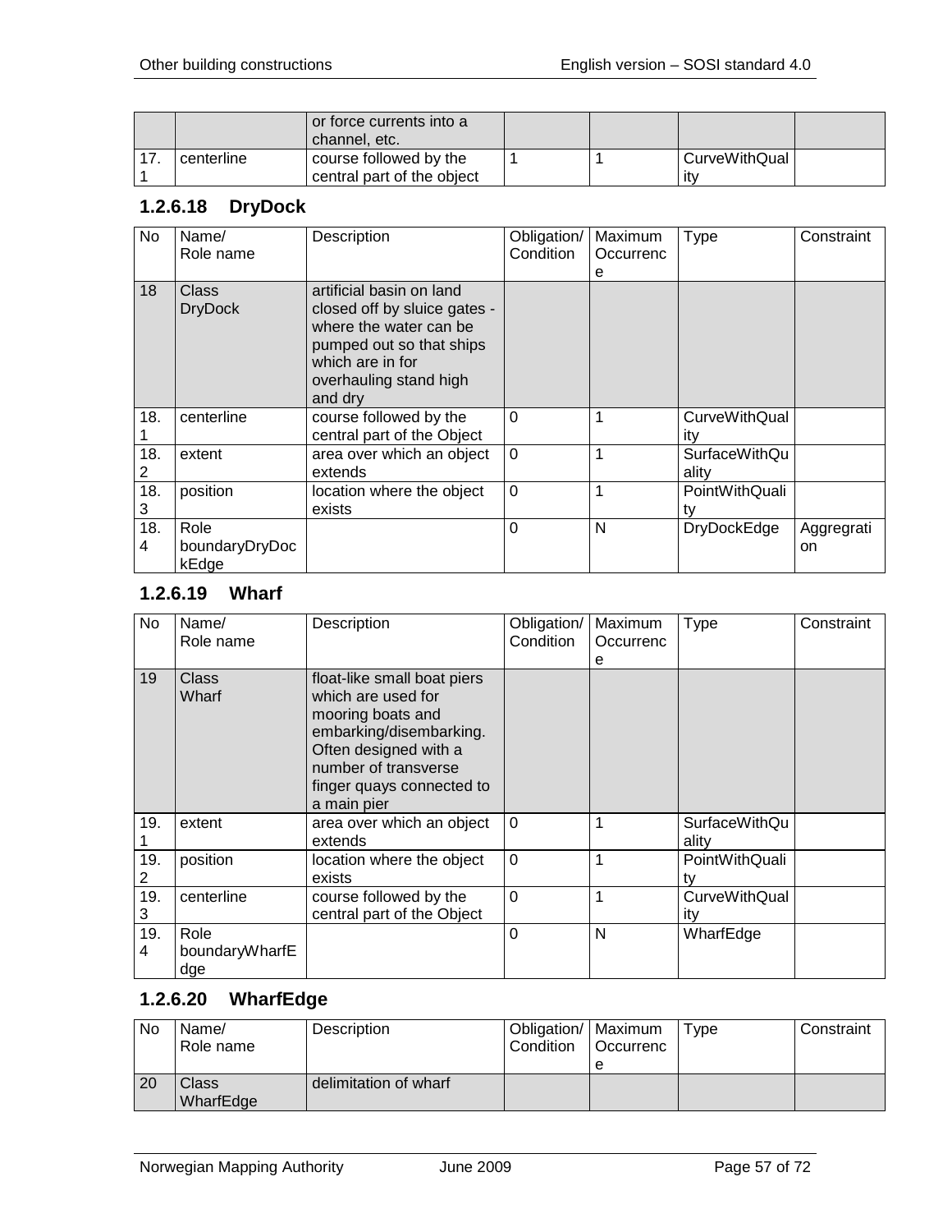| | | or force currents into a channel, etc. | | | | |
|---|---|---|---|---|---|---|
| 17.1 | centerline | course followed by the central part of the object | 1 | 1 | CurveWithQuality | |

### 1.2.6.18 DryDock

| No | Name/ Role name | Description | Obligation/ Condition | Maximum Occurrence | Type | Constraint |
|---|---|---|---|---|---|---|
| 18 | Class DryDock | artificial basin on land closed off by sluice gates - where the water can be pumped out so that ships which are in for overhauling stand high and dry | | | | |
| 18.1 | centerline | course followed by the central part of the Object | 0 | 1 | CurveWithQuality | |
| 18.2 | extent | area over which an object extends | 0 | 1 | SurfaceWithQuality | |
| 18.3 | position | location where the object exists | 0 | 1 | PointWithQuality | |
| 18.4 | Role boundaryDryDockEdge | | 0 | N | DryDockEdge | Aggregration |

### 1.2.6.19 Wharf

| No | Name/ Role name | Description | Obligation/ Condition | Maximum Occurrence | Type | Constraint |
|---|---|---|---|---|---|---|
| 19 | Class Wharf | float-like small boat piers which are used for mooring boats and embarking/disembarking. Often designed with a number of transverse finger quays connected to a main pier | | | | |
| 19.1 | extent | area over which an object extends | 0 | 1 | SurfaceWithQuality | |
| 19.2 | position | location where the object exists | 0 | 1 | PointWithQuality | |
| 19.3 | centerline | course followed by the central part of the Object | 0 | 1 | CurveWithQuality | |
| 19.4 | Role boundaryWharfEdge | | 0 | N | WharfEdge | |

### 1.2.6.20 WharfEdge

| No | Name/ Role name | Description | Obligation/ Condition | Maximum Occurrence | Type | Constraint |
|---|---|---|---|---|---|---|
| 20 | Class WharfEdge | delimitation of wharf | | | | |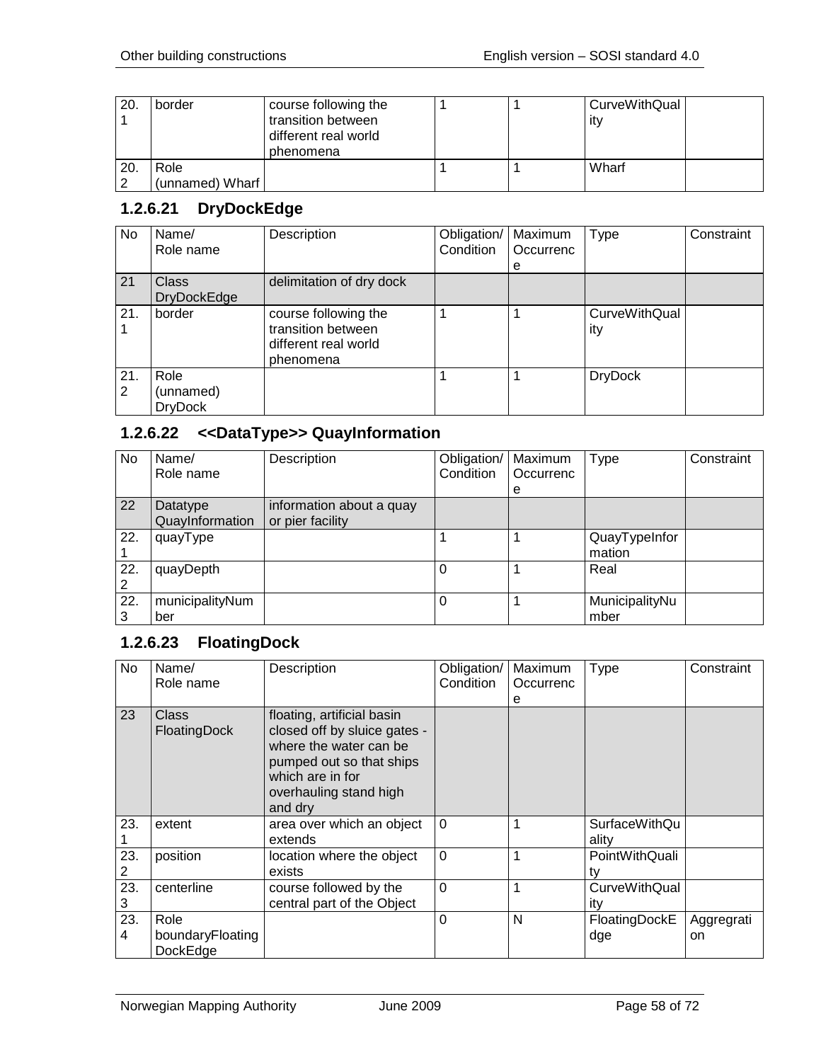| No | Name/ Role name | Description | Obligation/ Condition | Maximum Occurrence | Type | Constraint |
|---|---|---|---|---|---|---|
| 20.1 | border | course following the transition between different real world phenomena | 1 | 1 | CurveWithQuality | |
| 20.2 | Role (unnamed) Wharf | | 1 | 1 | Wharf | |

### 1.2.6.21 DryDockEdge

| No | Name/ Role name | Description | Obligation/ Condition | Maximum Occurrence | Type | Constraint |
|---|---|---|---|---|---|---|
| 21 | Class DryDockEdge | delimitation of dry dock | | | | |
| 21.1 | border | course following the transition between different real world phenomena | 1 | 1 | CurveWithQuality | |
| 21.2 | Role (unnamed) DryDock | | 1 | 1 | DryDock | |

### 1.2.6.22 <<DataType>> QuayInformation

| No | Name/ Role name | Description | Obligation/ Condition | Maximum Occurrence | Type | Constraint |
|---|---|---|---|---|---|---|
| 22 | Datatype QuayInformation | information about a quay or pier facility | | | | |
| 22.1 | quayType | | 1 | 1 | QuayTypeInformation | |
| 22.2 | quayDepth | | 0 | 1 | Real | |
| 22.3 | municipalityNumber | | 0 | 1 | MunicipalityNumber | |

### 1.2.6.23 FloatingDock

| No | Name/ Role name | Description | Obligation/ Condition | Maximum Occurrence | Type | Constraint |
|---|---|---|---|---|---|---|
| 23 | Class FloatingDock | floating, artificial basin closed off by sluice gates - where the water can be pumped out so that ships which are in for overhauling stand high and dry | | | | |
| 23.1 | extent | area over which an object extends | 0 | 1 | SurfaceWithQuality | |
| 23.2 | position | location where the object exists | 0 | 1 | PointWithQuality | |
| 23.3 | centerline | course followed by the central part of the Object | 0 | 1 | CurveWithQuality | |
| 23.4 | Role boundaryFloatingDockEdge | | 0 | N | FloatingDockEdge | Aggregration |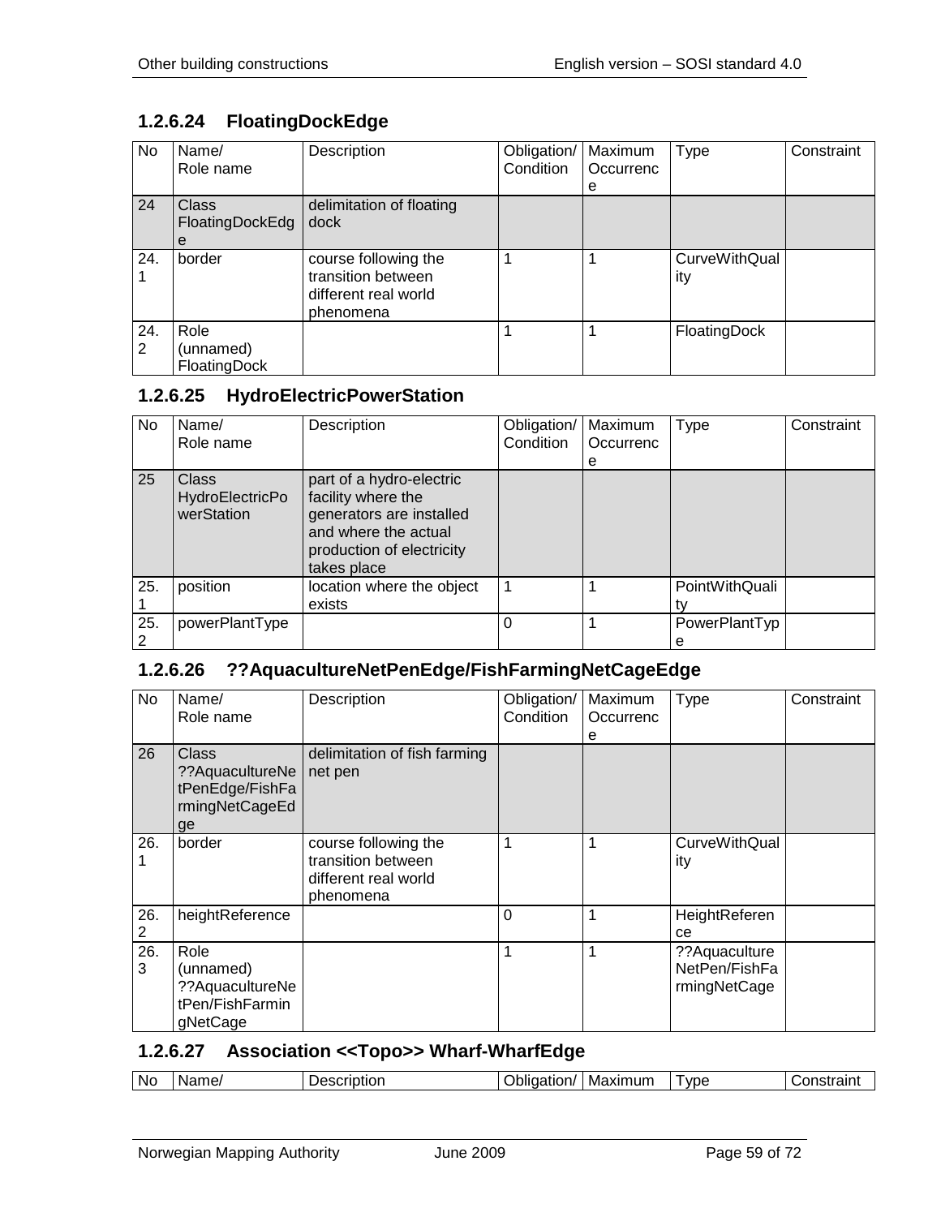### 1.2.6.24 FloatingDockEdge

| No | Name/ Role name | Description | Obligation/ Condition | Maximum Occurrence | Type | Constraint |
|---|---|---|---|---|---|---|
| 24 | Class FloatingDockEdge | delimitation of floating dock | | | | |
| 24.1 | border | course following the transition between different real world phenomena | 1 | 1 | CurveWithQuality | |
| 24.2 | Role (unnamed) FloatingDock | | 1 | 1 | FloatingDock | |

### 1.2.6.25 HydroElectricPowerStation

| No | Name/ Role name | Description | Obligation/ Condition | Maximum Occurrence | Type | Constraint |
|---|---|---|---|---|---|---|
| 25 | Class HydroElectricPowerStation | part of a hydro-electric facility where the generators are installed and where the actual production of electricity takes place | | | | |
| 25.1 | position | location where the object exists | 1 | 1 | PointWithQuality | |
| 25.2 | powerPlantType | | 0 | 1 | PowerPlantType | |

### 1.2.6.26 ??AquacultureNetPenEdge/FishFarmingNetCageEdge

| No | Name/ Role name | Description | Obligation/ Condition | Maximum Occurrence | Type | Constraint |
|---|---|---|---|---|---|---|
| 26 | Class ??AquacultureNetPenEdge/FishFarmingNetCageEdge | delimitation of fish farming net pen | | | | |
| 26.1 | border | course following the transition between different real world phenomena | 1 | 1 | CurveWithQuality | |
| 26.2 | heightReference | | 0 | 1 | HeightReference | |
| 26.3 | Role (unnamed) ??AquacultureNetPen/FishFarmingNetCage | | 1 | 1 | ??AquacultureNetPen/FishFarmingNetCage | |

### 1.2.6.27 Association <<Topo>> Wharf-WharfEdge

| No | Name/ | Description | Obligation/ | Maximum | Type | Constraint |
|---|---|---|---|---|---|---|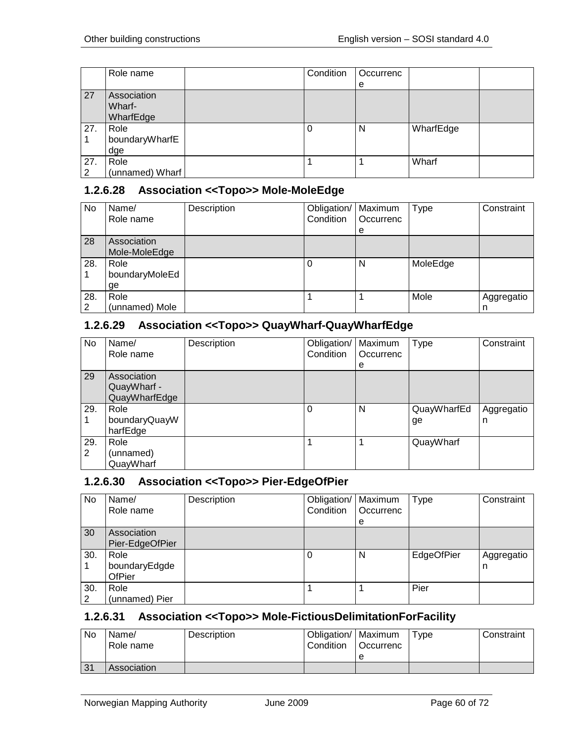| | Role name | | Condition | Occurrence | | |
|---|---|---|---|---|---|---|
| 27 | Association Wharf-WharfEdge | | | | | |
| 27.1 | Role boundaryWharfEdge | | 0 | N | WharfEdge | |
| 27.2 | Role (unnamed) Wharf | | 1 | 1 | Wharf | |

### 1.2.6.28 Association <<Topo>> Mole-MoleEdge

| No | Name/ Role name | Description | Obligation/ Condition | Maximum Occurrence | Type | Constraint |
|---|---|---|---|---|---|---|
| 28 | Association Mole-MoleEdge | | | | | |
| 28.1 | Role boundaryMoleEdge | | 0 | N | MoleEdge | |
| 28.2 | Role (unnamed) Mole | | 1 | 1 | Mole | Aggregation |

### 1.2.6.29 Association <<Topo>> QuayWharf-QuayWharfEdge

| No | Name/ Role name | Description | Obligation/ Condition | Maximum Occurrence | Type | Constraint |
|---|---|---|---|---|---|---|
| 29 | Association QuayWharf - QuayWharfEdge | | | | | |
| 29.1 | Role boundaryQuayWharfEdge | | 0 | N | QuayWharfEdge | Aggregation |
| 29.2 | Role (unnamed) QuayWharf | | 1 | 1 | QuayWharf | |

### 1.2.6.30 Association <<Topo>> Pier-EdgeOfPier

| No | Name/ Role name | Description | Obligation/ Condition | Maximum Occurrence | Type | Constraint |
|---|---|---|---|---|---|---|
| 30 | Association Pier-EdgeOfPier | | | | | |
| 30.1 | Role boundaryEdgdeOfPier | | 0 | N | EdgeOfPier | Aggregation |
| 30.2 | Role (unnamed) Pier | | 1 | 1 | Pier | |

### 1.2.6.31 Association <<Topo>> Mole-FictiousDelimitationForFacility

| No | Name/ Role name | Description | Obligation/ Condition | Maximum Occurrence | Type | Constraint |
|---|---|---|---|---|---|---|
| 31 | Association | | | | | |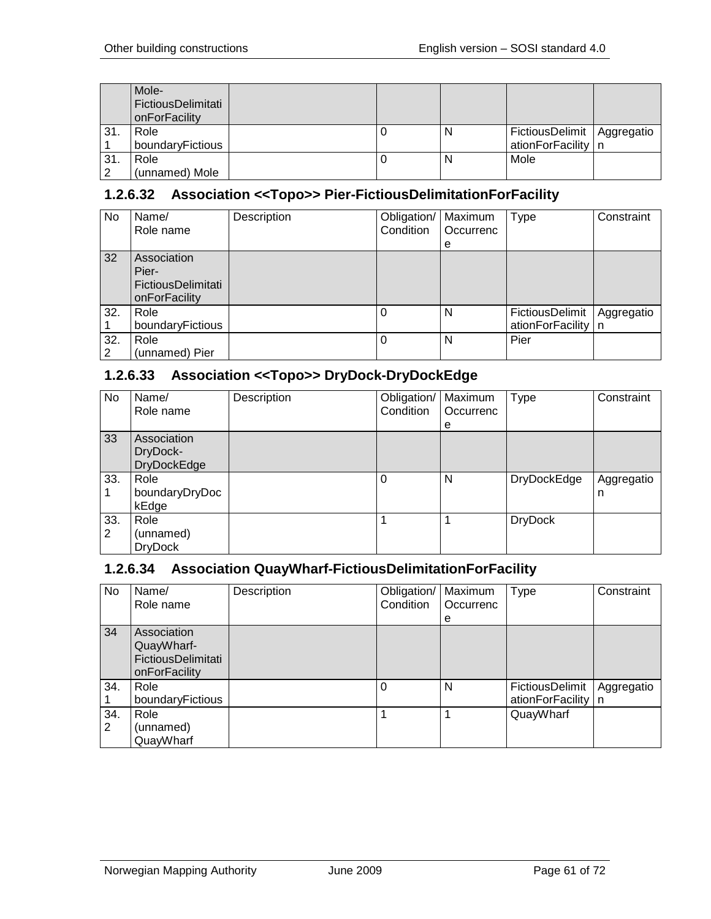| | Mole-FictiousDelimitationForFacility | | | | | |
|---|---|---|---|---|---|---|
| 31.1 | Role boundaryFictious | | 0 | N | FictiousDelimitationForFacility | Aggregation |
| 31.2 | Role (unnamed) Mole | | 0 | N | Mole | |

### 1.2.6.32 Association <<Topo>> Pier-FictiousDelimitationForFacility

| No | Name/ Role name | Description | Obligation/ Condition | Maximum Occurrence | Type | Constraint |
|---|---|---|---|---|---|---|
| 32 | Association Pier-FictiousDelimitationForFacility | | | | | |
| 32.1 | Role boundaryFictious | | 0 | N | FictiousDelimitationForFacility | Aggregation |
| 32.2 | Role (unnamed) Pier | | 0 | N | Pier | |

### 1.2.6.33 Association <<Topo>> DryDock-DryDockEdge

| No | Name/ Role name | Description | Obligation/ Condition | Maximum Occurrence | Type | Constraint |
|---|---|---|---|---|---|---|
| 33 | Association DryDock-DryDockEdge | | | | | |
| 33.1 | Role boundaryDryDockEdge | | 0 | N | DryDockEdge | Aggregation |
| 33.2 | Role (unnamed) DryDock | | 1 | 1 | DryDock | |

### 1.2.6.34 Association QuayWharf-FictiousDelimitationForFacility

| No | Name/ Role name | Description | Obligation/ Condition | Maximum Occurrence | Type | Constraint |
|---|---|---|---|---|---|---|
| 34 | Association QuayWharf-FictiousDelimitationForFacility | | | | | |
| 34.1 | Role boundaryFictious | | 0 | N | FictiousDelimitationForFacility | Aggregation |
| 34.2 | Role (unnamed) QuayWharf | | 1 | 1 | QuayWharf | |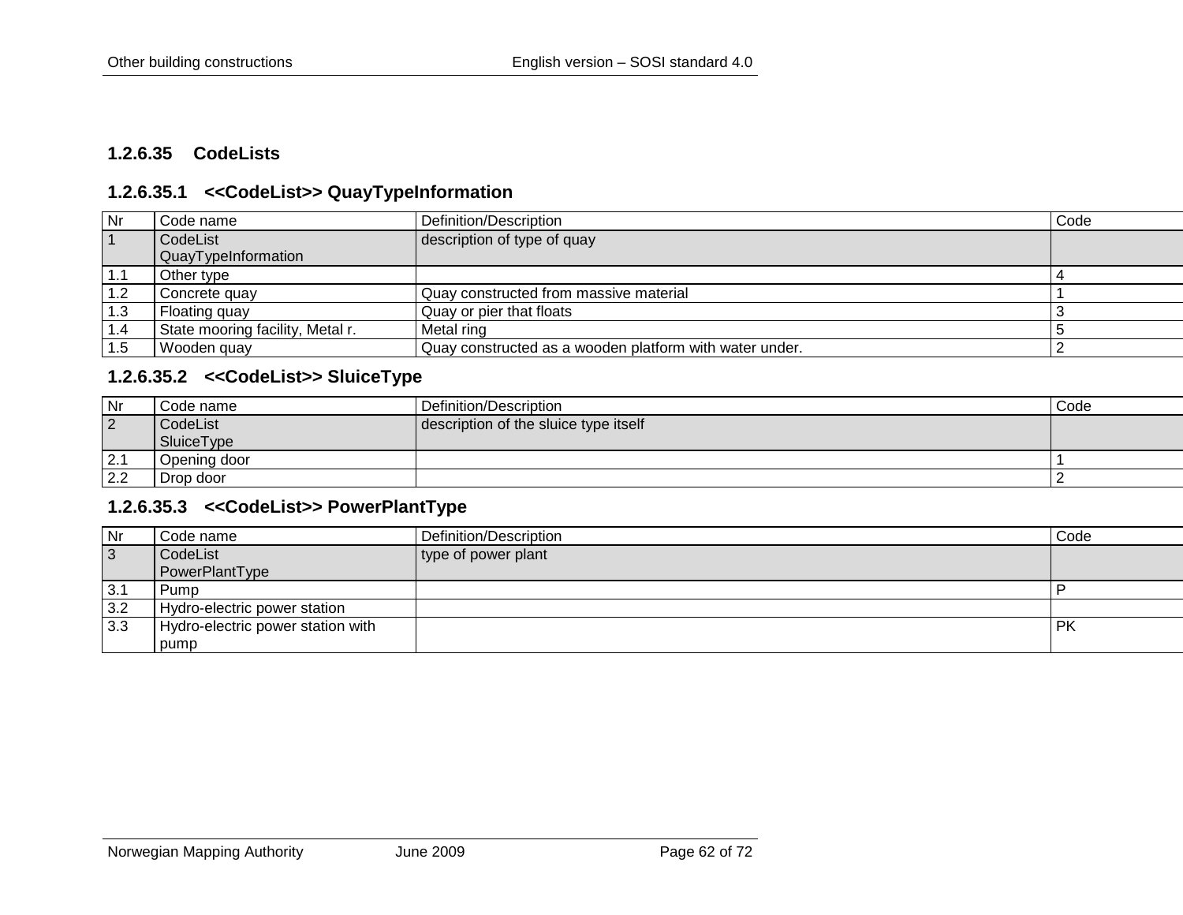#### 1.2.6.35 CodeLists

##### 1.2.6.35.1 <<CodeList>> QuayTypeInformation

| Nr | Code name | Definition/Description | Code |
| --- | --- | --- | --- |
| 1 | CodeList QuayTypeInformation | description of type of quay | |
| 1.1 | Other type | | 4 |
| 1.2 | Concrete quay | Quay constructed from massive material | 1 |
| 1.3 | Floating quay | Quay or pier that floats | 3 |
| 1.4 | State mooring facility, Metal r. | Metal ring | 5 |
| 1.5 | Wooden quay | Quay constructed as a wooden platform with water under. | 2 |

##### 1.2.6.35.2 <<CodeList>> SluiceType

| Nr | Code name | Definition/Description | Code |
| --- | --- | --- | --- |
| 2 | CodeList SluiceType | description of the sluice type itself | |
| 2.1 | Opening door | | 1 |
| 2.2 | Drop door | | 2 |

##### 1.2.6.35.3 <<CodeList>> PowerPlantType

| Nr | Code name | Definition/Description | Code |
| --- | --- | --- | --- |
| 3 | CodeList PowerPlantType | type of power plant | |
| 3.1 | Pump | | P |
| 3.2 | Hydro-electric power station | | |
| 3.3 | Hydro-electric power station with pump | | PK |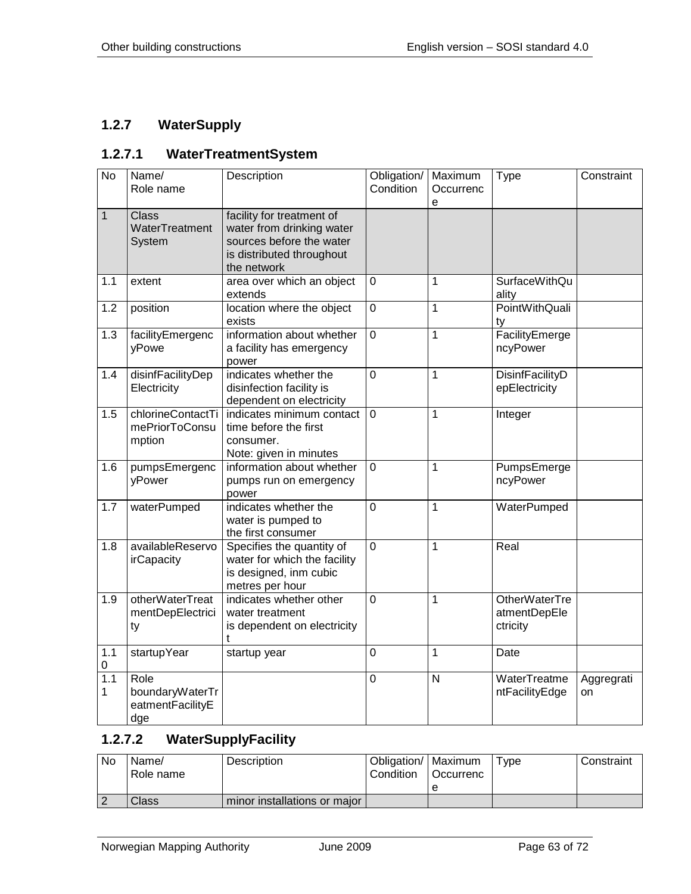## 1.2.7 WaterSupply

### 1.2.7.1 WaterTreatmentSystem

| No | Name/ Role name | Description | Obligation/ Condition | Maximum Occurrence | Type | Constraint |
|---|---|---|---|---|---|---|
| 1 | Class WaterTreatment System | facility for treatment of water from drinking water sources before the water is distributed throughout the network | | | | |
| 1.1 | extent | area over which an object extends | 0 | 1 | SurfaceWithQuality | |
| 1.2 | position | location where the object exists | 0 | 1 | PointWithQuality | |
| 1.3 | facilityEmergencyPowe | information about whether a facility has emergency power | 0 | 1 | FacilityEmergencyPower | |
| 1.4 | disinfFacilityDepElectricity | indicates whether the disinfection facility is dependent on electricity | 0 | 1 | DisinfFacilityDepElectricity | |
| 1.5 | chlorineContactTimePriorToConsumption | indicates minimum contact time before the first consumer. Note: given in minutes | 0 | 1 | Integer | |
| 1.6 | pumpsEmergencyPower | information about whether pumps run on emergency power | 0 | 1 | PumpsEmergencyPower | |
| 1.7 | waterPumped | indicates whether the water is pumped to the first consumer | 0 | 1 | WaterPumped | |
| 1.8 | availableReservoirCapacity | Specifies the quantity of water for which the facility is designed, inm cubic metres per hour | 0 | 1 | Real | |
| 1.9 | otherWaterTreatmentDepElectricity | indicates whether other water treatment is dependent on electricity t | 0 | 1 | OtherWaterTreatmentDepElectricity | |
| 1.10 | startupYear | startup year | 0 | 1 | Date | |
| 1.11 | Role boundaryWaterTreatmentFacilityEdge | | 0 | N | WaterTreatmentFacilityEdge | Aggregration |

### 1.2.7.2 WaterSupplyFacility

| No | Name/ Role name | Description | Obligation/ Condition | Maximum Occurrence | Type | Constraint |
|---|---|---|---|---|---|---|
| 2 | Class | minor installations or major | | | | |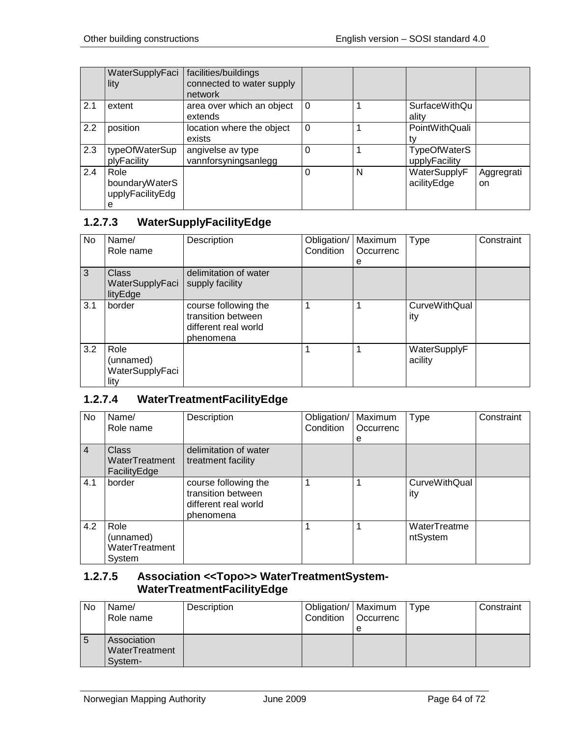|  | WaterSupplyFacility | facilities/buildings connected to water supply network |  |  |  |  |
| --- | --- | --- | --- | --- | --- | --- |
| 2.1 | extent | area over which an object extends | 0 | 1 | SurfaceWithQuality |  |
| 2.2 | position | location where the object exists | 0 | 1 | PointWithQuality |  |
| 2.3 | typeOfWaterSupplyFacility | angivelse av type vannforsyningsanlegg | 0 | 1 | TypeOfWaterSupplyFacility |  |
| 2.4 | Role boundaryWaterSupplyFacilityEdge |  | 0 | N | WaterSupplyFacilityEdge | Aggregration |

### 1.2.7.3 WaterSupplyFacilityEdge

| No | Name/ Role name | Description | Obligation/ Condition | Maximum Occurrence | Type | Constraint |
| --- | --- | --- | --- | --- | --- | --- |
| 3 | Class WaterSupplyFacilityEdge | delimitation of water supply facility |  |  |  |  |
| 3.1 | border | course following the transition between different real world phenomena | 1 | 1 | CurveWithQuality |  |
| 3.2 | Role (unnamed) WaterSupplyFacility |  | 1 | 1 | WaterSupplyFacility |  |

### 1.2.7.4 WaterTreatmentFacilityEdge

| No | Name/ Role name | Description | Obligation/ Condition | Maximum Occurrence | Type | Constraint |
| --- | --- | --- | --- | --- | --- | --- |
| 4 | Class WaterTreatment FacilityEdge | delimitation of water treatment facility |  |  |  |  |
| 4.1 | border | course following the transition between different real world phenomena | 1 | 1 | CurveWithQuality |  |
| 4.2 | Role (unnamed) WaterTreatment System |  | 1 | 1 | WaterTreatmentSystem |  |

### 1.2.7.5 Association <<Topo>> WaterTreatmentSystem-WaterTreatmentFacilityEdge

| No | Name/ Role name | Description | Obligation/ Condition | Maximum Occurrence | Type | Constraint |
| --- | --- | --- | --- | --- | --- | --- |
| 5 | Association WaterTreatment System- |  |  |  |  |  |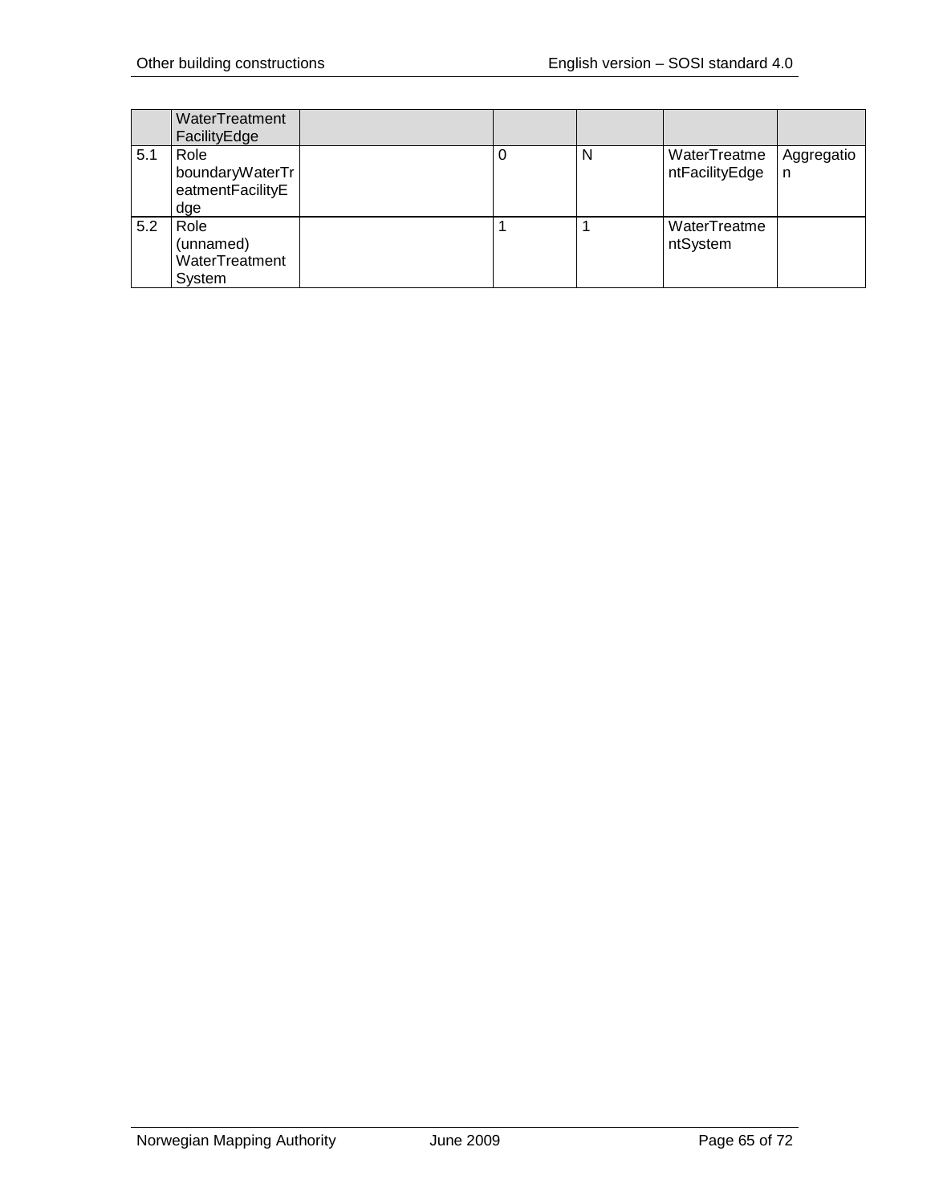| | WaterTreatmentFacilityEdge | | | | | |
|---|---|---|---|---|---|---|
| 5.1 | Role boundaryWaterTreatmentFacilityEdge | | 0 | N | WaterTreatmentFacilityEdge | Aggregation |
| 5.2 | Role (unnamed) WaterTreatment System | | 1 | 1 | WaterTreatmentSystem | |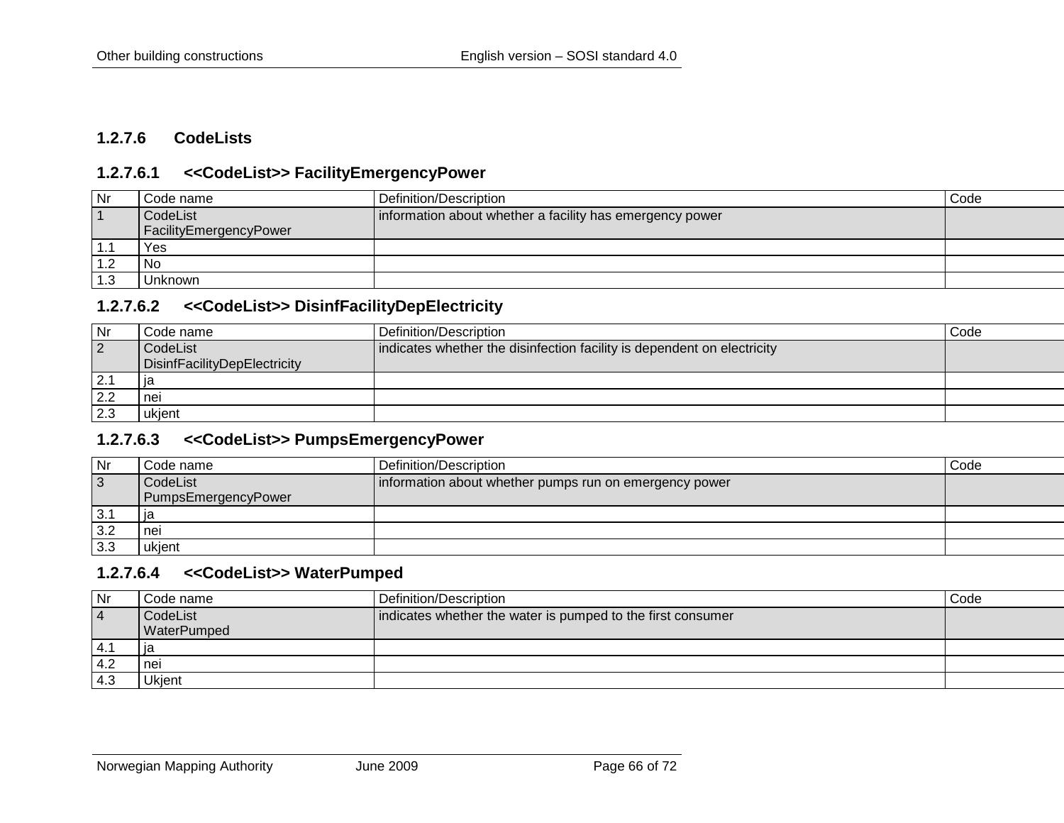### 1.2.7.6 CodeLists

#### 1.2.7.6.1 <<CodeList>> FacilityEmergencyPower

| Nr | Code name | Definition/Description | Code |
|---|---|---|---|
| 1 | CodeList FacilityEmergencyPower | information about whether a facility has emergency power | |
| 1.1 | Yes | | |
| 1.2 | No | | |
| 1.3 | Unknown | | |

#### 1.2.7.6.2 <<CodeList>> DisinfFacilityDepElectricity

| Nr | Code name | Definition/Description | Code |
|---|---|---|---|
| 2 | CodeList DisinfFacilityDepElectricity | indicates whether the disinfection facility is dependent on electricity | |
| 2.1 | ja | | |
| 2.2 | nei | | |
| 2.3 | ukjent | | |

#### 1.2.7.6.3 <<CodeList>> PumpsEmergencyPower

| Nr | Code name | Definition/Description | Code |
|---|---|---|---|
| 3 | CodeList PumpsEmergencyPower | information about whether pumps run on emergency power | |
| 3.1 | ja | | |
| 3.2 | nei | | |
| 3.3 | ukjent | | |

#### 1.2.7.6.4 <<CodeList>> WaterPumped

| Nr | Code name | Definition/Description | Code |
|---|---|---|---|
| 4 | CodeList WaterPumped | indicates whether the water is pumped to the first consumer | |
| 4.1 | ja | | |
| 4.2 | nei | | |
| 4.3 | Ukjent | | |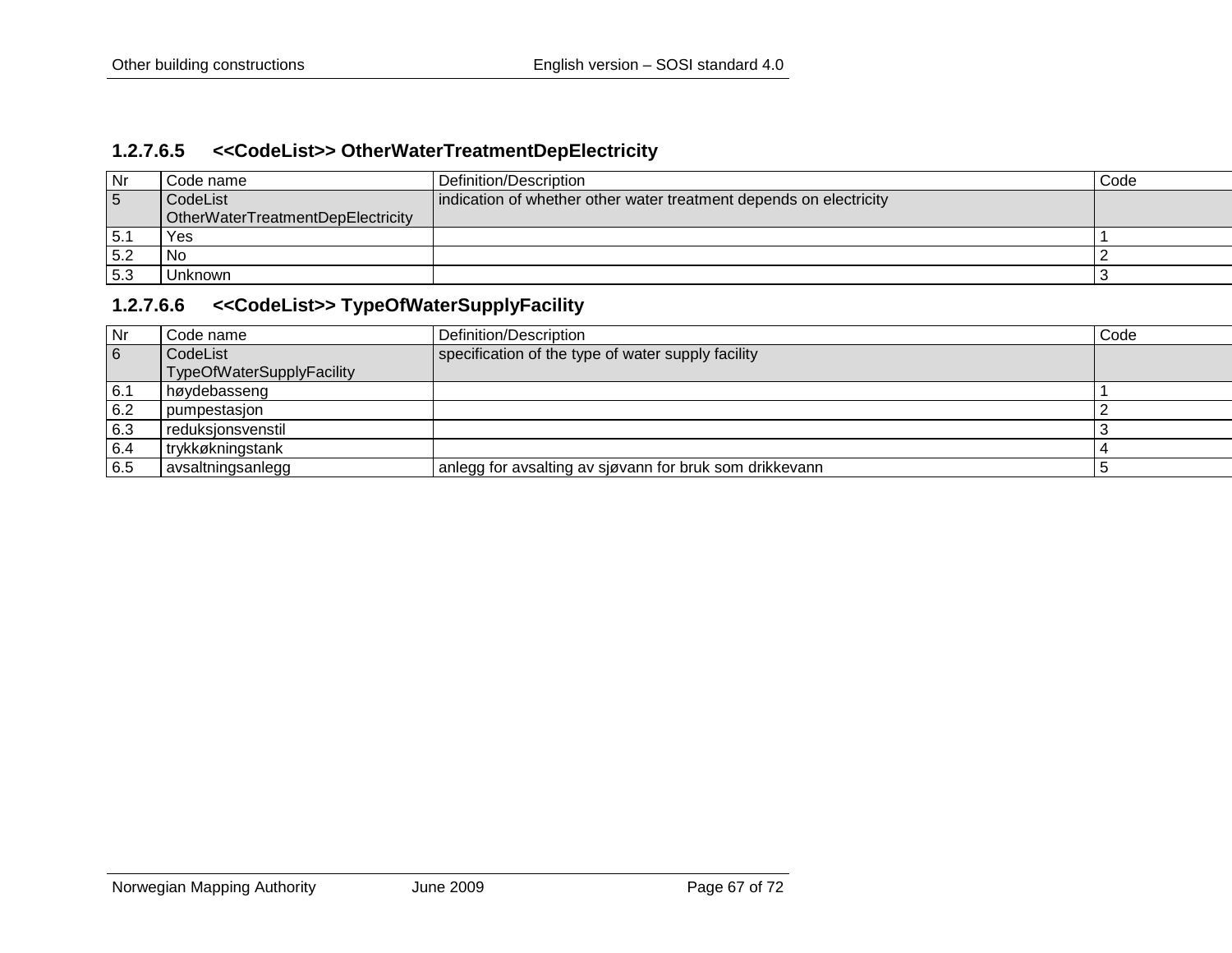### 1.2.7.6.5 <<CodeList>> OtherWaterTreatmentDepElectricity

| Nr | Code name | Definition/Description | Code |
|---|---|---|---|
| 5 | CodeList OtherWaterTreatmentDepElectricity | indication of whether other water treatment depends on electricity | |
| 5.1 | Yes | | 1 |
| 5.2 | No | | 2 |
| 5.3 | Unknown | | 3 |

### 1.2.7.6.6 <<CodeList>> TypeOfWaterSupplyFacility

| Nr | Code name | Definition/Description | Code |
|---|---|---|---|
| 6 | CodeList TypeOfWaterSupplyFacility | specification of the type of water supply facility | |
| 6.1 | høydebasseng | | 1 |
| 6.2 | pumpestasjon | | 2 |
| 6.3 | reduksjonsvenstil | | 3 |
| 6.4 | trykkøkningstank | | 4 |
| 6.5 | avsaltningsanlegg | anlegg for avsalting av sjøvann for bruk som drikkevann | 5 |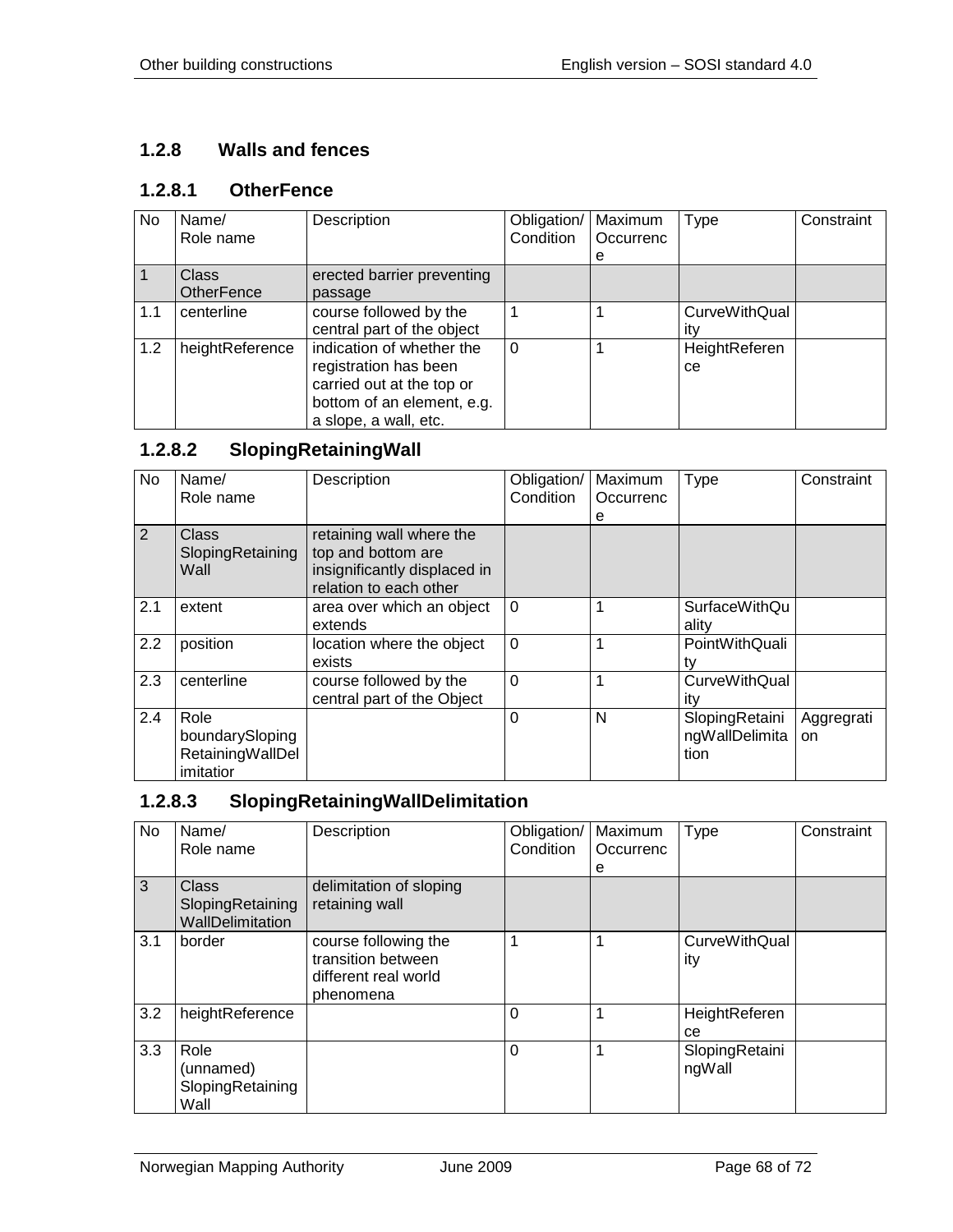## 1.2.8 Walls and fences

### 1.2.8.1 OtherFence

| No | Name/ Role name | Description | Obligation/ Condition | Maximum Occurrence | Type | Constraint |
|---|---|---|---|---|---|---|
| 1 | Class OtherFence | erected barrier preventing passage | | | | |
| 1.1 | centerline | course followed by the central part of the object | 1 | 1 | CurveWithQuality | |
| 1.2 | heightReference | indication of whether the registration has been carried out at the top or bottom of an element, e.g. a slope, a wall, etc. | 0 | 1 | HeightReference | |

### 1.2.8.2 SlopingRetainingWall

| No | Name/ Role name | Description | Obligation/ Condition | Maximum Occurrence | Type | Constraint |
|---|---|---|---|---|---|---|
| 2 | Class SlopingRetainingWall | retaining wall where the top and bottom are insignificantly displaced in relation to each other | | | | |
| 2.1 | extent | area over which an object extends | 0 | 1 | SurfaceWithQuality | |
| 2.2 | position | location where the object exists | 0 | 1 | PointWithQuality | |
| 2.3 | centerline | course followed by the central part of the Object | 0 | 1 | CurveWithQuality | |
| 2.4 | Role boundarySlopingRetainingWallDelimitatior | | 0 | N | SlopingRetainingWallDelimitation | Aggregration |

### 1.2.8.3 SlopingRetainingWallDelimitation

| No | Name/ Role name | Description | Obligation/ Condition | Maximum Occurrence | Type | Constraint |
|---|---|---|---|---|---|---|
| 3 | Class SlopingRetainingWallDelimitation | delimitation of sloping retaining wall | | | | |
| 3.1 | border | course following the transition between different real world phenomena | 1 | 1 | CurveWithQuality | |
| 3.2 | heightReference | | 0 | 1 | HeightReference | |
| 3.3 | Role (unnamed) SlopingRetainingWall | | 0 | 1 | SlopingRetainingWall | |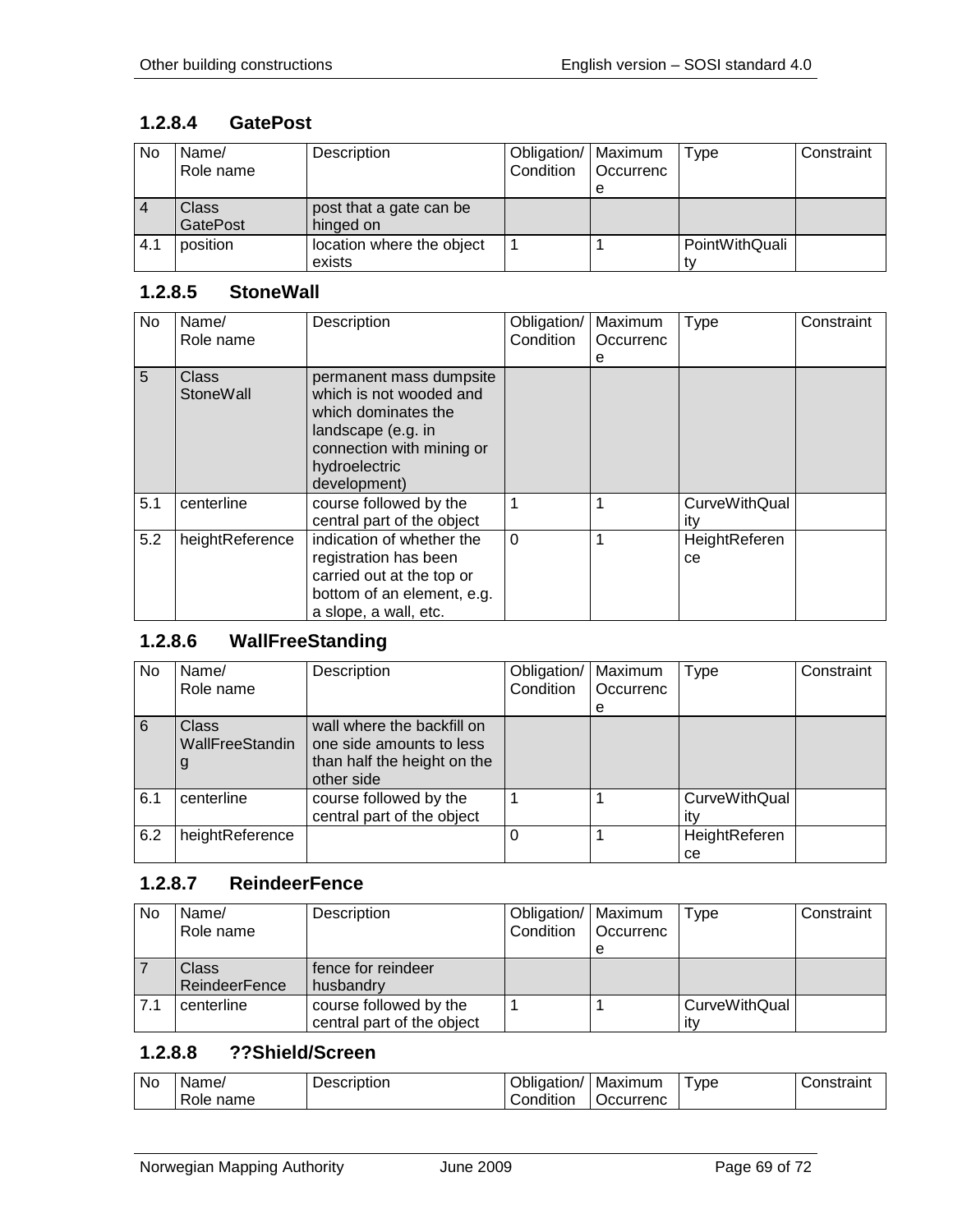### 1.2.8.4 GatePost

| No | Name/<br>Role name | Description | Obligation/<br>Condition | Maximum<br>Occurrence | Type | Constraint |
|---|---|---|---|---|---|---|
| 4 | Class<br>GatePost | post that a gate can be hinged on | | | | |
| 4.1 | position | location where the object exists | 1 | 1 | PointWithQuality | |

### 1.2.8.5 StoneWall

| No | Name/<br>Role name | Description | Obligation/<br>Condition | Maximum<br>Occurrence | Type | Constraint |
|---|---|---|---|---|---|---|
| 5 | Class<br>StoneWall | permanent mass dumpsite which is not wooded and which dominates the landscape (e.g. in connection with mining or hydroelectric development) | | | | |
| 5.1 | centerline | course followed by the central part of the object | 1 | 1 | CurveWithQuality | |
| 5.2 | heightReference | indication of whether the registration has been carried out at the top or bottom of an element, e.g. a slope, a wall, etc. | 0 | 1 | HeightReference | |

### 1.2.8.6 WallFreeStanding

| No | Name/<br>Role name | Description | Obligation/<br>Condition | Maximum<br>Occurrence | Type | Constraint |
|---|---|---|---|---|---|---|
| 6 | Class<br>WallFreeStanding | wall where the backfill on one side amounts to less than half the height on the other side | | | | |
| 6.1 | centerline | course followed by the central part of the object | 1 | 1 | CurveWithQuality | |
| 6.2 | heightReference | | 0 | 1 | HeightReference | |

### 1.2.8.7 ReindeerFence

| No | Name/<br>Role name | Description | Obligation/<br>Condition | Maximum<br>Occurrence | Type | Constraint |
|---|---|---|---|---|---|---|
| 7 | Class<br>ReindeerFence | fence for reindeer husbandry | | | | |
| 7.1 | centerline | course followed by the central part of the object | 1 | 1 | CurveWithQuality | |

### 1.2.8.8 ??Shield/Screen

| No | Name/<br>Role name | Description | Obligation/<br>Condition | Maximum<br>Occurrenc | Type | Constraint |
|---|---|---|---|---|---|---|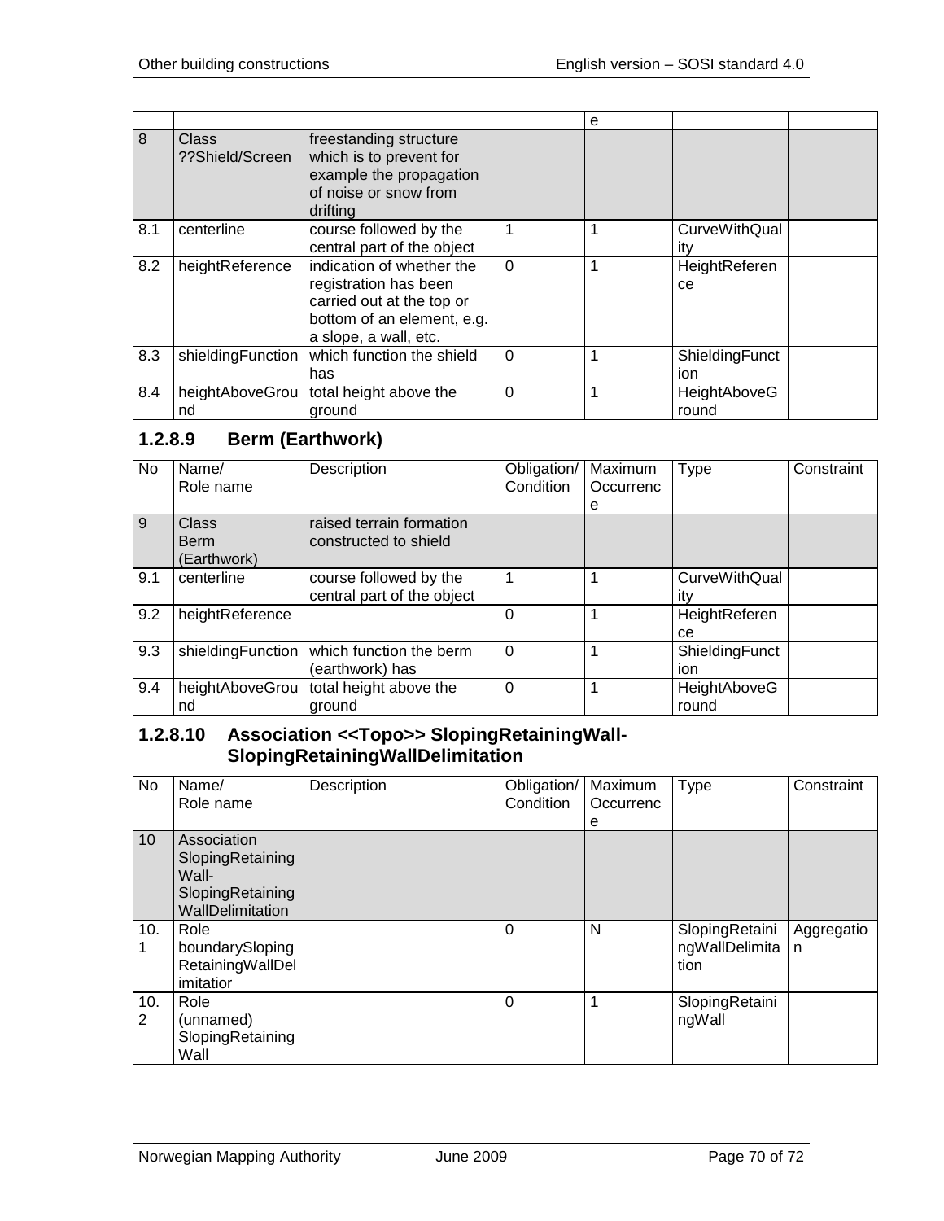| | | | | e | | |
|---|---|---|---|---|---|---|
| 8 | Class ??Shield/Screen | freestanding structure which is to prevent for example the propagation of noise or snow from drifting | | | | |
| 8.1 | centerline | course followed by the central part of the object | 1 | 1 | CurveWithQuality | |
| 8.2 | heightReference | indication of whether the registration has been carried out at the top or bottom of an element, e.g. a slope, a wall, etc. | 0 | 1 | HeightReference | |
| 8.3 | shieldingFunction | which function the shield has | 0 | 1 | ShieldingFunction | |
| 8.4 | heightAboveGround | total height above the ground | 0 | 1 | HeightAboveGround | |

### 1.2.8.9 Berm (Earthwork)

| No | Name/ Role name | Description | Obligation/ Condition | Maximum Occurrence | Type | Constraint |
|---|---|---|---|---|---|---|
| 9 | Class Berm (Earthwork) | raised terrain formation constructed to shield | | | | |
| 9.1 | centerline | course followed by the central part of the object | 1 | 1 | CurveWithQuality | |
| 9.2 | heightReference | | 0 | 1 | HeightReference | |
| 9.3 | shieldingFunction | which function the berm (earthwork) has | 0 | 1 | ShieldingFunction | |
| 9.4 | heightAboveGround | total height above the ground | 0 | 1 | HeightAboveGround | |

### 1.2.8.10 Association <<Topo>> SlopingRetainingWall-SlopingRetainingWallDelimitation

| No | Name/ Role name | Description | Obligation/ Condition | Maximum Occurrence | Type | Constraint |
|---|---|---|---|---|---|---|
| 10 | Association SlopingRetainingWall-SlopingRetainingWallDelimitation | | | | | |
| 10.1 | Role boundarySlopingRetainingWallDelimitatior | | 0 | N | SlopingRetainingWallDelimitation | Aggregation |
| 10.2 | Role (unnamed) SlopingRetainingWall | | 0 | 1 | SlopingRetainingWall | |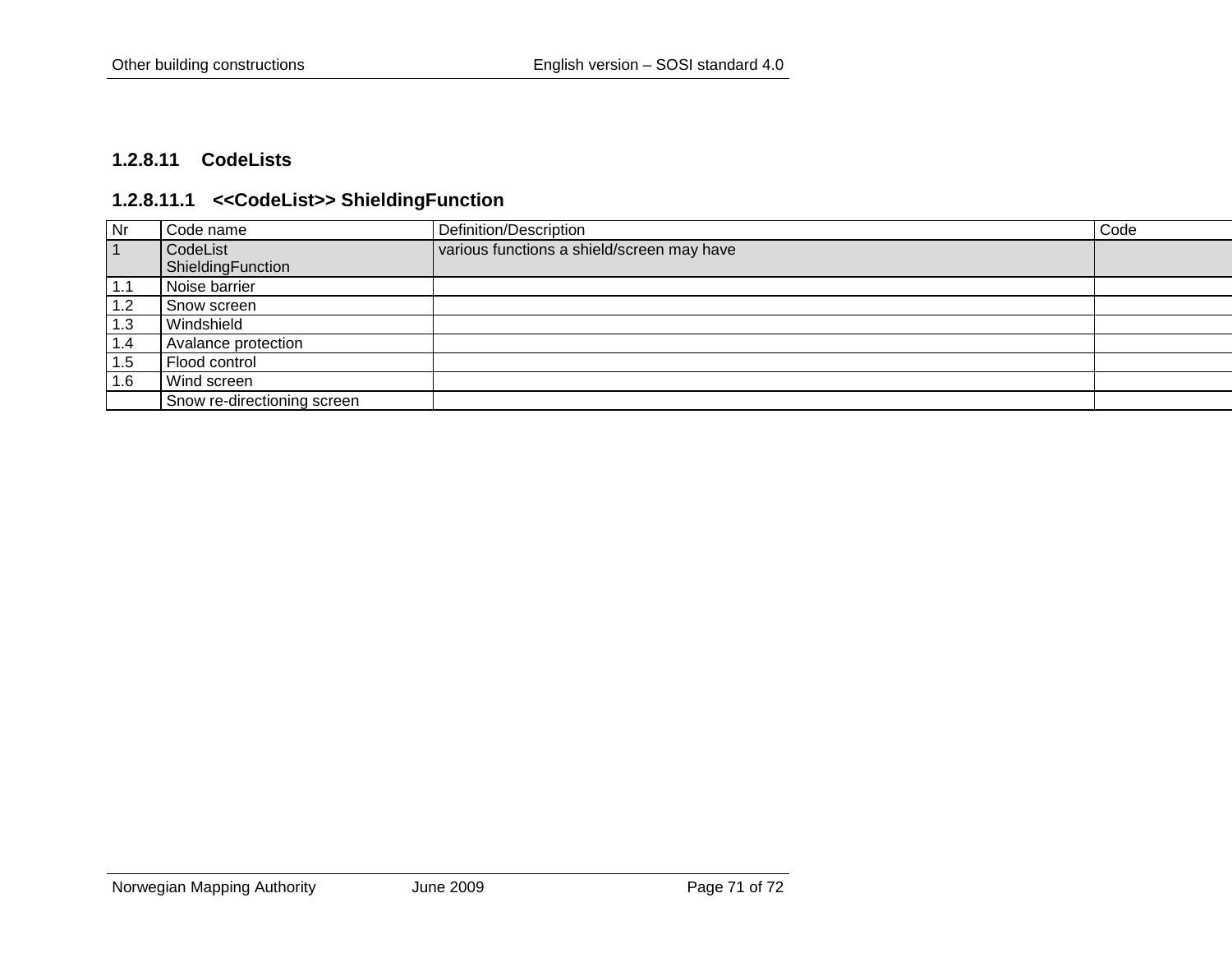### 1.2.8.11 CodeLists

#### 1.2.8.11.1 <<CodeList>> ShieldingFunction

| Nr | Code name | Definition/Description | Code |
|---|---|---|---|
| 1 | CodeList ShieldingFunction | various functions a shield/screen may have | |
| 1.1 | Noise barrier | | |
| 1.2 | Snow screen | | |
| 1.3 | Windshield | | |
| 1.4 | Avalance protection | | |
| 1.5 | Flood control | | |
| 1.6 | Wind screen | | |
| | Snow re-directioning screen | | |